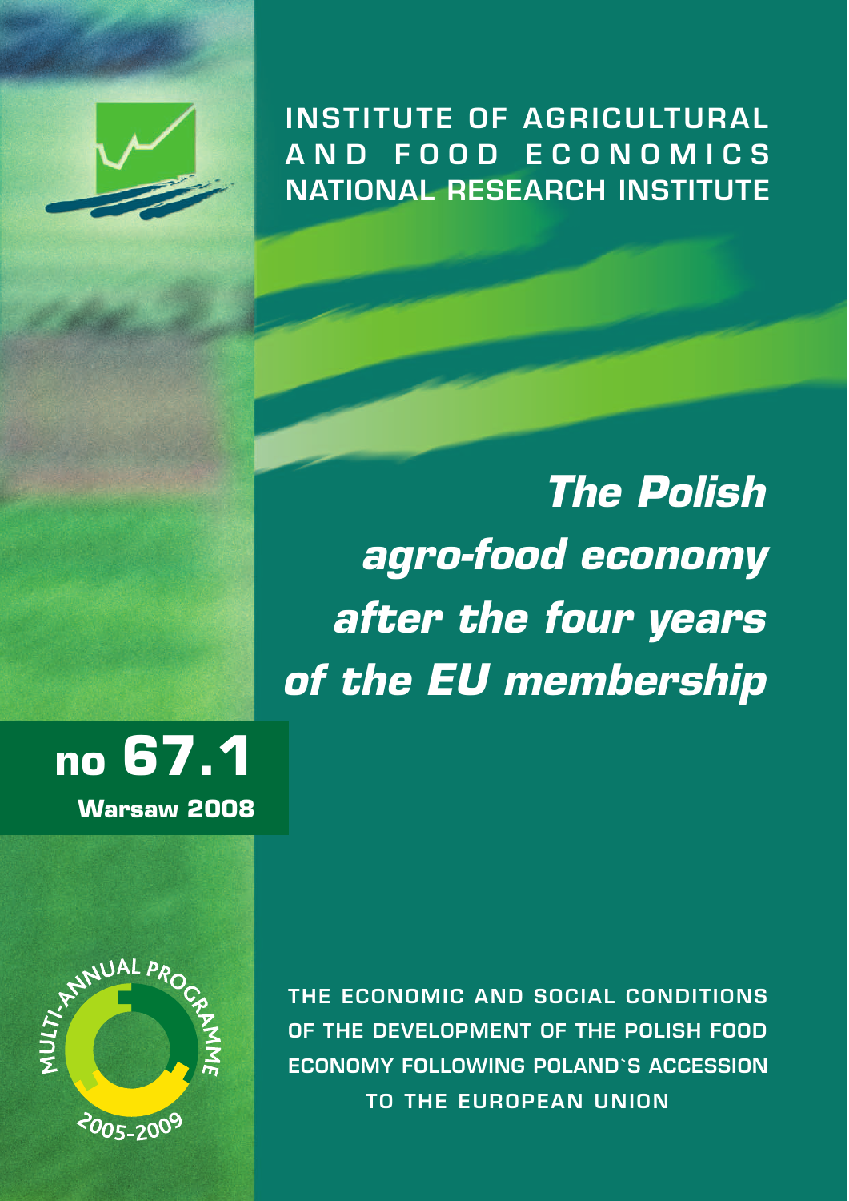INSTITUTE OF AGRICULTURAL AND FOOD ECONOMICS
NATIONAL RESEARCH INSTITUTE

# *The Polish agro-food economy after the four years of the EU membership*

**no 67.1**

**Warsaw 2008**

MULTI-ANNUAL PROGRAMME 2005-2009

THE ECONOMIC AND SOCIAL CONDITIONS OF THE DEVELOPMENT OF THE POLISH FOOD ECONOMY FOLLOWING POLAND`S ACCESSION TO THE EUROPEAN UNION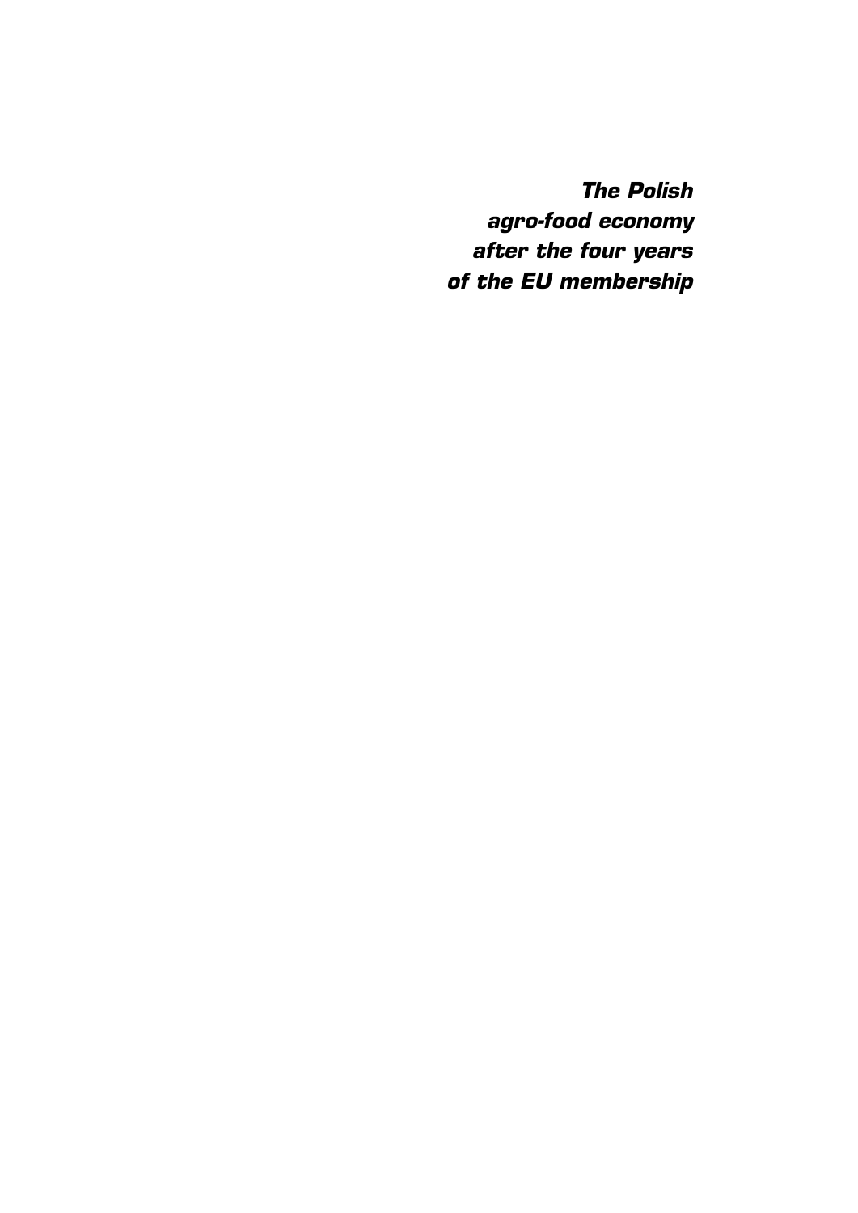***The Polish agro-food economy after the four years of the EU membership***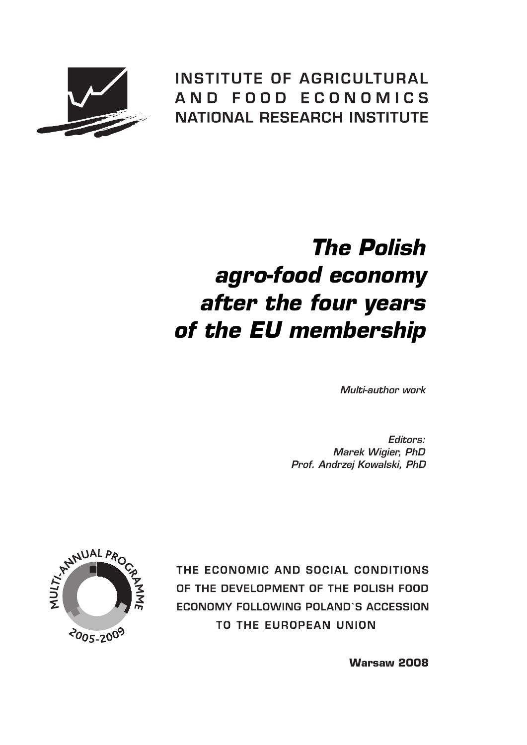INSTITUTE OF AGRICULTURAL AND FOOD ECONOMICS
NATIONAL RESEARCH INSTITUTE

# *The Polish agro-food economy after the four years of the EU membership*

*Multi-author work*

*Editors:*
*Marek Wigier, PhD*
*Prof. Andrzej Kowalski, PhD*

MULTI-ANNUAL PROGRAMME 2005-2009

THE ECONOMIC AND SOCIAL CONDITIONS OF THE DEVELOPMENT OF THE POLISH FOOD ECONOMY FOLLOWING POLAND`S ACCESSION TO THE EUROPEAN UNION

**Warsaw 2008**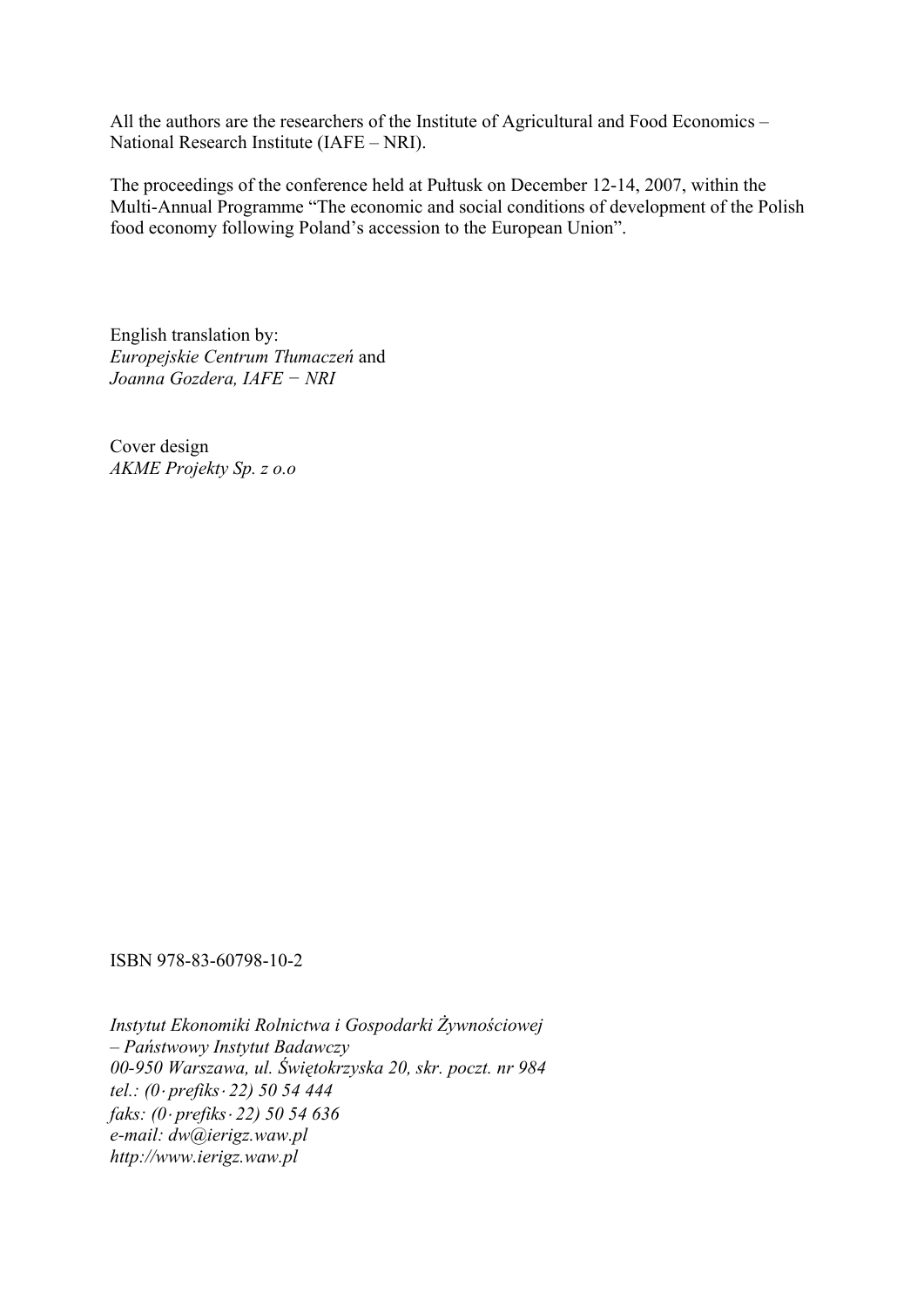All the authors are the researchers of the Institute of Agricultural and Food Economics – National Research Institute (IAFE – NRI).

The proceedings of the conference held at Pułtusk on December 12-14, 2007, within the Multi-Annual Programme "The economic and social conditions of development of the Polish food economy following Poland's accession to the European Union".

English translation by:
*Europejskie Centrum Tłumaczeń* and
*Joanna Gozdera, IAFE − NRI*

Cover design
*AKME Projekty Sp. z o.o*

ISBN 978-83-60798-10-2

*Instytut Ekonomiki Rolnictwa i Gospodarki Żywnościowej*
*– Państwowy Instytut Badawczy*
*00-950 Warszawa, ul. Świętokrzyska 20, skr. poczt. nr 984*
*tel.: (0·prefiks·22) 50 54 444*
*faks: (0·prefiks·22) 50 54 636*
*e-mail: dw@ierigz.waw.pl*
*http://www.ierigz.waw.pl*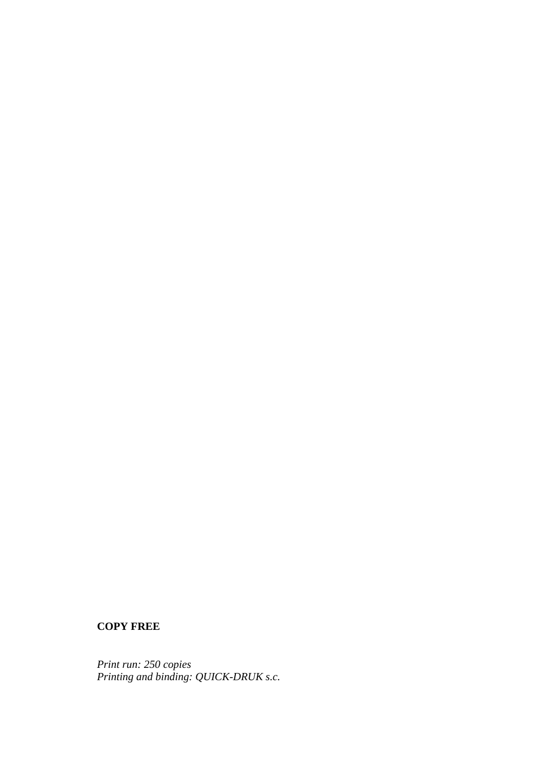**COPY FREE**

*Print run: 250 copies*
*Printing and binding: QUICK-DRUK s.c.*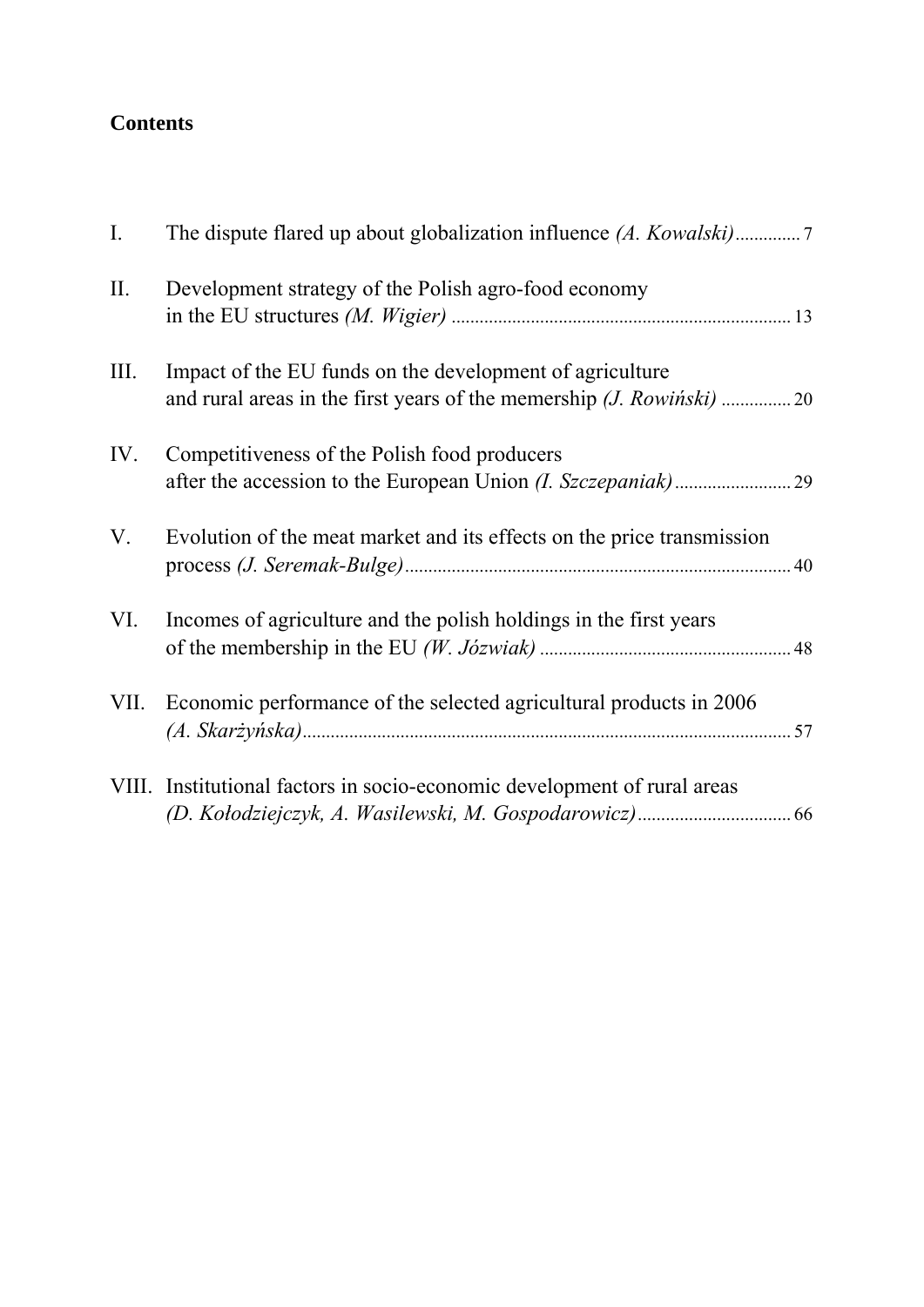**Contents**

I. The dispute flared up about globalization influence *(A. Kowalski)* ............. 7

II. Development strategy of the Polish agro-food economy in the EU structures *(M. Wigier)* ............. 13

III. Impact of the EU funds on the development of agriculture and rural areas in the first years of the memership *(J. Rowiński)* ............. 20

IV. Competitiveness of the Polish food producers after the accession to the European Union *(I. Szczepaniak)* ............. 29

V. Evolution of the meat market and its effects on the price transmission process *(J. Seremak-Bulge)* ............. 40

VI. Incomes of agriculture and the polish holdings in the first years of the membership in the EU *(W. Józwiak)* ............. 48

VII. Economic performance of the selected agricultural products in 2006 *(A. Skarżyńska)* ............. 57

VIII. Institutional factors in socio-economic development of rural areas *(D. Kołodziejczyk, A. Wasilewski, M. Gospodarowicz)* ............. 66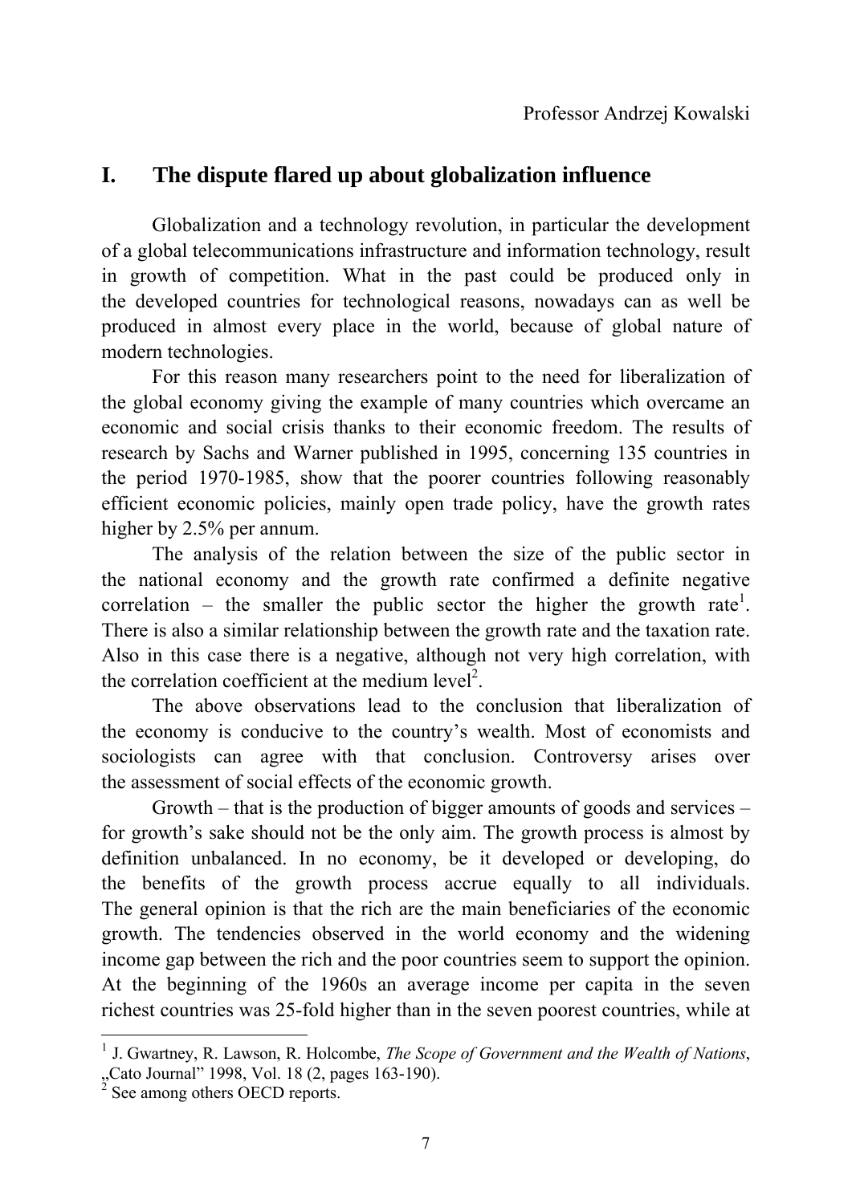Professor Andrzej Kowalski

## I. The dispute flared up about globalization influence

Globalization and a technology revolution, in particular the development of a global telecommunications infrastructure and information technology, result in growth of competition. What in the past could be produced only in the developed countries for technological reasons, nowadays can as well be produced in almost every place in the world, because of global nature of modern technologies.

For this reason many researchers point to the need for liberalization of the global economy giving the example of many countries which overcame an economic and social crisis thanks to their economic freedom. The results of research by Sachs and Warner published in 1995, concerning 135 countries in the period 1970-1985, show that the poorer countries following reasonably efficient economic policies, mainly open trade policy, have the growth rates higher by 2.5% per annum.

The analysis of the relation between the size of the public sector in the national economy and the growth rate confirmed a definite negative correlation – the smaller the public sector the higher the growth rate[1]. There is also a similar relationship between the growth rate and the taxation rate. Also in this case there is a negative, although not very high correlation, with the correlation coefficient at the medium level[2].

The above observations lead to the conclusion that liberalization of the economy is conducive to the country's wealth. Most of economists and sociologists can agree with that conclusion. Controversy arises over the assessment of social effects of the economic growth.

Growth – that is the production of bigger amounts of goods and services – for growth's sake should not be the only aim. The growth process is almost by definition unbalanced. In no economy, be it developed or developing, do the benefits of the growth process accrue equally to all individuals. The general opinion is that the rich are the main beneficiaries of the economic growth. The tendencies observed in the world economy and the widening income gap between the rich and the poor countries seem to support the opinion. At the beginning of the 1960s an average income per capita in the seven richest countries was 25-fold higher than in the seven poorest countries, while at

---

[1] J. Gwartney, R. Lawson, R. Holcombe, *The Scope of Government and the Wealth of Nations*, „Cato Journal" 1998, Vol. 18 (2, pages 163-190).

[2] See among others OECD reports.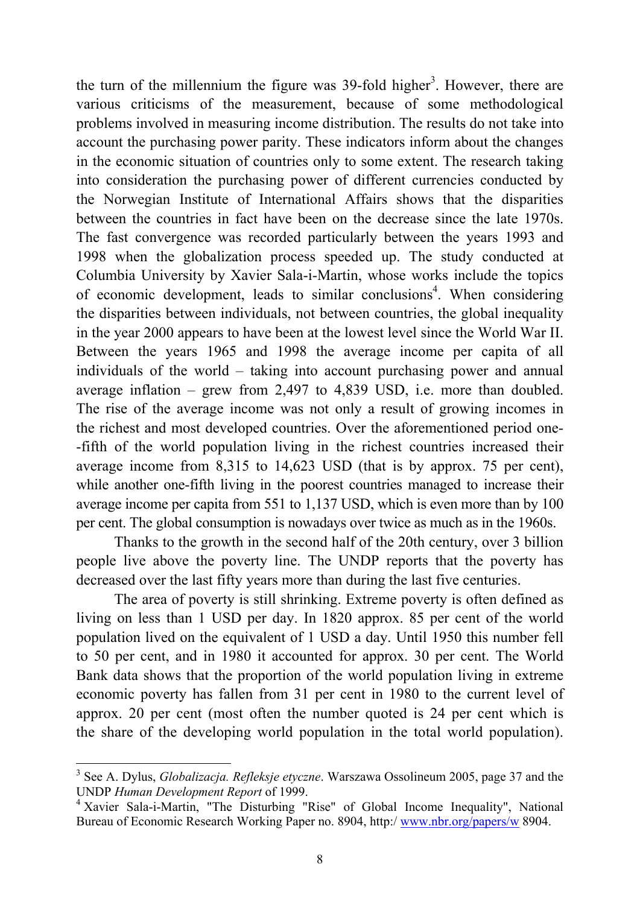the turn of the millennium the figure was 39-fold higher[3]. However, there are various criticisms of the measurement, because of some methodological problems involved in measuring income distribution. The results do not take into account the purchasing power parity. These indicators inform about the changes in the economic situation of countries only to some extent. The research taking into consideration the purchasing power of different currencies conducted by the Norwegian Institute of International Affairs shows that the disparities between the countries in fact have been on the decrease since the late 1970s. The fast convergence was recorded particularly between the years 1993 and 1998 when the globalization process speeded up. The study conducted at Columbia University by Xavier Sala-i-Martin, whose works include the topics of economic development, leads to similar conclusions[4]. When considering the disparities between individuals, not between countries, the global inequality in the year 2000 appears to have been at the lowest level since the World War II. Between the years 1965 and 1998 the average income per capita of all individuals of the world – taking into account purchasing power and annual average inflation – grew from 2,497 to 4,839 USD, i.e. more than doubled. The rise of the average income was not only a result of growing incomes in the richest and most developed countries. Over the aforementioned period one-fifth of the world population living in the richest countries increased their average income from 8,315 to 14,623 USD (that is by approx. 75 per cent), while another one-fifth living in the poorest countries managed to increase their average income per capita from 551 to 1,137 USD, which is even more than by 100 per cent. The global consumption is nowadays over twice as much as in the 1960s.

Thanks to the growth in the second half of the 20th century, over 3 billion people live above the poverty line. The UNDP reports that the poverty has decreased over the last fifty years more than during the last five centuries.

The area of poverty is still shrinking. Extreme poverty is often defined as living on less than 1 USD per day. In 1820 approx. 85 per cent of the world population lived on the equivalent of 1 USD a day. Until 1950 this number fell to 50 per cent, and in 1980 it accounted for approx. 30 per cent. The World Bank data shows that the proportion of the world population living in extreme economic poverty has fallen from 31 per cent in 1980 to the current level of approx. 20 per cent (most often the number quoted is 24 per cent which is the share of the developing world population in the total world population).

---

[3] See A. Dylus, *Globalizacja. Refleksje etyczne*. Warszawa Ossolineum 2005, page 37 and the UNDP *Human Development Report* of 1999.

[4] Xavier Sala-i-Martin, "The Disturbing "Rise" of Global Income Inequality", National Bureau of Economic Research Working Paper no. 8904, http:/ www.nbr.org/papers/w 8904.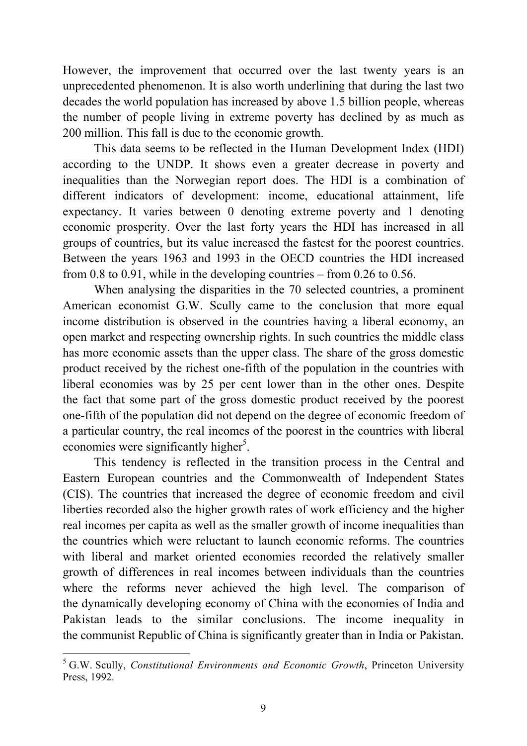However, the improvement that occurred over the last twenty years is an unprecedented phenomenon. It is also worth underlining that during the last two decades the world population has increased by above 1.5 billion people, whereas the number of people living in extreme poverty has declined by as much as 200 million. This fall is due to the economic growth.

This data seems to be reflected in the Human Development Index (HDI) according to the UNDP. It shows even a greater decrease in poverty and inequalities than the Norwegian report does. The HDI is a combination of different indicators of development: income, educational attainment, life expectancy. It varies between 0 denoting extreme poverty and 1 denoting economic prosperity. Over the last forty years the HDI has increased in all groups of countries, but its value increased the fastest for the poorest countries. Between the years 1963 and 1993 in the OECD countries the HDI increased from 0.8 to 0.91, while in the developing countries – from 0.26 to 0.56.

When analysing the disparities in the 70 selected countries, a prominent American economist G.W. Scully came to the conclusion that more equal income distribution is observed in the countries having a liberal economy, an open market and respecting ownership rights. In such countries the middle class has more economic assets than the upper class. The share of the gross domestic product received by the richest one-fifth of the population in the countries with liberal economies was by 25 per cent lower than in the other ones. Despite the fact that some part of the gross domestic product received by the poorest one-fifth of the population did not depend on the degree of economic freedom of a particular country, the real incomes of the poorest in the countries with liberal economies were significantly higher[5].

This tendency is reflected in the transition process in the Central and Eastern European countries and the Commonwealth of Independent States (CIS). The countries that increased the degree of economic freedom and civil liberties recorded also the higher growth rates of work efficiency and the higher real incomes per capita as well as the smaller growth of income inequalities than the countries which were reluctant to launch economic reforms. The countries with liberal and market oriented economies recorded the relatively smaller growth of differences in real incomes between individuals than the countries where the reforms never achieved the high level. The comparison of the dynamically developing economy of China with the economies of India and Pakistan leads to the similar conclusions. The income inequality in the communist Republic of China is significantly greater than in India or Pakistan.

---

[5] G.W. Scully, *Constitutional Environments and Economic Growth*, Princeton University Press, 1992.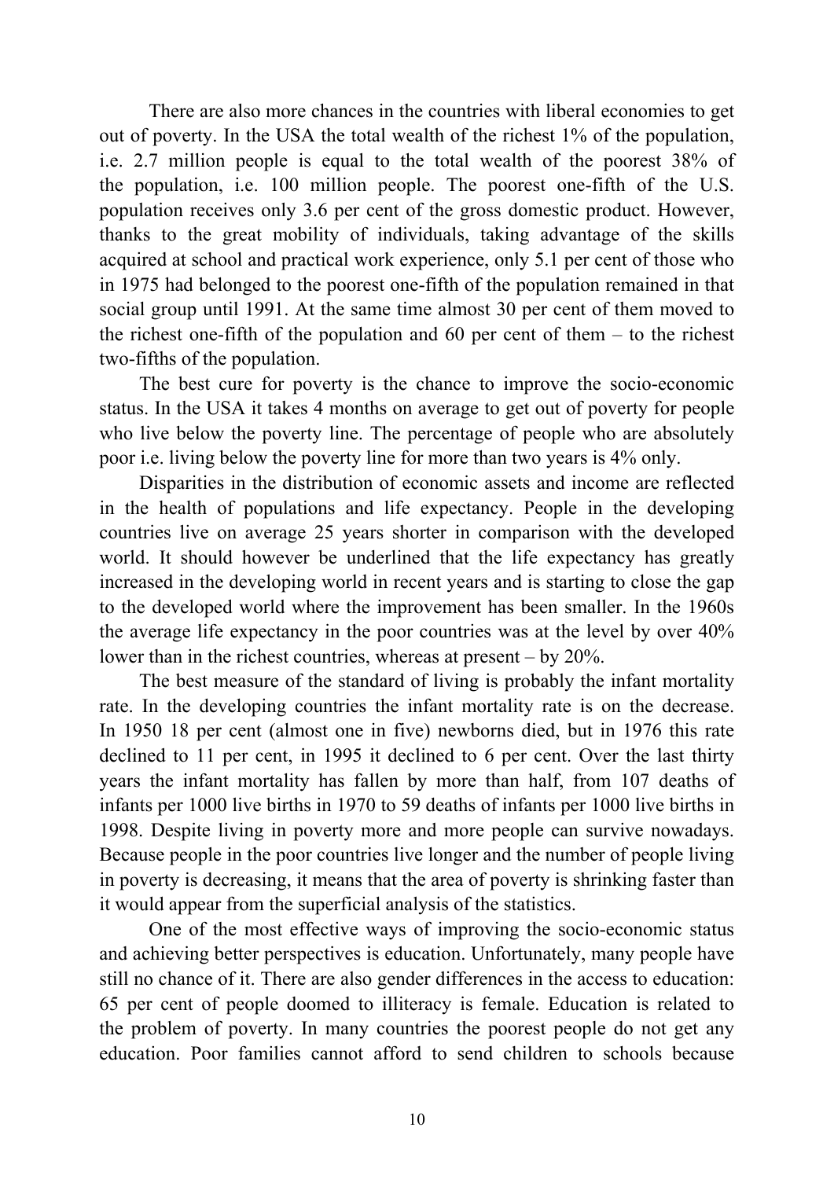There are also more chances in the countries with liberal economies to get out of poverty. In the USA the total wealth of the richest 1% of the population, i.e. 2.7 million people is equal to the total wealth of the poorest 38% of the population, i.e. 100 million people. The poorest one-fifth of the U.S. population receives only 3.6 per cent of the gross domestic product. However, thanks to the great mobility of individuals, taking advantage of the skills acquired at school and practical work experience, only 5.1 per cent of those who in 1975 had belonged to the poorest one-fifth of the population remained in that social group until 1991. At the same time almost 30 per cent of them moved to the richest one-fifth of the population and 60 per cent of them – to the richest two-fifths of the population.

The best cure for poverty is the chance to improve the socio-economic status. In the USA it takes 4 months on average to get out of poverty for people who live below the poverty line. The percentage of people who are absolutely poor i.e. living below the poverty line for more than two years is 4% only.

Disparities in the distribution of economic assets and income are reflected in the health of populations and life expectancy. People in the developing countries live on average 25 years shorter in comparison with the developed world. It should however be underlined that the life expectancy has greatly increased in the developing world in recent years and is starting to close the gap to the developed world where the improvement has been smaller. In the 1960s the average life expectancy in the poor countries was at the level by over 40% lower than in the richest countries, whereas at present – by 20%.

The best measure of the standard of living is probably the infant mortality rate. In the developing countries the infant mortality rate is on the decrease. In 1950 18 per cent (almost one in five) newborns died, but in 1976 this rate declined to 11 per cent, in 1995 it declined to 6 per cent. Over the last thirty years the infant mortality has fallen by more than half, from 107 deaths of infants per 1000 live births in 1970 to 59 deaths of infants per 1000 live births in 1998. Despite living in poverty more and more people can survive nowadays. Because people in the poor countries live longer and the number of people living in poverty is decreasing, it means that the area of poverty is shrinking faster than it would appear from the superficial analysis of the statistics.

One of the most effective ways of improving the socio-economic status and achieving better perspectives is education. Unfortunately, many people have still no chance of it. There are also gender differences in the access to education: 65 per cent of people doomed to illiteracy is female. Education is related to the problem of poverty. In many countries the poorest people do not get any education. Poor families cannot afford to send children to schools because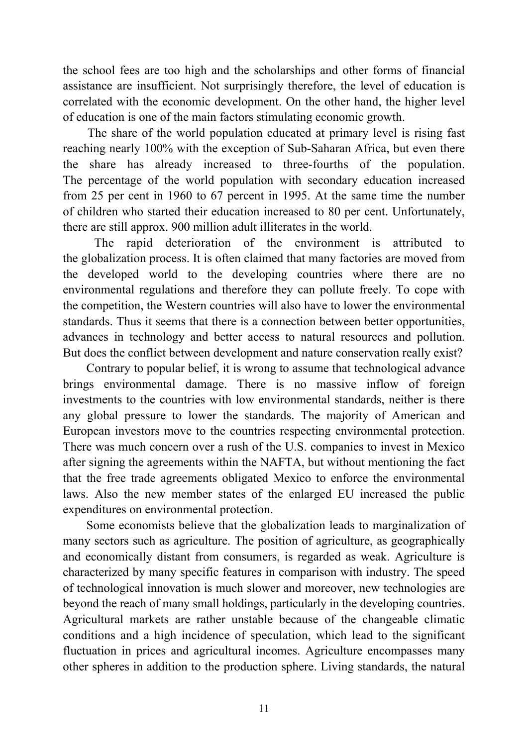the school fees are too high and the scholarships and other forms of financial assistance are insufficient. Not surprisingly therefore, the level of education is correlated with the economic development. On the other hand, the higher level of education is one of the main factors stimulating economic growth.

The share of the world population educated at primary level is rising fast reaching nearly 100% with the exception of Sub-Saharan Africa, but even there the share has already increased to three-fourths of the population. The percentage of the world population with secondary education increased from 25 per cent in 1960 to 67 percent in 1995. At the same time the number of children who started their education increased to 80 per cent. Unfortunately, there are still approx. 900 million adult illiterates in the world.

The rapid deterioration of the environment is attributed to the globalization process. It is often claimed that many factories are moved from the developed world to the developing countries where there are no environmental regulations and therefore they can pollute freely. To cope with the competition, the Western countries will also have to lower the environmental standards. Thus it seems that there is a connection between better opportunities, advances in technology and better access to natural resources and pollution. But does the conflict between development and nature conservation really exist?

Contrary to popular belief, it is wrong to assume that technological advance brings environmental damage. There is no massive inflow of foreign investments to the countries with low environmental standards, neither is there any global pressure to lower the standards. The majority of American and European investors move to the countries respecting environmental protection. There was much concern over a rush of the U.S. companies to invest in Mexico after signing the agreements within the NAFTA, but without mentioning the fact that the free trade agreements obligated Mexico to enforce the environmental laws. Also the new member states of the enlarged EU increased the public expenditures on environmental protection.

Some economists believe that the globalization leads to marginalization of many sectors such as agriculture. The position of agriculture, as geographically and economically distant from consumers, is regarded as weak. Agriculture is characterized by many specific features in comparison with industry. The speed of technological innovation is much slower and moreover, new technologies are beyond the reach of many small holdings, particularly in the developing countries. Agricultural markets are rather unstable because of the changeable climatic conditions and a high incidence of speculation, which lead to the significant fluctuation in prices and agricultural incomes. Agriculture encompasses many other spheres in addition to the production sphere. Living standards, the natural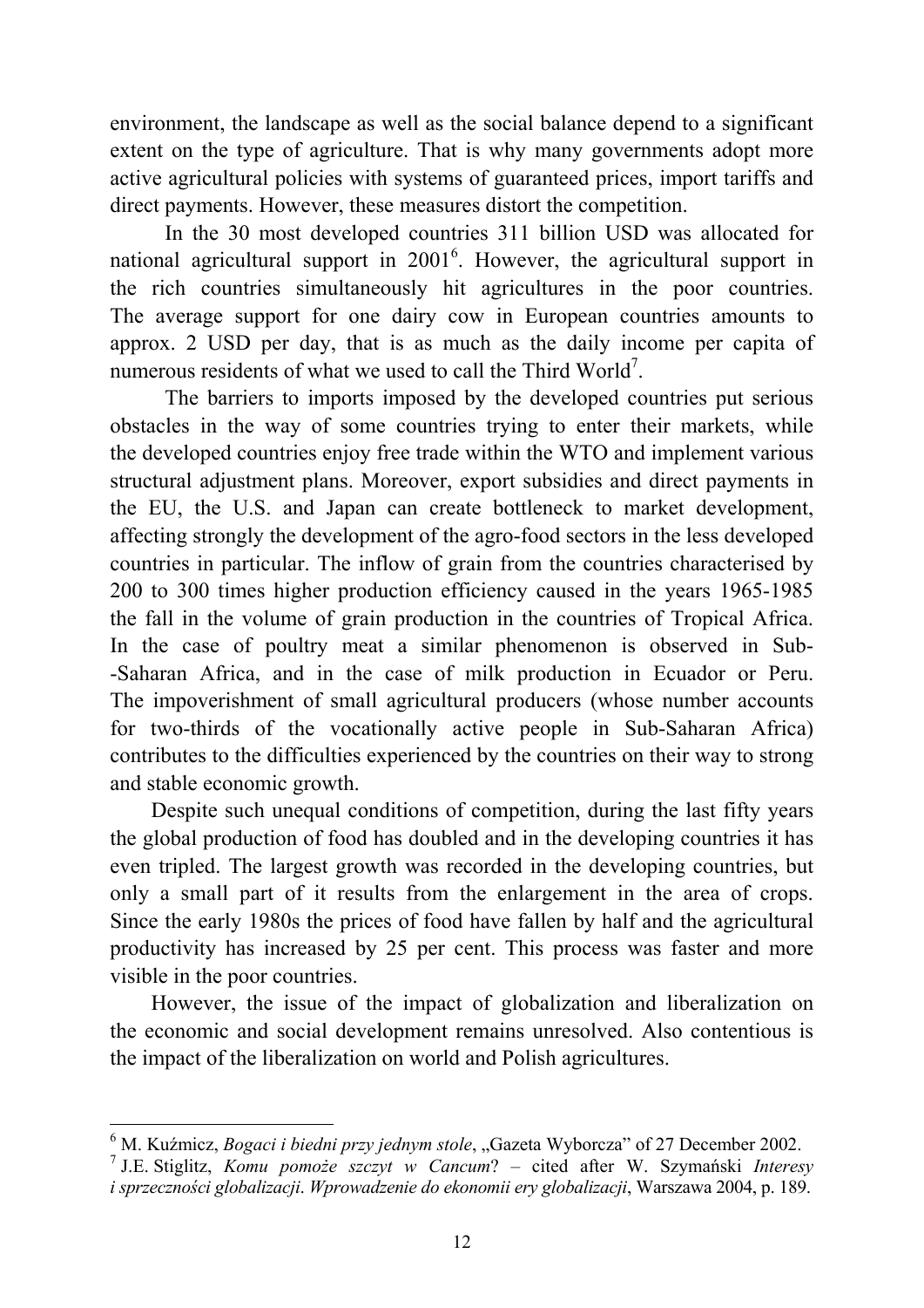environment, the landscape as well as the social balance depend to a significant extent on the type of agriculture. That is why many governments adopt more active agricultural policies with systems of guaranteed prices, import tariffs and direct payments. However, these measures distort the competition.

In the 30 most developed countries 311 billion USD was allocated for national agricultural support in 2001[6]. However, the agricultural support in the rich countries simultaneously hit agricultures in the poor countries. The average support for one dairy cow in European countries amounts to approx. 2 USD per day, that is as much as the daily income per capita of numerous residents of what we used to call the Third World[7].

The barriers to imports imposed by the developed countries put serious obstacles in the way of some countries trying to enter their markets, while the developed countries enjoy free trade within the WTO and implement various structural adjustment plans. Moreover, export subsidies and direct payments in the EU, the U.S. and Japan can create bottleneck to market development, affecting strongly the development of the agro-food sectors in the less developed countries in particular. The inflow of grain from the countries characterised by 200 to 300 times higher production efficiency caused in the years 1965-1985 the fall in the volume of grain production in the countries of Tropical Africa. In the case of poultry meat a similar phenomenon is observed in Sub-Saharan Africa, and in the case of milk production in Ecuador or Peru. The impoverishment of small agricultural producers (whose number accounts for two-thirds of the vocationally active people in Sub-Saharan Africa) contributes to the difficulties experienced by the countries on their way to strong and stable economic growth.

Despite such unequal conditions of competition, during the last fifty years the global production of food has doubled and in the developing countries it has even tripled. The largest growth was recorded in the developing countries, but only a small part of it results from the enlargement in the area of crops. Since the early 1980s the prices of food have fallen by half and the agricultural productivity has increased by 25 per cent. This process was faster and more visible in the poor countries.

However, the issue of the impact of globalization and liberalization on the economic and social development remains unresolved. Also contentious is the impact of the liberalization on world and Polish agricultures.

---

[6] M. Kuźmicz, *Bogaci i biedni przy jednym stole*, „Gazeta Wyborcza" of 27 December 2002.

[7] J.E. Stiglitz, *Komu pomoże szczyt w Cancum*? – cited after W. Szymański *Interesy i sprzeczności globalizacji*. *Wprowadzenie do ekonomii ery globalizacji*, Warszawa 2004, p. 189.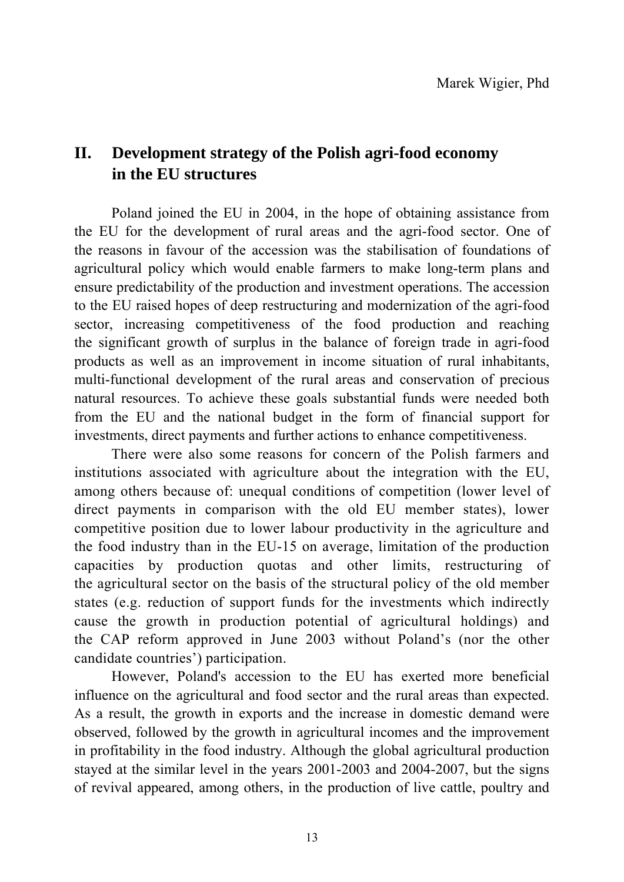Marek Wigier, Phd

## II. Development strategy of the Polish agri-food economy in the EU structures

Poland joined the EU in 2004, in the hope of obtaining assistance from the EU for the development of rural areas and the agri-food sector. One of the reasons in favour of the accession was the stabilisation of foundations of agricultural policy which would enable farmers to make long-term plans and ensure predictability of the production and investment operations. The accession to the EU raised hopes of deep restructuring and modernization of the agri-food sector, increasing competitiveness of the food production and reaching the significant growth of surplus in the balance of foreign trade in agri-food products as well as an improvement in income situation of rural inhabitants, multi-functional development of the rural areas and conservation of precious natural resources. To achieve these goals substantial funds were needed both from the EU and the national budget in the form of financial support for investments, direct payments and further actions to enhance competitiveness.

There were also some reasons for concern of the Polish farmers and institutions associated with agriculture about the integration with the EU, among others because of: unequal conditions of competition (lower level of direct payments in comparison with the old EU member states), lower competitive position due to lower labour productivity in the agriculture and the food industry than in the EU-15 on average, limitation of the production capacities by production quotas and other limits, restructuring of the agricultural sector on the basis of the structural policy of the old member states (e.g. reduction of support funds for the investments which indirectly cause the growth in production potential of agricultural holdings) and the CAP reform approved in June 2003 without Poland's (nor the other candidate countries') participation.

However, Poland's accession to the EU has exerted more beneficial influence on the agricultural and food sector and the rural areas than expected. As a result, the growth in exports and the increase in domestic demand were observed, followed by the growth in agricultural incomes and the improvement in profitability in the food industry. Although the global agricultural production stayed at the similar level in the years 2001-2003 and 2004-2007, but the signs of revival appeared, among others, in the production of live cattle, poultry and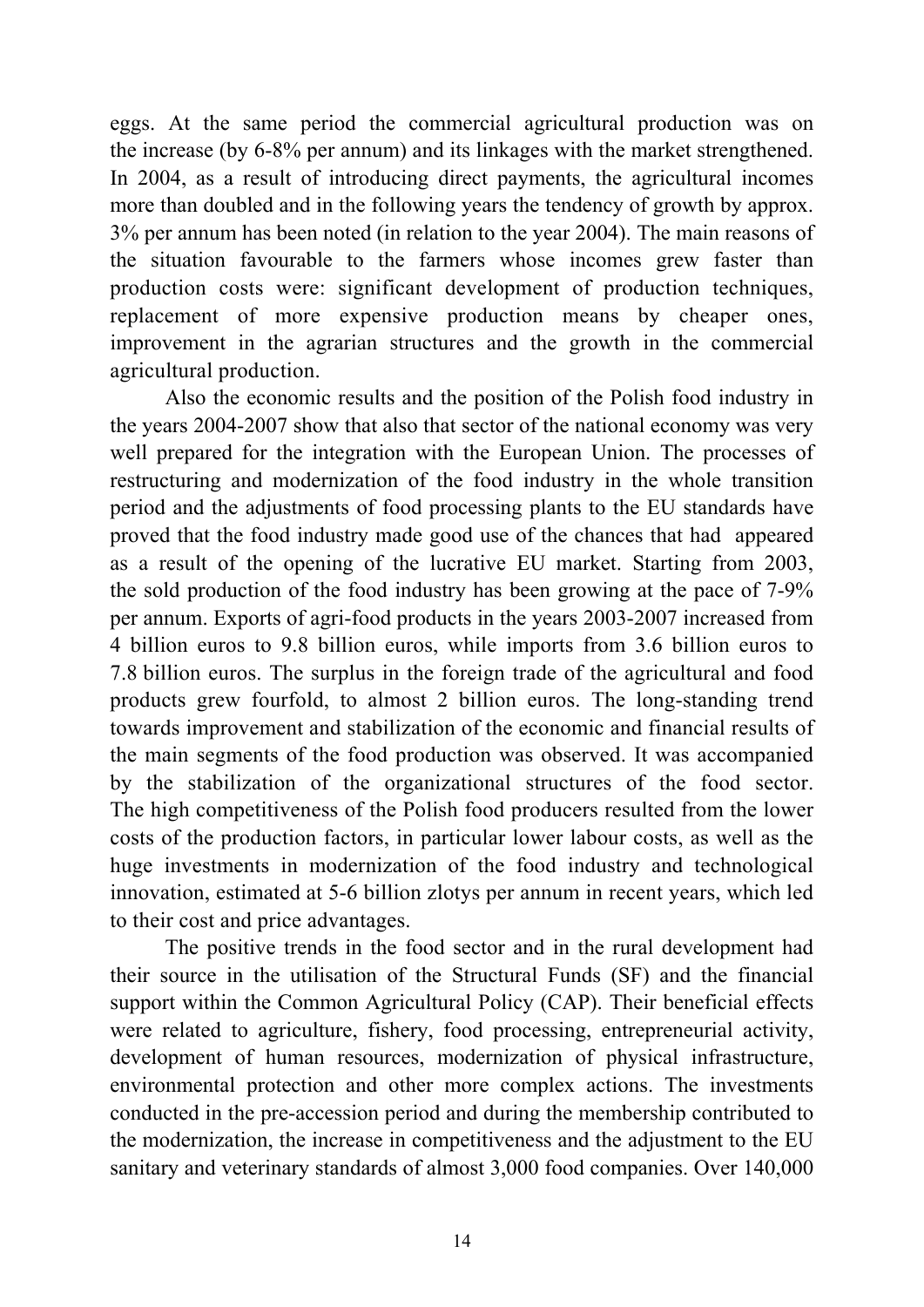eggs. At the same period the commercial agricultural production was on the increase (by 6-8% per annum) and its linkages with the market strengthened. In 2004, as a result of introducing direct payments, the agricultural incomes more than doubled and in the following years the tendency of growth by approx. 3% per annum has been noted (in relation to the year 2004). The main reasons of the situation favourable to the farmers whose incomes grew faster than production costs were: significant development of production techniques, replacement of more expensive production means by cheaper ones, improvement in the agrarian structures and the growth in the commercial agricultural production.

Also the economic results and the position of the Polish food industry in the years 2004-2007 show that also that sector of the national economy was very well prepared for the integration with the European Union. The processes of restructuring and modernization of the food industry in the whole transition period and the adjustments of food processing plants to the EU standards have proved that the food industry made good use of the chances that had appeared as a result of the opening of the lucrative EU market. Starting from 2003, the sold production of the food industry has been growing at the pace of 7-9% per annum. Exports of agri-food products in the years 2003-2007 increased from 4 billion euros to 9.8 billion euros, while imports from 3.6 billion euros to 7.8 billion euros. The surplus in the foreign trade of the agricultural and food products grew fourfold, to almost 2 billion euros. The long-standing trend towards improvement and stabilization of the economic and financial results of the main segments of the food production was observed. It was accompanied by the stabilization of the organizational structures of the food sector. The high competitiveness of the Polish food producers resulted from the lower costs of the production factors, in particular lower labour costs, as well as the huge investments in modernization of the food industry and technological innovation, estimated at 5-6 billion zlotys per annum in recent years, which led to their cost and price advantages.

The positive trends in the food sector and in the rural development had their source in the utilisation of the Structural Funds (SF) and the financial support within the Common Agricultural Policy (CAP). Their beneficial effects were related to agriculture, fishery, food processing, entrepreneurial activity, development of human resources, modernization of physical infrastructure, environmental protection and other more complex actions. The investments conducted in the pre-accession period and during the membership contributed to the modernization, the increase in competitiveness and the adjustment to the EU sanitary and veterinary standards of almost 3,000 food companies. Over 140,000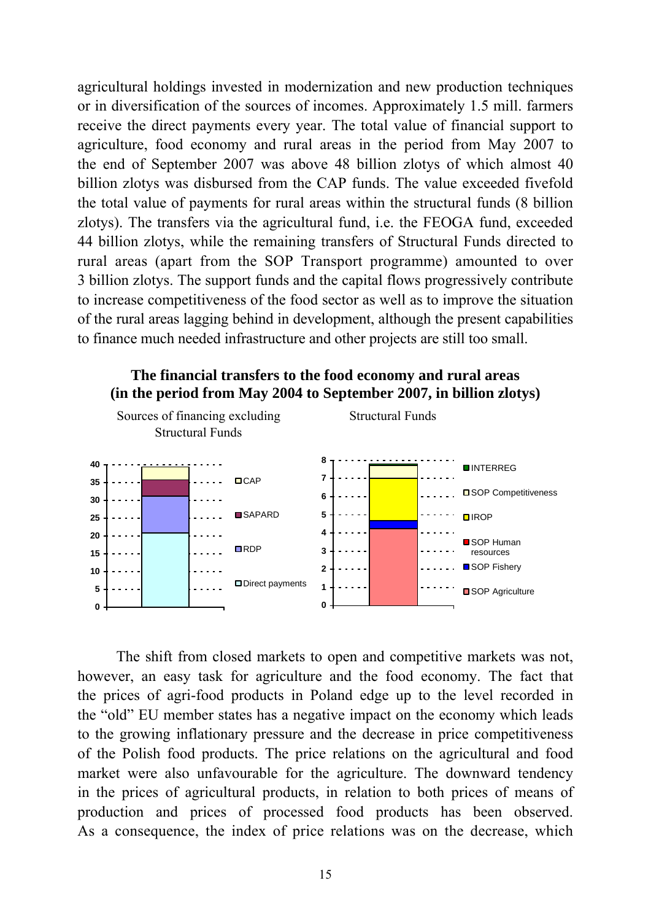agricultural holdings invested in modernization and new production techniques or in diversification of the sources of incomes. Approximately 1.5 mill. farmers receive the direct payments every year. The total value of financial support to agriculture, food economy and rural areas in the period from May 2007 to the end of September 2007 was above 48 billion zlotys of which almost 40 billion zlotys was disbursed from the CAP funds. The value exceeded fivefold the total value of payments for rural areas within the structural funds (8 billion zlotys). The transfers via the agricultural fund, i.e. the FEOGA fund, exceeded 44 billion zlotys, while the remaining transfers of Structural Funds directed to rural areas (apart from the SOP Transport programme) amounted to over 3 billion zlotys. The support funds and the capital flows progressively contribute to increase competitiveness of the food sector as well as to improve the situation of the rural areas lagging behind in development, although the present capabilities to finance much needed infrastructure and other projects are still too small.

**The financial transfers to the food economy and rural areas (in the period from May 2004 to September 2007, in billion zlotys)**

Sources of financing excluding Structural Funds — Structural Funds

The shift from closed markets to open and competitive markets was not, however, an easy task for agriculture and the food economy. The fact that the prices of agri-food products in Poland edge up to the level recorded in the "old" EU member states has a negative impact on the economy which leads to the growing inflationary pressure and the decrease in price competitiveness of the Polish food products. The price relations on the agricultural and food market were also unfavourable for the agriculture. The downward tendency in the prices of agricultural products, in relation to both prices of means of production and prices of processed food products has been observed. As a consequence, the index of price relations was on the decrease, which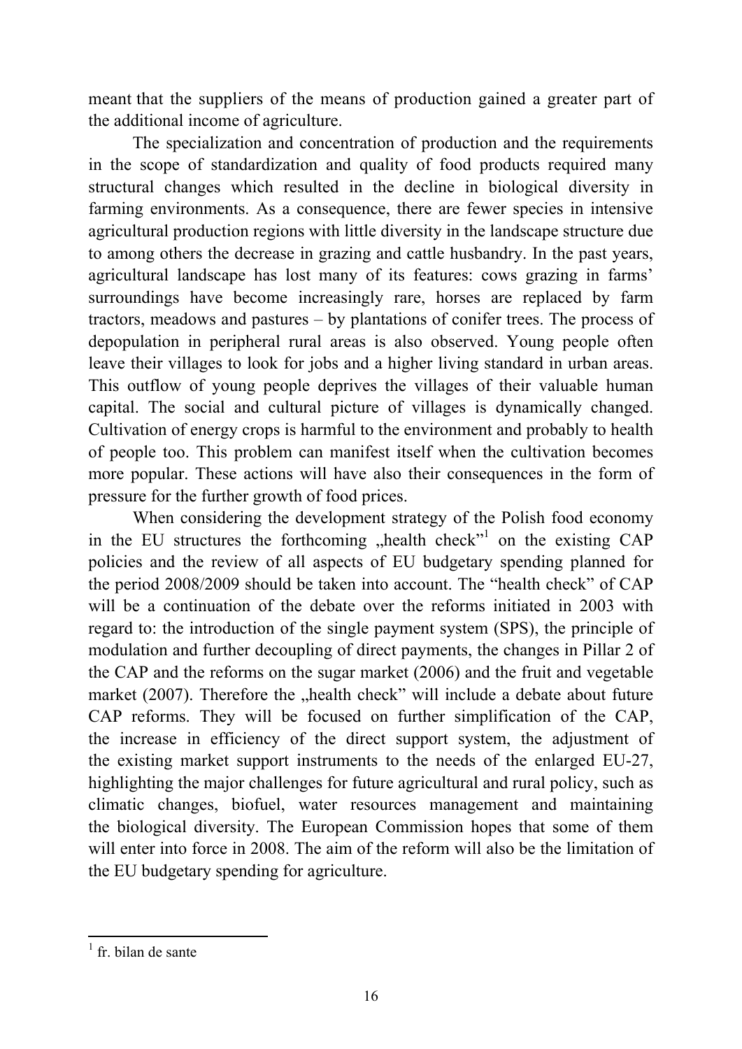meant that the suppliers of the means of production gained a greater part of the additional income of agriculture.

The specialization and concentration of production and the requirements in the scope of standardization and quality of food products required many structural changes which resulted in the decline in biological diversity in farming environments. As a consequence, there are fewer species in intensive agricultural production regions with little diversity in the landscape structure due to among others the decrease in grazing and cattle husbandry. In the past years, agricultural landscape has lost many of its features: cows grazing in farms' surroundings have become increasingly rare, horses are replaced by farm tractors, meadows and pastures – by plantations of conifer trees. The process of depopulation in peripheral rural areas is also observed. Young people often leave their villages to look for jobs and a higher living standard in urban areas. This outflow of young people deprives the villages of their valuable human capital. The social and cultural picture of villages is dynamically changed. Cultivation of energy crops is harmful to the environment and probably to health of people too. This problem can manifest itself when the cultivation becomes more popular. These actions will have also their consequences in the form of pressure for the further growth of food prices.

When considering the development strategy of the Polish food economy in the EU structures the forthcoming „health check"[1] on the existing CAP policies and the review of all aspects of EU budgetary spending planned for the period 2008/2009 should be taken into account. The "health check" of CAP will be a continuation of the debate over the reforms initiated in 2003 with regard to: the introduction of the single payment system (SPS), the principle of modulation and further decoupling of direct payments, the changes in Pillar 2 of the CAP and the reforms on the sugar market (2006) and the fruit and vegetable market (2007). Therefore the „health check" will include a debate about future CAP reforms. They will be focused on further simplification of the CAP, the increase in efficiency of the direct support system, the adjustment of the existing market support instruments to the needs of the enlarged EU-27, highlighting the major challenges for future agricultural and rural policy, such as climatic changes, biofuel, water resources management and maintaining the biological diversity. The European Commission hopes that some of them will enter into force in 2008. The aim of the reform will also be the limitation of the EU budgetary spending for agriculture.

---

[1] fr. bilan de sante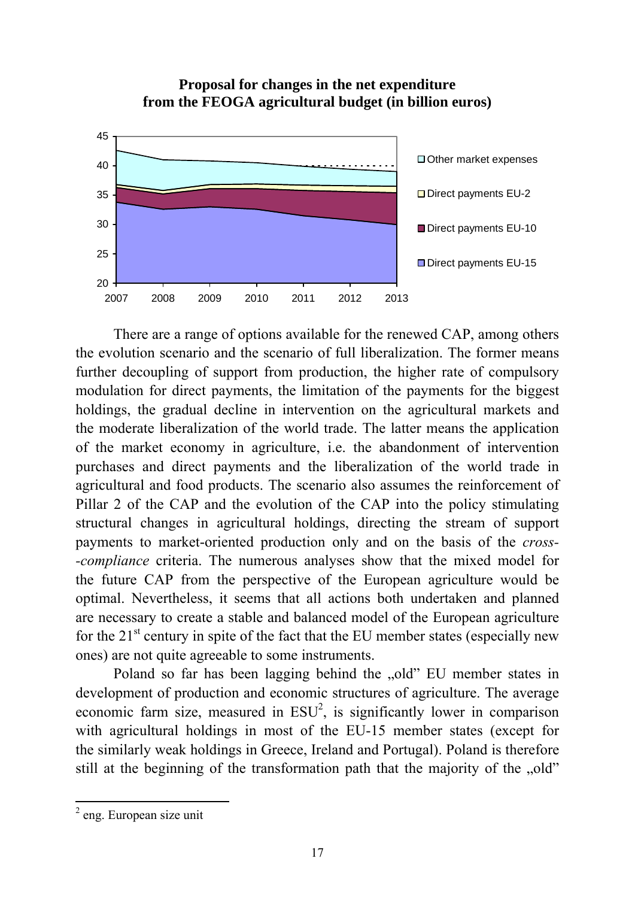**Proposal for changes in the net expenditure from the FEOGA agricultural budget (in billion euros)**

There are a range of options available for the renewed CAP, among others the evolution scenario and the scenario of full liberalization. The former means further decoupling of support from production, the higher rate of compulsory modulation for direct payments, the limitation of the payments for the biggest holdings, the gradual decline in intervention on the agricultural markets and the moderate liberalization of the world trade. The latter means the application of the market economy in agriculture, i.e. the abandonment of intervention purchases and direct payments and the liberalization of the world trade in agricultural and food products. The scenario also assumes the reinforcement of Pillar 2 of the CAP and the evolution of the CAP into the policy stimulating structural changes in agricultural holdings, directing the stream of support payments to market-oriented production only and on the basis of the *cross--compliance* criteria. The numerous analyses show that the mixed model for the future CAP from the perspective of the European agriculture would be optimal. Nevertheless, it seems that all actions both undertaken and planned are necessary to create a stable and balanced model of the European agriculture for the 21st century in spite of the fact that the EU member states (especially new ones) are not quite agreeable to some instruments.

Poland so far has been lagging behind the „old" EU member states in development of production and economic structures of agriculture. The average economic farm size, measured in ESU[2], is significantly lower in comparison with agricultural holdings in most of the EU-15 member states (except for the similarly weak holdings in Greece, Ireland and Portugal). Poland is therefore still at the beginning of the transformation path that the majority of the „old"

[2] eng. European size unit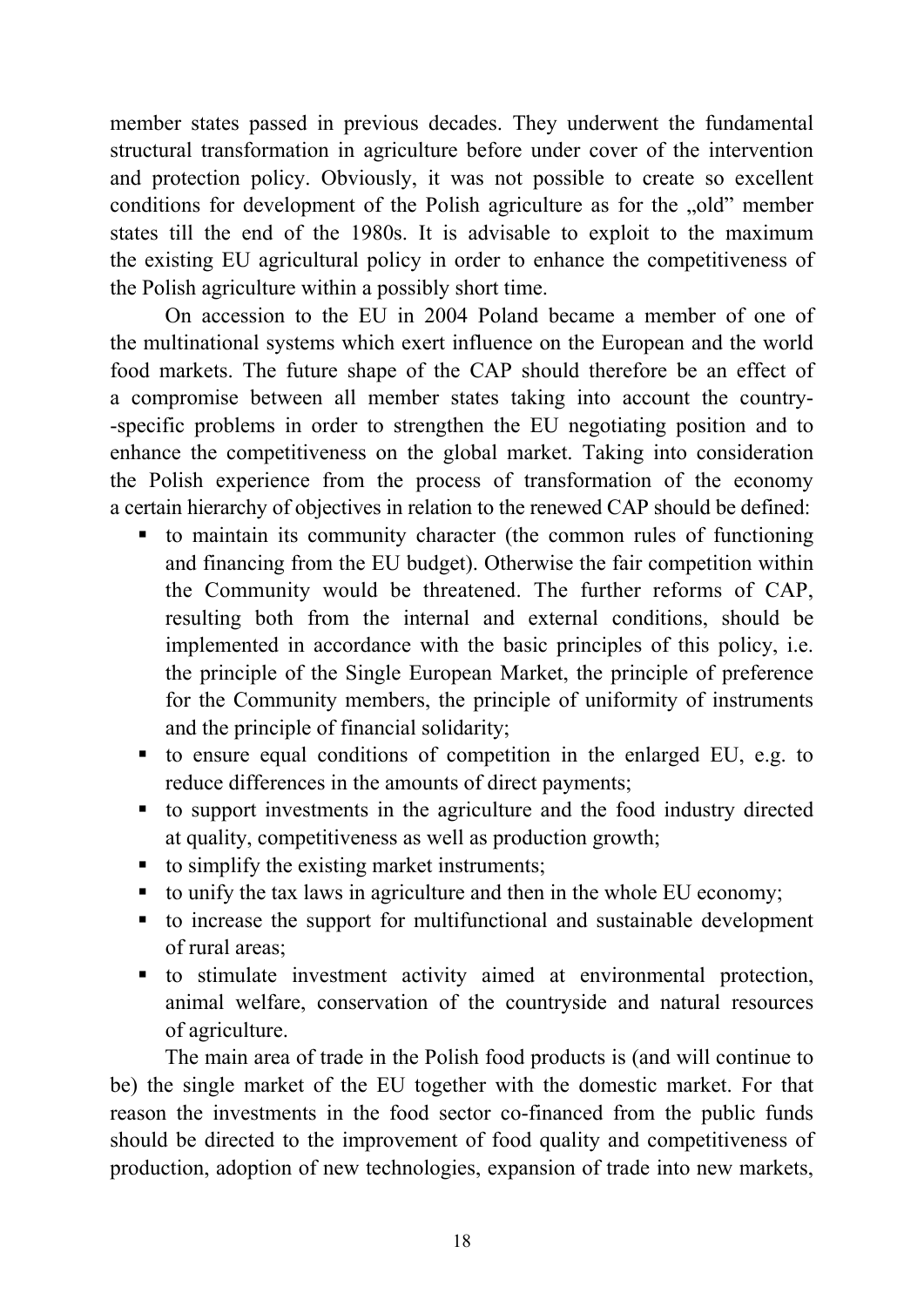member states passed in previous decades. They underwent the fundamental structural transformation in agriculture before under cover of the intervention and protection policy. Obviously, it was not possible to create so excellent conditions for development of the Polish agriculture as for the „old" member states till the end of the 1980s. It is advisable to exploit to the maximum the existing EU agricultural policy in order to enhance the competitiveness of the Polish agriculture within a possibly short time.

On accession to the EU in 2004 Poland became a member of one of the multinational systems which exert influence on the European and the world food markets. The future shape of the CAP should therefore be an effect of a compromise between all member states taking into account the country-specific problems in order to strengthen the EU negotiating position and to enhance the competitiveness on the global market. Taking into consideration the Polish experience from the process of transformation of the economy a certain hierarchy of objectives in relation to the renewed CAP should be defined:

- to maintain its community character (the common rules of functioning and financing from the EU budget). Otherwise the fair competition within the Community would be threatened. The further reforms of CAP, resulting both from the internal and external conditions, should be implemented in accordance with the basic principles of this policy, i.e. the principle of the Single European Market, the principle of preference for the Community members, the principle of uniformity of instruments and the principle of financial solidarity;
- to ensure equal conditions of competition in the enlarged EU, e.g. to reduce differences in the amounts of direct payments;
- to support investments in the agriculture and the food industry directed at quality, competitiveness as well as production growth;
- to simplify the existing market instruments;
- to unify the tax laws in agriculture and then in the whole EU economy;
- to increase the support for multifunctional and sustainable development of rural areas;
- to stimulate investment activity aimed at environmental protection, animal welfare, conservation of the countryside and natural resources of agriculture.

The main area of trade in the Polish food products is (and will continue to be) the single market of the EU together with the domestic market. For that reason the investments in the food sector co-financed from the public funds should be directed to the improvement of food quality and competitiveness of production, adoption of new technologies, expansion of trade into new markets,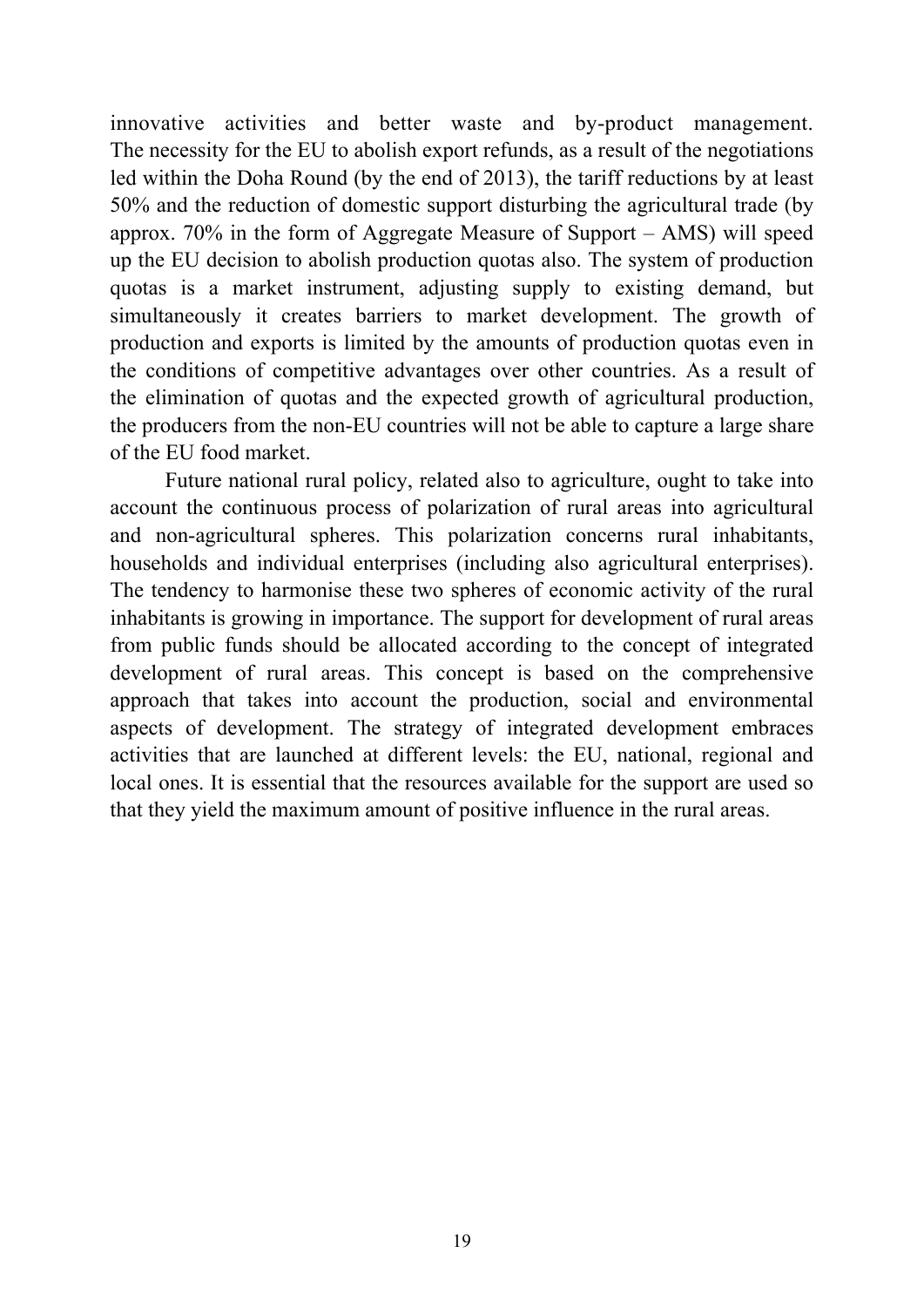innovative activities and better waste and by-product management. The necessity for the EU to abolish export refunds, as a result of the negotiations led within the Doha Round (by the end of 2013), the tariff reductions by at least 50% and the reduction of domestic support disturbing the agricultural trade (by approx. 70% in the form of Aggregate Measure of Support – AMS) will speed up the EU decision to abolish production quotas also. The system of production quotas is a market instrument, adjusting supply to existing demand, but simultaneously it creates barriers to market development. The growth of production and exports is limited by the amounts of production quotas even in the conditions of competitive advantages over other countries. As a result of the elimination of quotas and the expected growth of agricultural production, the producers from the non-EU countries will not be able to capture a large share of the EU food market.

Future national rural policy, related also to agriculture, ought to take into account the continuous process of polarization of rural areas into agricultural and non-agricultural spheres. This polarization concerns rural inhabitants, households and individual enterprises (including also agricultural enterprises). The tendency to harmonise these two spheres of economic activity of the rural inhabitants is growing in importance. The support for development of rural areas from public funds should be allocated according to the concept of integrated development of rural areas. This concept is based on the comprehensive approach that takes into account the production, social and environmental aspects of development. The strategy of integrated development embraces activities that are launched at different levels: the EU, national, regional and local ones. It is essential that the resources available for the support are used so that they yield the maximum amount of positive influence in the rural areas.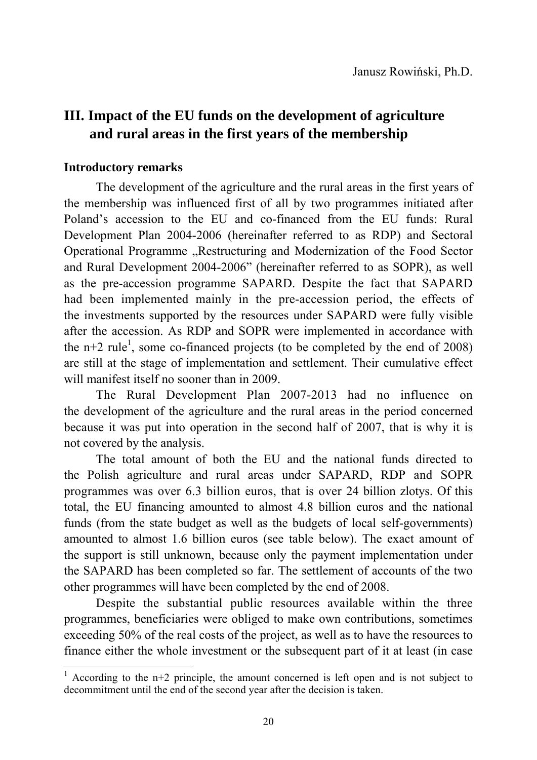Janusz Rowiński, Ph.D.

## III. Impact of the EU funds on the development of agriculture and rural areas in the first years of the membership

### Introductory remarks

The development of the agriculture and the rural areas in the first years of the membership was influenced first of all by two programmes initiated after Poland's accession to the EU and co-financed from the EU funds: Rural Development Plan 2004-2006 (hereinafter referred to as RDP) and Sectoral Operational Programme „Restructuring and Modernization of the Food Sector and Rural Development 2004-2006" (hereinafter referred to as SOPR), as well as the pre-accession programme SAPARD. Despite the fact that SAPARD had been implemented mainly in the pre-accession period, the effects of the investments supported by the resources under SAPARD were fully visible after the accession. As RDP and SOPR were implemented in accordance with the n+2 rule[1], some co-financed projects (to be completed by the end of 2008) are still at the stage of implementation and settlement. Their cumulative effect will manifest itself no sooner than in 2009.

The Rural Development Plan 2007-2013 had no influence on the development of the agriculture and the rural areas in the period concerned because it was put into operation in the second half of 2007, that is why it is not covered by the analysis.

The total amount of both the EU and the national funds directed to the Polish agriculture and rural areas under SAPARD, RDP and SOPR programmes was over 6.3 billion euros, that is over 24 billion zlotys. Of this total, the EU financing amounted to almost 4.8 billion euros and the national funds (from the state budget as well as the budgets of local self-governments) amounted to almost 1.6 billion euros (see table below). The exact amount of the support is still unknown, because only the payment implementation under the SAPARD has been completed so far. The settlement of accounts of the two other programmes will have been completed by the end of 2008.

Despite the substantial public resources available within the three programmes, beneficiaries were obliged to make own contributions, sometimes exceeding 50% of the real costs of the project, as well as to have the resources to finance either the whole investment or the subsequent part of it at least (in case

---

[1] According to the n+2 principle, the amount concerned is left open and is not subject to decommitment until the end of the second year after the decision is taken.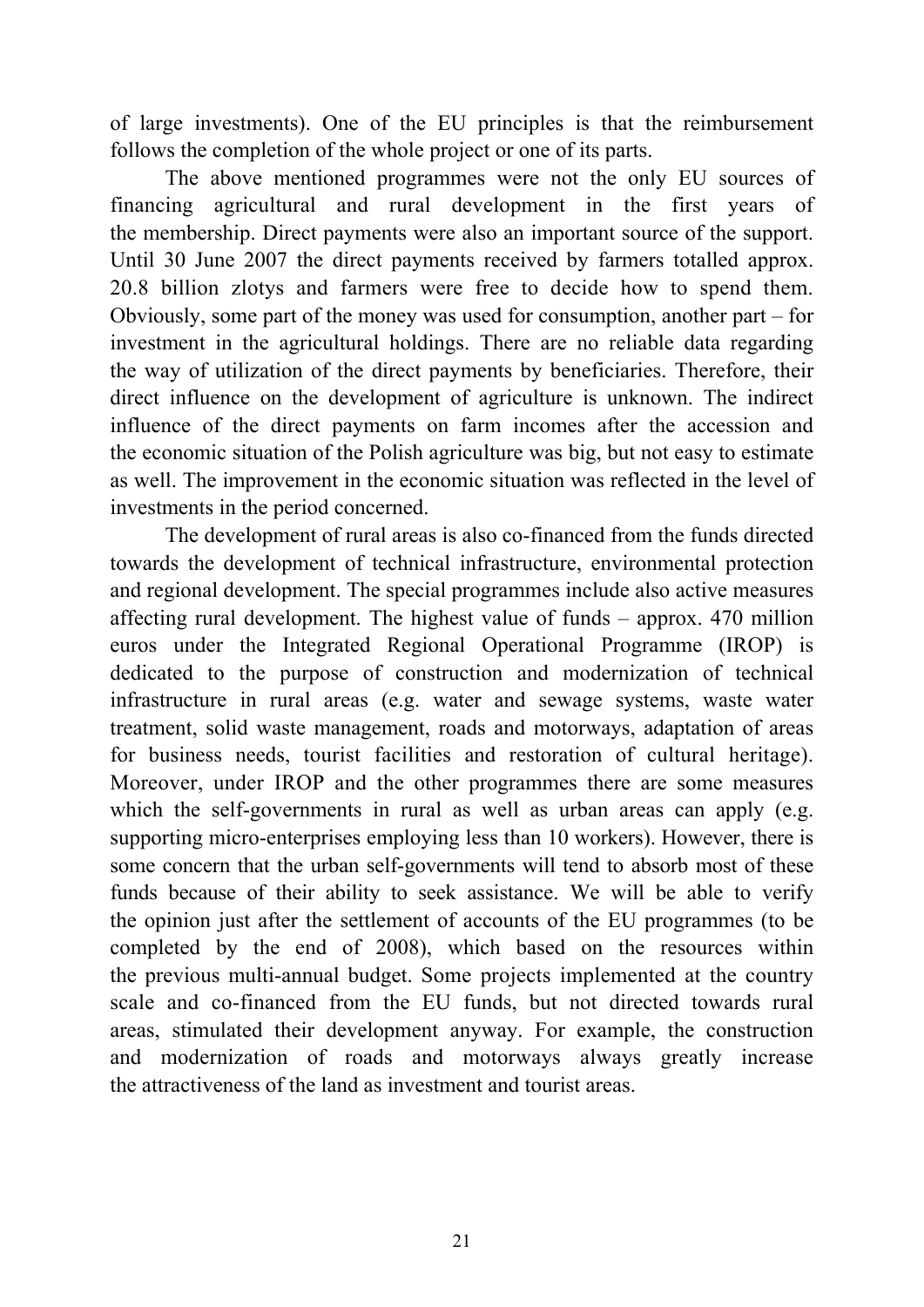of large investments). One of the EU principles is that the reimbursement follows the completion of the whole project or one of its parts.

The above mentioned programmes were not the only EU sources of financing agricultural and rural development in the first years of the membership. Direct payments were also an important source of the support. Until 30 June 2007 the direct payments received by farmers totalled approx. 20.8 billion zlotys and farmers were free to decide how to spend them. Obviously, some part of the money was used for consumption, another part – for investment in the agricultural holdings. There are no reliable data regarding the way of utilization of the direct payments by beneficiaries. Therefore, their direct influence on the development of agriculture is unknown. The indirect influence of the direct payments on farm incomes after the accession and the economic situation of the Polish agriculture was big, but not easy to estimate as well. The improvement in the economic situation was reflected in the level of investments in the period concerned.

The development of rural areas is also co-financed from the funds directed towards the development of technical infrastructure, environmental protection and regional development. The special programmes include also active measures affecting rural development. The highest value of funds – approx. 470 million euros under the Integrated Regional Operational Programme (IROP) is dedicated to the purpose of construction and modernization of technical infrastructure in rural areas (e.g. water and sewage systems, waste water treatment, solid waste management, roads and motorways, adaptation of areas for business needs, tourist facilities and restoration of cultural heritage). Moreover, under IROP and the other programmes there are some measures which the self-governments in rural as well as urban areas can apply (e.g. supporting micro-enterprises employing less than 10 workers). However, there is some concern that the urban self-governments will tend to absorb most of these funds because of their ability to seek assistance. We will be able to verify the opinion just after the settlement of accounts of the EU programmes (to be completed by the end of 2008), which based on the resources within the previous multi-annual budget. Some projects implemented at the country scale and co-financed from the EU funds, but not directed towards rural areas, stimulated their development anyway. For example, the construction and modernization of roads and motorways always greatly increase the attractiveness of the land as investment and tourist areas.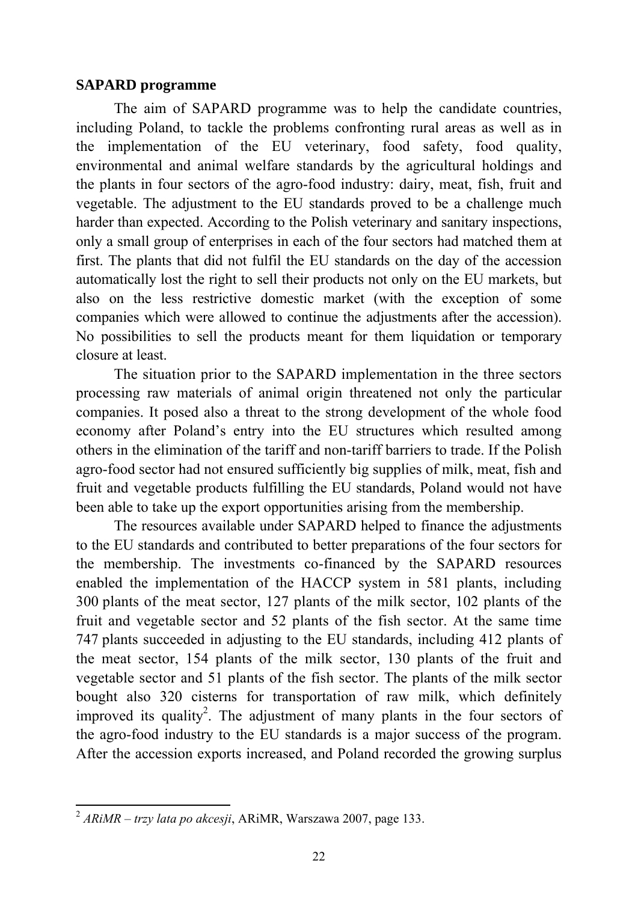**SAPARD programme**

The aim of SAPARD programme was to help the candidate countries, including Poland, to tackle the problems confronting rural areas as well as in the implementation of the EU veterinary, food safety, food quality, environmental and animal welfare standards by the agricultural holdings and the plants in four sectors of the agro-food industry: dairy, meat, fish, fruit and vegetable. The adjustment to the EU standards proved to be a challenge much harder than expected. According to the Polish veterinary and sanitary inspections, only a small group of enterprises in each of the four sectors had matched them at first. The plants that did not fulfil the EU standards on the day of the accession automatically lost the right to sell their products not only on the EU markets, but also on the less restrictive domestic market (with the exception of some companies which were allowed to continue the adjustments after the accession). No possibilities to sell the products meant for them liquidation or temporary closure at least.

The situation prior to the SAPARD implementation in the three sectors processing raw materials of animal origin threatened not only the particular companies. It posed also a threat to the strong development of the whole food economy after Poland's entry into the EU structures which resulted among others in the elimination of the tariff and non-tariff barriers to trade. If the Polish agro-food sector had not ensured sufficiently big supplies of milk, meat, fish and fruit and vegetable products fulfilling the EU standards, Poland would not have been able to take up the export opportunities arising from the membership.

The resources available under SAPARD helped to finance the adjustments to the EU standards and contributed to better preparations of the four sectors for the membership. The investments co-financed by the SAPARD resources enabled the implementation of the HACCP system in 581 plants, including 300 plants of the meat sector, 127 plants of the milk sector, 102 plants of the fruit and vegetable sector and 52 plants of the fish sector. At the same time 747 plants succeeded in adjusting to the EU standards, including 412 plants of the meat sector, 154 plants of the milk sector, 130 plants of the fruit and vegetable sector and 51 plants of the fish sector. The plants of the milk sector bought also 320 cisterns for transportation of raw milk, which definitely improved its quality[2]. The adjustment of many plants in the four sectors of the agro-food industry to the EU standards is a major success of the program. After the accession exports increased, and Poland recorded the growing surplus

---

[2] *ARiMR – trzy lata po akcesji*, ARiMR, Warszawa 2007, page 133.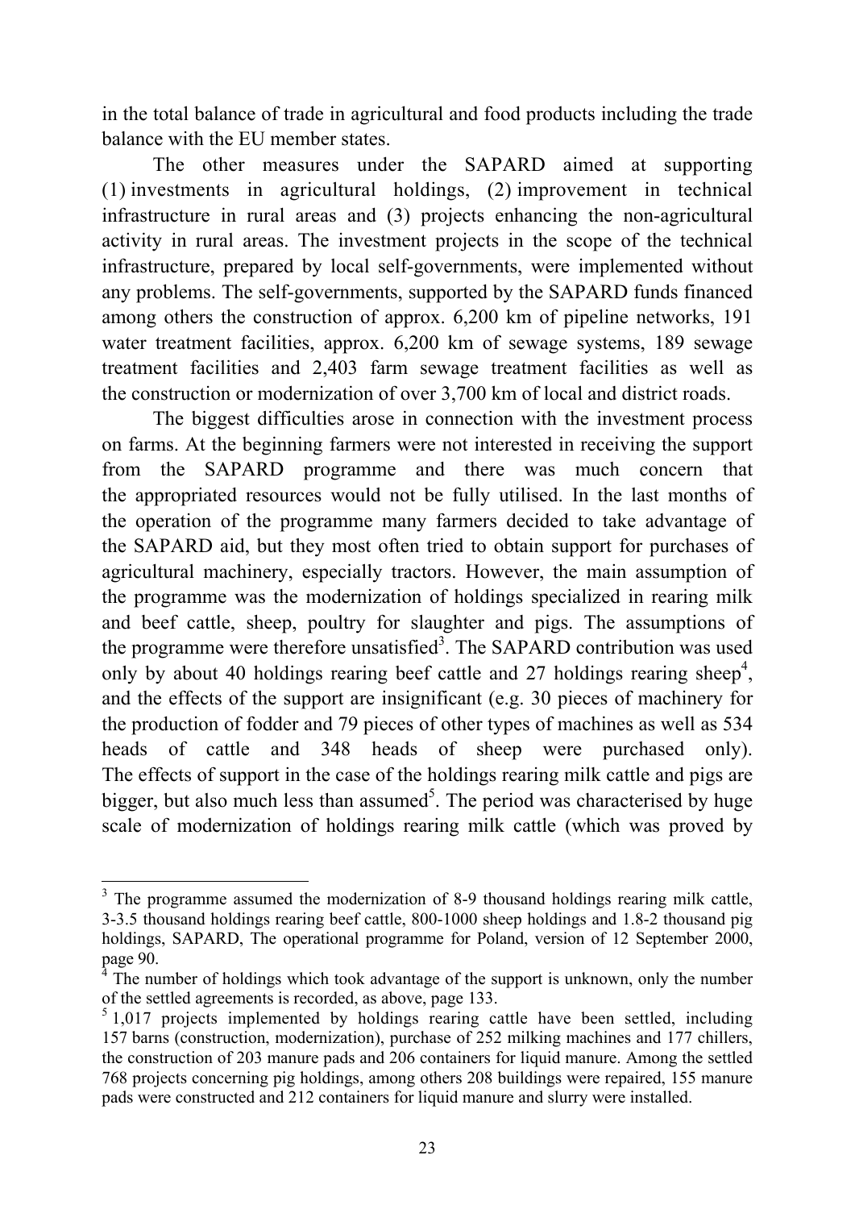in the total balance of trade in agricultural and food products including the trade balance with the EU member states.

The other measures under the SAPARD aimed at supporting (1) investments in agricultural holdings, (2) improvement in technical infrastructure in rural areas and (3) projects enhancing the non-agricultural activity in rural areas. The investment projects in the scope of the technical infrastructure, prepared by local self-governments, were implemented without any problems. The self-governments, supported by the SAPARD funds financed among others the construction of approx. 6,200 km of pipeline networks, 191 water treatment facilities, approx. 6,200 km of sewage systems, 189 sewage treatment facilities and 2,403 farm sewage treatment facilities as well as the construction or modernization of over 3,700 km of local and district roads.

The biggest difficulties arose in connection with the investment process on farms. At the beginning farmers were not interested in receiving the support from the SAPARD programme and there was much concern that the appropriated resources would not be fully utilised. In the last months of the operation of the programme many farmers decided to take advantage of the SAPARD aid, but they most often tried to obtain support for purchases of agricultural machinery, especially tractors. However, the main assumption of the programme was the modernization of holdings specialized in rearing milk and beef cattle, sheep, poultry for slaughter and pigs. The assumptions of the programme were therefore unsatisfied[3]. The SAPARD contribution was used only by about 40 holdings rearing beef cattle and 27 holdings rearing sheep[4], and the effects of the support are insignificant (e.g. 30 pieces of machinery for the production of fodder and 79 pieces of other types of machines as well as 534 heads of cattle and 348 heads of sheep were purchased only). The effects of support in the case of the holdings rearing milk cattle and pigs are bigger, but also much less than assumed[5]. The period was characterised by huge scale of modernization of holdings rearing milk cattle (which was proved by

---

[3] The programme assumed the modernization of 8-9 thousand holdings rearing milk cattle, 3-3.5 thousand holdings rearing beef cattle, 800-1000 sheep holdings and 1.8-2 thousand pig holdings, SAPARD, The operational programme for Poland, version of 12 September 2000, page 90.

[4] The number of holdings which took advantage of the support is unknown, only the number of the settled agreements is recorded, as above, page 133.

[5] 1,017 projects implemented by holdings rearing cattle have been settled, including 157 barns (construction, modernization), purchase of 252 milking machines and 177 chillers, the construction of 203 manure pads and 206 containers for liquid manure. Among the settled 768 projects concerning pig holdings, among others 208 buildings were repaired, 155 manure pads were constructed and 212 containers for liquid manure and slurry were installed.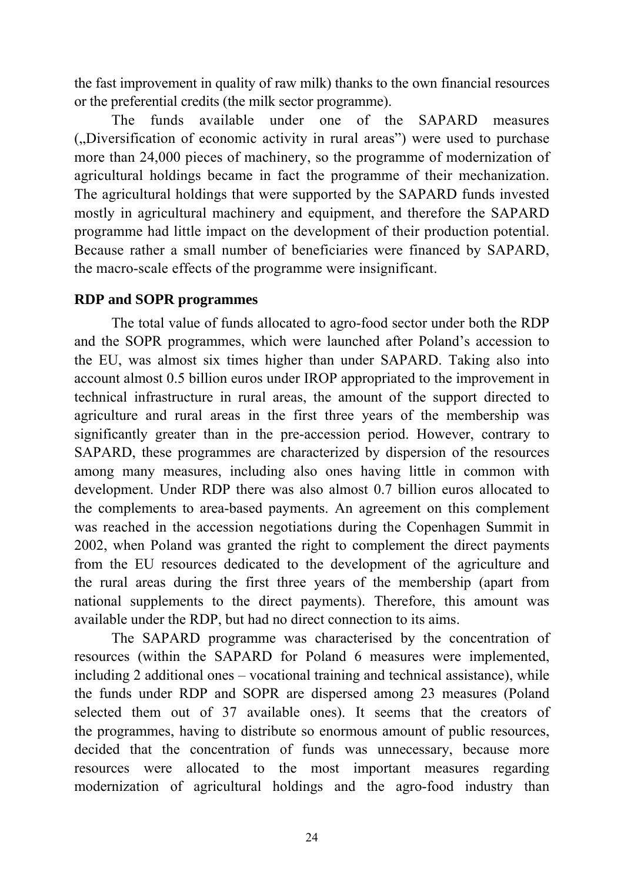the fast improvement in quality of raw milk) thanks to the own financial resources or the preferential credits (the milk sector programme).

The funds available under one of the SAPARD measures („Diversification of economic activity in rural areas") were used to purchase more than 24,000 pieces of machinery, so the programme of modernization of agricultural holdings became in fact the programme of their mechanization. The agricultural holdings that were supported by the SAPARD funds invested mostly in agricultural machinery and equipment, and therefore the SAPARD programme had little impact on the development of their production potential. Because rather a small number of beneficiaries were financed by SAPARD, the macro-scale effects of the programme were insignificant.

**RDP and SOPR programmes**

The total value of funds allocated to agro-food sector under both the RDP and the SOPR programmes, which were launched after Poland's accession to the EU, was almost six times higher than under SAPARD. Taking also into account almost 0.5 billion euros under IROP appropriated to the improvement in technical infrastructure in rural areas, the amount of the support directed to agriculture and rural areas in the first three years of the membership was significantly greater than in the pre-accession period. However, contrary to SAPARD, these programmes are characterized by dispersion of the resources among many measures, including also ones having little in common with development. Under RDP there was also almost 0.7 billion euros allocated to the complements to area-based payments. An agreement on this complement was reached in the accession negotiations during the Copenhagen Summit in 2002, when Poland was granted the right to complement the direct payments from the EU resources dedicated to the development of the agriculture and the rural areas during the first three years of the membership (apart from national supplements to the direct payments). Therefore, this amount was available under the RDP, but had no direct connection to its aims.

The SAPARD programme was characterised by the concentration of resources (within the SAPARD for Poland 6 measures were implemented, including 2 additional ones – vocational training and technical assistance), while the funds under RDP and SOPR are dispersed among 23 measures (Poland selected them out of 37 available ones). It seems that the creators of the programmes, having to distribute so enormous amount of public resources, decided that the concentration of funds was unnecessary, because more resources were allocated to the most important measures regarding modernization of agricultural holdings and the agro-food industry than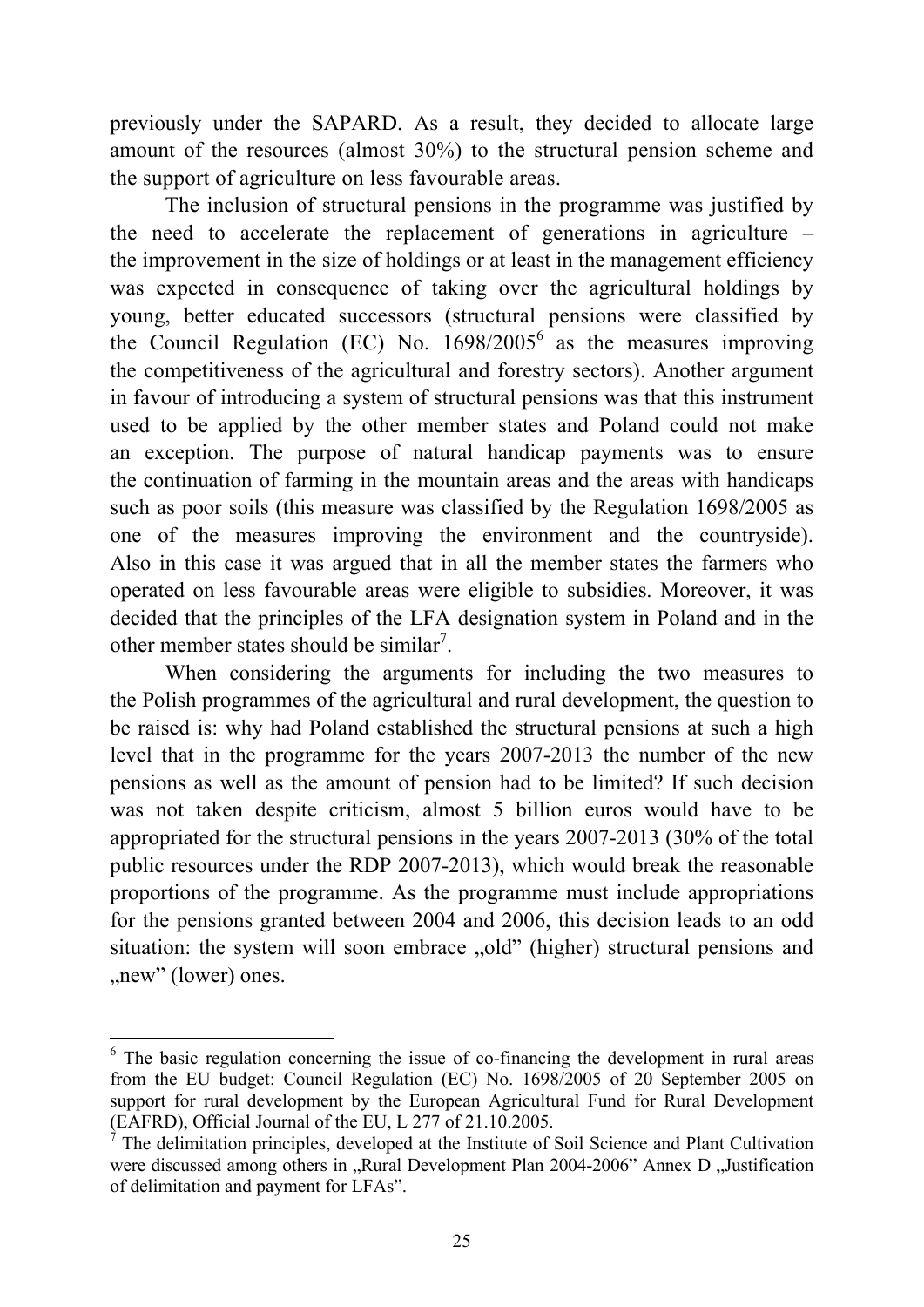previously under the SAPARD. As a result, they decided to allocate large amount of the resources (almost 30%) to the structural pension scheme and the support of agriculture on less favourable areas.

The inclusion of structural pensions in the programme was justified by the need to accelerate the replacement of generations in agriculture – the improvement in the size of holdings or at least in the management efficiency was expected in consequence of taking over the agricultural holdings by young, better educated successors (structural pensions were classified by the Council Regulation (EC) No. 1698/2005[6] as the measures improving the competitiveness of the agricultural and forestry sectors). Another argument in favour of introducing a system of structural pensions was that this instrument used to be applied by the other member states and Poland could not make an exception. The purpose of natural handicap payments was to ensure the continuation of farming in the mountain areas and the areas with handicaps such as poor soils (this measure was classified by the Regulation 1698/2005 as one of the measures improving the environment and the countryside). Also in this case it was argued that in all the member states the farmers who operated on less favourable areas were eligible to subsidies. Moreover, it was decided that the principles of the LFA designation system in Poland and in the other member states should be similar[7].

When considering the arguments for including the two measures to the Polish programmes of the agricultural and rural development, the question to be raised is: why had Poland established the structural pensions at such a high level that in the programme for the years 2007-2013 the number of the new pensions as well as the amount of pension had to be limited? If such decision was not taken despite criticism, almost 5 billion euros would have to be appropriated for the structural pensions in the years 2007-2013 (30% of the total public resources under the RDP 2007-2013), which would break the reasonable proportions of the programme. As the programme must include appropriations for the pensions granted between 2004 and 2006, this decision leads to an odd situation: the system will soon embrace „old" (higher) structural pensions and „new" (lower) ones.

[6] The basic regulation concerning the issue of co-financing the development in rural areas from the EU budget: Council Regulation (EC) No. 1698/2005 of 20 September 2005 on support for rural development by the European Agricultural Fund for Rural Development (EAFRD), Official Journal of the EU, L 277 of 21.10.2005.

[7] The delimitation principles, developed at the Institute of Soil Science and Plant Cultivation were discussed among others in „Rural Development Plan 2004-2006" Annex D „Justification of delimitation and payment for LFAs".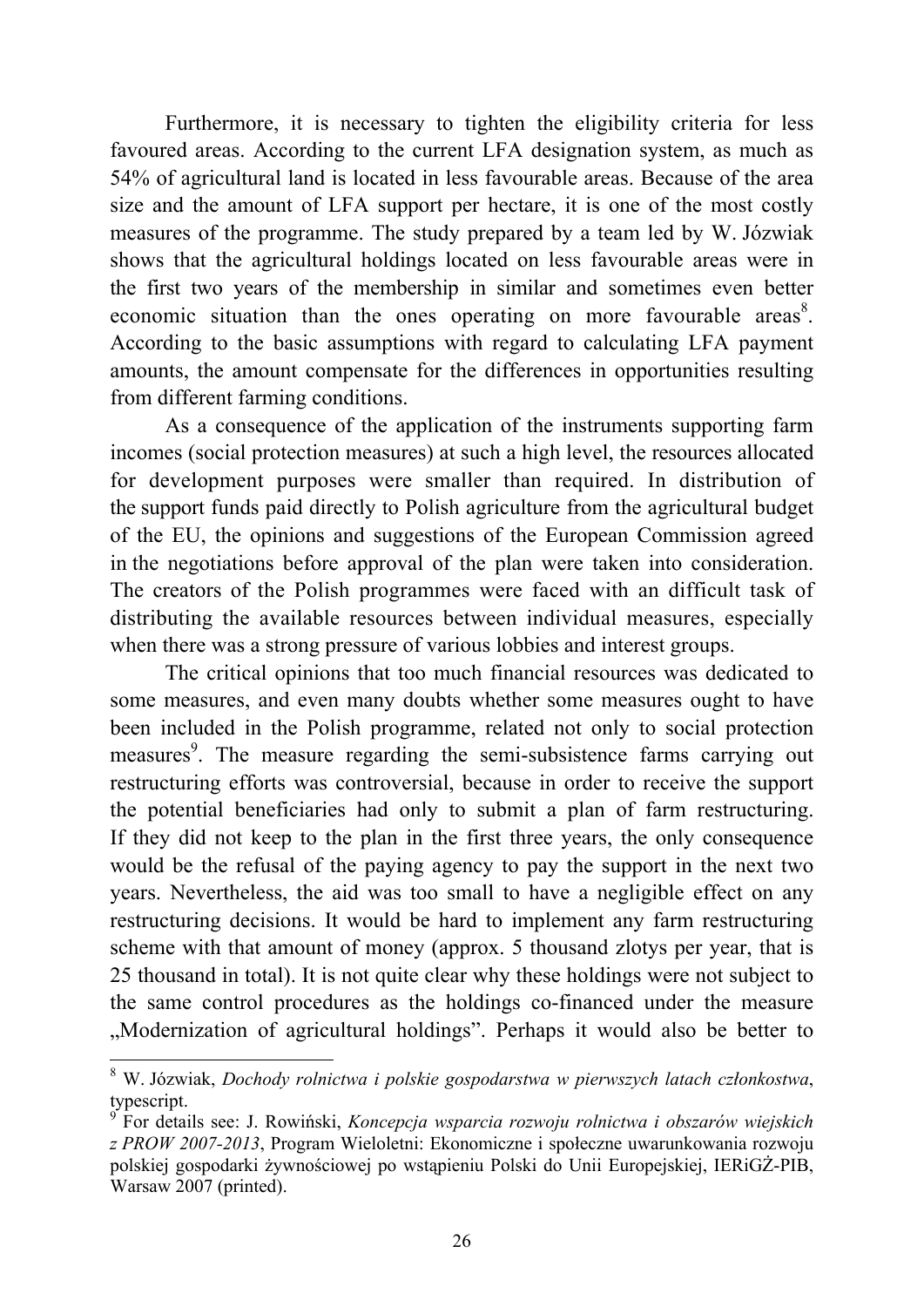Furthermore, it is necessary to tighten the eligibility criteria for less favoured areas. According to the current LFA designation system, as much as 54% of agricultural land is located in less favourable areas. Because of the area size and the amount of LFA support per hectare, it is one of the most costly measures of the programme. The study prepared by a team led by W. Józwiak shows that the agricultural holdings located on less favourable areas were in the first two years of the membership in similar and sometimes even better economic situation than the ones operating on more favourable areas[8]. According to the basic assumptions with regard to calculating LFA payment amounts, the amount compensate for the differences in opportunities resulting from different farming conditions.

As a consequence of the application of the instruments supporting farm incomes (social protection measures) at such a high level, the resources allocated for development purposes were smaller than required. In distribution of the support funds paid directly to Polish agriculture from the agricultural budget of the EU, the opinions and suggestions of the European Commission agreed in the negotiations before approval of the plan were taken into consideration. The creators of the Polish programmes were faced with an difficult task of distributing the available resources between individual measures, especially when there was a strong pressure of various lobbies and interest groups.

The critical opinions that too much financial resources was dedicated to some measures, and even many doubts whether some measures ought to have been included in the Polish programme, related not only to social protection measures[9]. The measure regarding the semi-subsistence farms carrying out restructuring efforts was controversial, because in order to receive the support the potential beneficiaries had only to submit a plan of farm restructuring. If they did not keep to the plan in the first three years, the only consequence would be the refusal of the paying agency to pay the support in the next two years. Nevertheless, the aid was too small to have a negligible effect on any restructuring decisions. It would be hard to implement any farm restructuring scheme with that amount of money (approx. 5 thousand zlotys per year, that is 25 thousand in total). It is not quite clear why these holdings were not subject to the same control procedures as the holdings co-financed under the measure „Modernization of agricultural holdings". Perhaps it would also be better to

---

[8] W. Józwiak, *Dochody rolnictwa i polskie gospodarstwa w pierwszych latach członkostwa*, typescript.

[9] For details see: J. Rowiński, *Koncepcja wsparcia rozwoju rolnictwa i obszarów wiejskich z PROW 2007-2013*, Program Wieloletni: Ekonomiczne i społeczne uwarunkowania rozwoju polskiej gospodarki żywnościowej po wstąpieniu Polski do Unii Europejskiej, IERiGŻ-PIB, Warsaw 2007 (printed).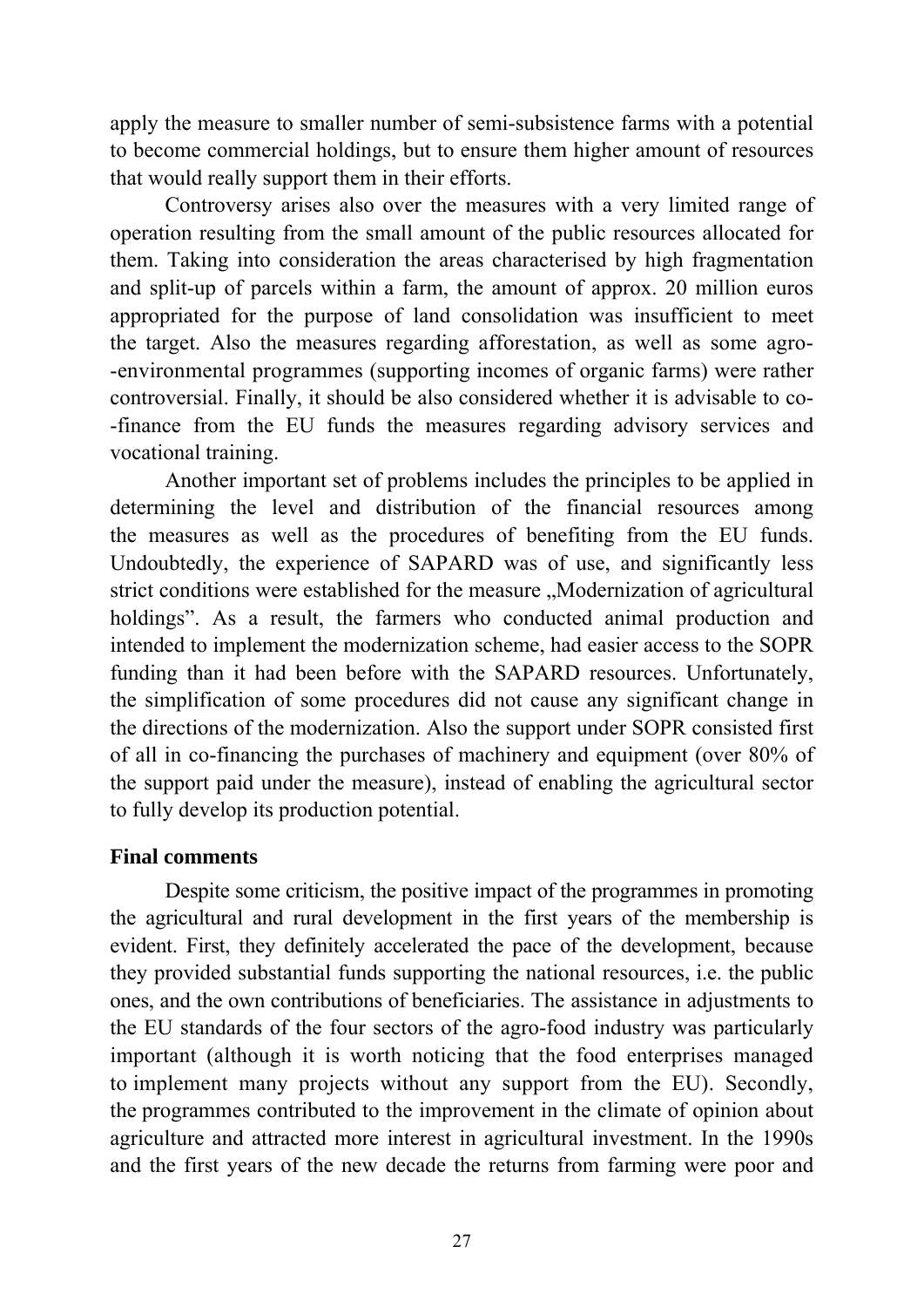apply the measure to smaller number of semi-subsistence farms with a potential to become commercial holdings, but to ensure them higher amount of resources that would really support them in their efforts.

Controversy arises also over the measures with a very limited range of operation resulting from the small amount of the public resources allocated for them. Taking into consideration the areas characterised by high fragmentation and split-up of parcels within a farm, the amount of approx. 20 million euros appropriated for the purpose of land consolidation was insufficient to meet the target. Also the measures regarding afforestation, as well as some agro-environmental programmes (supporting incomes of organic farms) were rather controversial. Finally, it should be also considered whether it is advisable to co-finance from the EU funds the measures regarding advisory services and vocational training.

Another important set of problems includes the principles to be applied in determining the level and distribution of the financial resources among the measures as well as the procedures of benefiting from the EU funds. Undoubtedly, the experience of SAPARD was of use, and significantly less strict conditions were established for the measure „Modernization of agricultural holdings". As a result, the farmers who conducted animal production and intended to implement the modernization scheme, had easier access to the SOPR funding than it had been before with the SAPARD resources. Unfortunately, the simplification of some procedures did not cause any significant change in the directions of the modernization. Also the support under SOPR consisted first of all in co-financing the purchases of machinery and equipment (over 80% of the support paid under the measure), instead of enabling the agricultural sector to fully develop its production potential.

**Final comments**

Despite some criticism, the positive impact of the programmes in promoting the agricultural and rural development in the first years of the membership is evident. First, they definitely accelerated the pace of the development, because they provided substantial funds supporting the national resources, i.e. the public ones, and the own contributions of beneficiaries. The assistance in adjustments to the EU standards of the four sectors of the agro-food industry was particularly important (although it is worth noticing that the food enterprises managed to implement many projects without any support from the EU). Secondly, the programmes contributed to the improvement in the climate of opinion about agriculture and attracted more interest in agricultural investment. In the 1990s and the first years of the new decade the returns from farming were poor and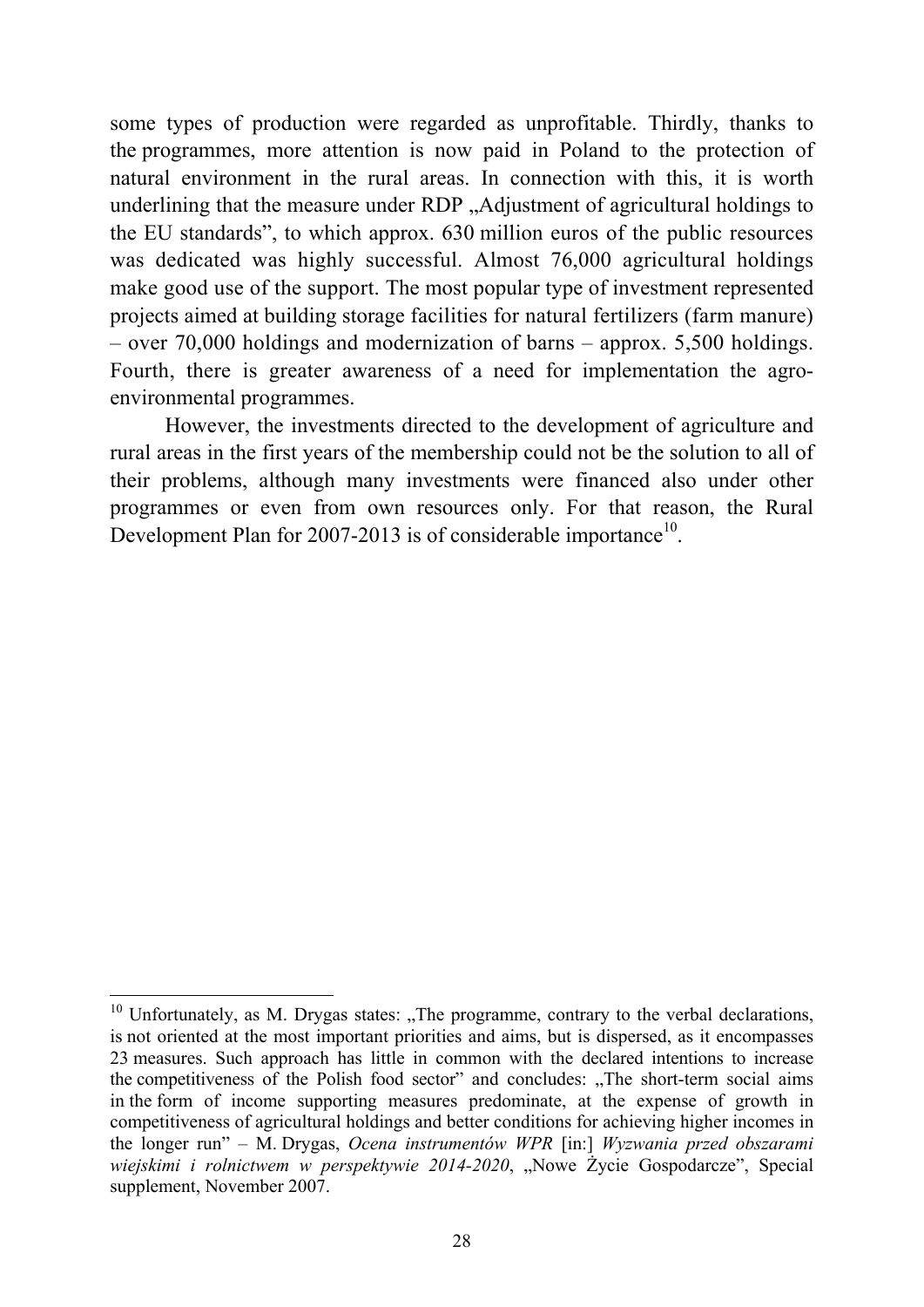some types of production were regarded as unprofitable. Thirdly, thanks to the programmes, more attention is now paid in Poland to the protection of natural environment in the rural areas. In connection with this, it is worth underlining that the measure under RDP „Adjustment of agricultural holdings to the EU standards", to which approx. 630 million euros of the public resources was dedicated was highly successful. Almost 76,000 agricultural holdings make good use of the support. The most popular type of investment represented projects aimed at building storage facilities for natural fertilizers (farm manure) – over 70,000 holdings and modernization of barns – approx. 5,500 holdings. Fourth, there is greater awareness of a need for implementation the agro-environmental programmes.

However, the investments directed to the development of agriculture and rural areas in the first years of the membership could not be the solution to all of their problems, although many investments were financed also under other programmes or even from own resources only. For that reason, the Rural Development Plan for 2007-2013 is of considerable importance[10].

---

[10] Unfortunately, as M. Drygas states: „The programme, contrary to the verbal declarations, is not oriented at the most important priorities and aims, but is dispersed, as it encompasses 23 measures. Such approach has little in common with the declared intentions to increase the competitiveness of the Polish food sector" and concludes: „The short-term social aims in the form of income supporting measures predominate, at the expense of growth in competitiveness of agricultural holdings and better conditions for achieving higher incomes in the longer run" – M. Drygas, *Ocena instrumentów WPR* [in:] *Wyzwania przed obszarami wiejskimi i rolnictwem w perspektywie 2014-2020*, „Nowe Życie Gospodarcze", Special supplement, November 2007.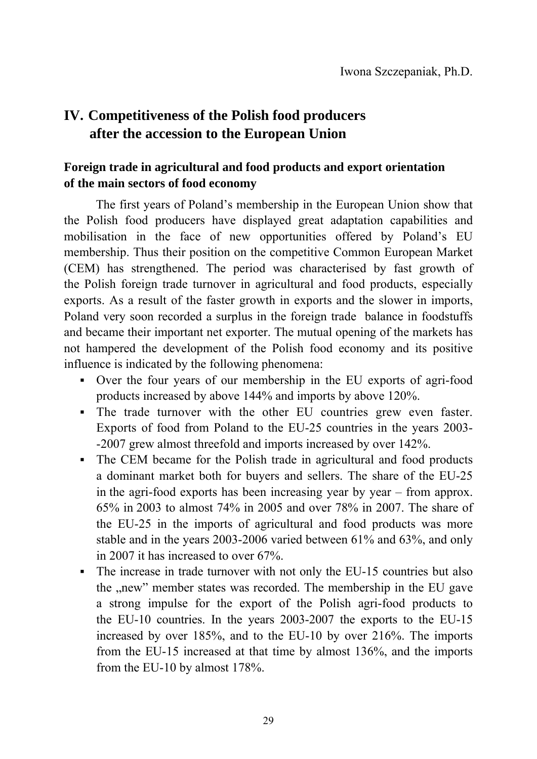Iwona Szczepaniak, Ph.D.

# IV. Competitiveness of the Polish food producers after the accession to the European Union

## Foreign trade in agricultural and food products and export orientation of the main sectors of food economy

The first years of Poland's membership in the European Union show that the Polish food producers have displayed great adaptation capabilities and mobilisation in the face of new opportunities offered by Poland's EU membership. Thus their position on the competitive Common European Market (CEM) has strengthened. The period was characterised by fast growth of the Polish foreign trade turnover in agricultural and food products, especially exports. As a result of the faster growth in exports and the slower in imports, Poland very soon recorded a surplus in the foreign trade balance in foodstuffs and became their important net exporter. The mutual opening of the markets has not hampered the development of the Polish food economy and its positive influence is indicated by the following phenomena:

- Over the four years of our membership in the EU exports of agri-food products increased by above 144% and imports by above 120%.
- The trade turnover with the other EU countries grew even faster. Exports of food from Poland to the EU-25 countries in the years 2003--2007 grew almost threefold and imports increased by over 142%.
- The CEM became for the Polish trade in agricultural and food products a dominant market both for buyers and sellers. The share of the EU-25 in the agri-food exports has been increasing year by year – from approx. 65% in 2003 to almost 74% in 2005 and over 78% in 2007. The share of the EU-25 in the imports of agricultural and food products was more stable and in the years 2003-2006 varied between 61% and 63%, and only in 2007 it has increased to over 67%.
- The increase in trade turnover with not only the EU-15 countries but also the „new" member states was recorded. The membership in the EU gave a strong impulse for the export of the Polish agri-food products to the EU-10 countries. In the years 2003-2007 the exports to the EU-15 increased by over 185%, and to the EU-10 by over 216%. The imports from the EU-15 increased at that time by almost 136%, and the imports from the EU-10 by almost 178%.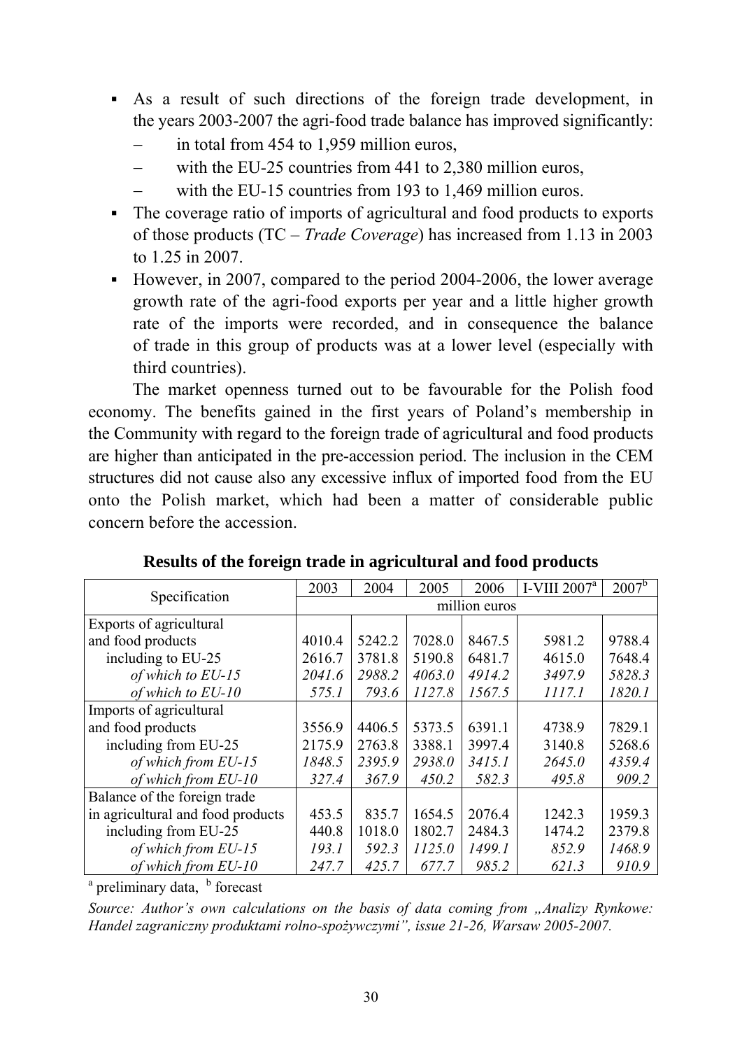- As a result of such directions of the foreign trade development, in the years 2003-2007 the agri-food trade balance has improved significantly:
  - in total from 454 to 1,959 million euros,
  - with the EU-25 countries from 441 to 2,380 million euros,
  - with the EU-15 countries from 193 to 1,469 million euros.
- The coverage ratio of imports of agricultural and food products to exports of those products (TC – *Trade Coverage*) has increased from 1.13 in 2003 to 1.25 in 2007.
- However, in 2007, compared to the period 2004-2006, the lower average growth rate of the agri-food exports per year and a little higher growth rate of the imports were recorded, and in consequence the balance of trade in this group of products was at a lower level (especially with third countries).

The market openness turned out to be favourable for the Polish food economy. The benefits gained in the first years of Poland's membership in the Community with regard to the foreign trade of agricultural and food products are higher than anticipated in the pre-accession period. The inclusion in the CEM structures did not cause also any excessive influx of imported food from the EU onto the Polish market, which had been a matter of considerable public concern before the accession.

**Results of the foreign trade in agricultural and food products**

| Specification | 2003 | 2004 | 2005 | 2006 | I-VIII 2007[a] | 2007[b] |
|---|---|---|---|---|---|---|
| | million euros | | | | | |
| Exports of agricultural and food products | 4010.4 | 5242.2 | 7028.0 | 8467.5 | 5981.2 | 9788.4 |
| including to EU-25 | 2616.7 | 3781.8 | 5190.8 | 6481.7 | 4615.0 | 7648.4 |
| *of which to EU-15* | *2041.6* | *2988.2* | *4063.0* | *4914.2* | *3497.9* | *5828.3* |
| *of which to EU-10* | *575.1* | *793.6* | *1127.8* | *1567.5* | *1117.1* | *1820.1* |
| Imports of agricultural and food products | 3556.9 | 4406.5 | 5373.5 | 6391.1 | 4738.9 | 7829.1 |
| including from EU-25 | 2175.9 | 2763.8 | 3388.1 | 3997.4 | 3140.8 | 5268.6 |
| *of which from EU-15* | *1848.5* | *2395.9* | *2938.0* | *3415.1* | *2645.0* | *4359.4* |
| *of which from EU-10* | *327.4* | *367.9* | *450.2* | *582.3* | *495.8* | *909.2* |
| Balance of the foreign trade in agricultural and food products | 453.5 | 835.7 | 1654.5 | 2076.4 | 1242.3 | 1959.3 |
| including from EU-25 | 440.8 | 1018.0 | 1802.7 | 2484.3 | 1474.2 | 2379.8 |
| *of which from EU-15* | *193.1* | *592.3* | *1125.0* | *1499.1* | *852.9* | *1468.9* |
| *of which from EU-10* | *247.7* | *425.7* | *677.7* | *985.2* | *621.3* | *910.9* |

[a] preliminary data, [b] forecast

*Source: Author's own calculations on the basis of data coming from „Analizy Rynkowe: Handel zagraniczny produktami rolno-spożywczymi", issue 21-26, Warsaw 2005-2007.*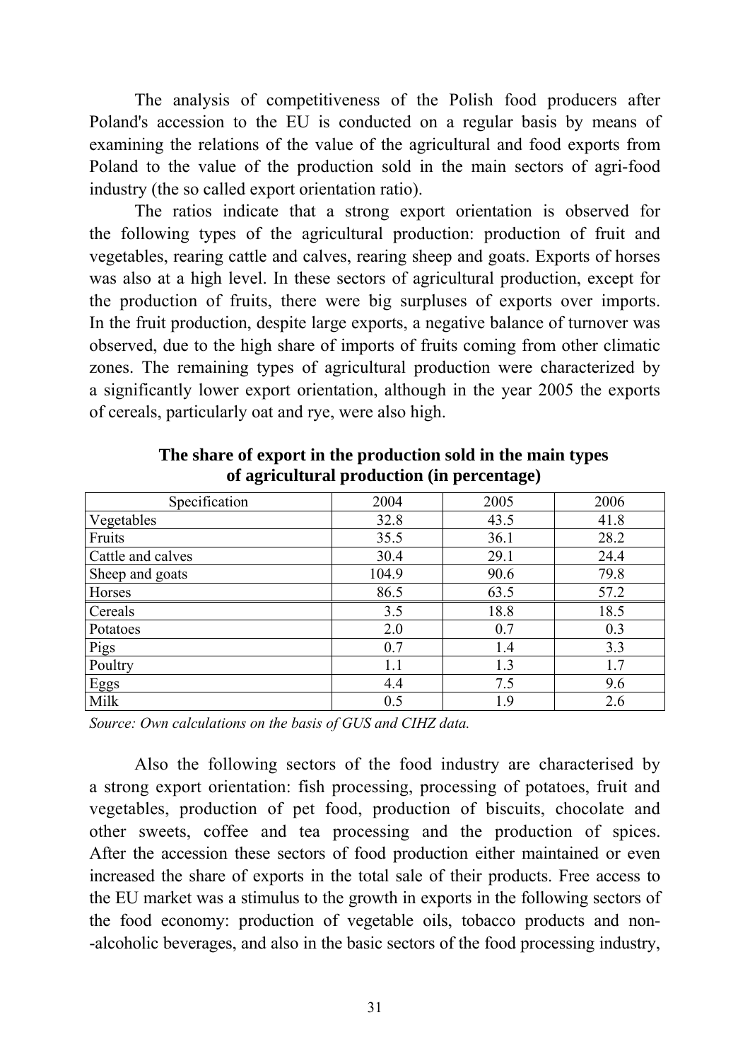The analysis of competitiveness of the Polish food producers after Poland's accession to the EU is conducted on a regular basis by means of examining the relations of the value of the agricultural and food exports from Poland to the value of the production sold in the main sectors of agri-food industry (the so called export orientation ratio).

The ratios indicate that a strong export orientation is observed for the following types of the agricultural production: production of fruit and vegetables, rearing cattle and calves, rearing sheep and goats. Exports of horses was also at a high level. In these sectors of agricultural production, except for the production of fruits, there were big surpluses of exports over imports. In the fruit production, despite large exports, a negative balance of turnover was observed, due to the high share of imports of fruits coming from other climatic zones. The remaining types of agricultural production were characterized by a significantly lower export orientation, although in the year 2005 the exports of cereals, particularly oat and rye, were also high.

**The share of export in the production sold in the main types of agricultural production (in percentage)**

| Specification | 2004 | 2005 | 2006 |
|---|---|---|---|
| Vegetables | 32.8 | 43.5 | 41.8 |
| Fruits | 35.5 | 36.1 | 28.2 |
| Cattle and calves | 30.4 | 29.1 | 24.4 |
| Sheep and goats | 104.9 | 90.6 | 79.8 |
| Horses | 86.5 | 63.5 | 57.2 |
| Cereals | 3.5 | 18.8 | 18.5 |
| Potatoes | 2.0 | 0.7 | 0.3 |
| Pigs | 0.7 | 1.4 | 3.3 |
| Poultry | 1.1 | 1.3 | 1.7 |
| Eggs | 4.4 | 7.5 | 9.6 |
| Milk | 0.5 | 1.9 | 2.6 |

*Source: Own calculations on the basis of GUS and CIHZ data.*

Also the following sectors of the food industry are characterised by a strong export orientation: fish processing, processing of potatoes, fruit and vegetables, production of pet food, production of biscuits, chocolate and other sweets, coffee and tea processing and the production of spices. After the accession these sectors of food production either maintained or even increased the share of exports in the total sale of their products. Free access to the EU market was a stimulus to the growth in exports in the following sectors of the food economy: production of vegetable oils, tobacco products and non-alcoholic beverages, and also in the basic sectors of the food processing industry,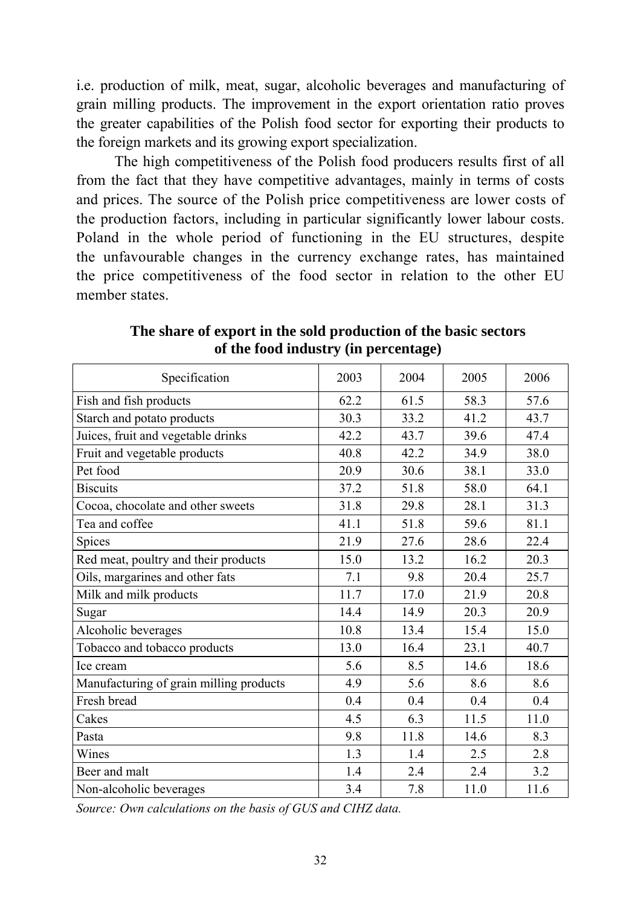i.e. production of milk, meat, sugar, alcoholic beverages and manufacturing of grain milling products. The improvement in the export orientation ratio proves the greater capabilities of the Polish food sector for exporting their products to the foreign markets and its growing export specialization.

The high competitiveness of the Polish food producers results first of all from the fact that they have competitive advantages, mainly in terms of costs and prices. The source of the Polish price competitiveness are lower costs of the production factors, including in particular significantly lower labour costs. Poland in the whole period of functioning in the EU structures, despite the unfavourable changes in the currency exchange rates, has maintained the price competitiveness of the food sector in relation to the other EU member states.

**The share of export in the sold production of the basic sectors of the food industry (in percentage)**

| Specification | 2003 | 2004 | 2005 | 2006 |
|---|---|---|---|---|
| Fish and fish products | 62.2 | 61.5 | 58.3 | 57.6 |
| Starch and potato products | 30.3 | 33.2 | 41.2 | 43.7 |
| Juices, fruit and vegetable drinks | 42.2 | 43.7 | 39.6 | 47.4 |
| Fruit and vegetable products | 40.8 | 42.2 | 34.9 | 38.0 |
| Pet food | 20.9 | 30.6 | 38.1 | 33.0 |
| Biscuits | 37.2 | 51.8 | 58.0 | 64.1 |
| Cocoa, chocolate and other sweets | 31.8 | 29.8 | 28.1 | 31.3 |
| Tea and coffee | 41.1 | 51.8 | 59.6 | 81.1 |
| Spices | 21.9 | 27.6 | 28.6 | 22.4 |
| Red meat, poultry and their products | 15.0 | 13.2 | 16.2 | 20.3 |
| Oils, margarines and other fats | 7.1 | 9.8 | 20.4 | 25.7 |
| Milk and milk products | 11.7 | 17.0 | 21.9 | 20.8 |
| Sugar | 14.4 | 14.9 | 20.3 | 20.9 |
| Alcoholic beverages | 10.8 | 13.4 | 15.4 | 15.0 |
| Tobacco and tobacco products | 13.0 | 16.4 | 23.1 | 40.7 |
| Ice cream | 5.6 | 8.5 | 14.6 | 18.6 |
| Manufacturing of grain milling products | 4.9 | 5.6 | 8.6 | 8.6 |
| Fresh bread | 0.4 | 0.4 | 0.4 | 0.4 |
| Cakes | 4.5 | 6.3 | 11.5 | 11.0 |
| Pasta | 9.8 | 11.8 | 14.6 | 8.3 |
| Wines | 1.3 | 1.4 | 2.5 | 2.8 |
| Beer and malt | 1.4 | 2.4 | 2.4 | 3.2 |
| Non-alcoholic beverages | 3.4 | 7.8 | 11.0 | 11.6 |

*Source: Own calculations on the basis of GUS and CIHZ data.*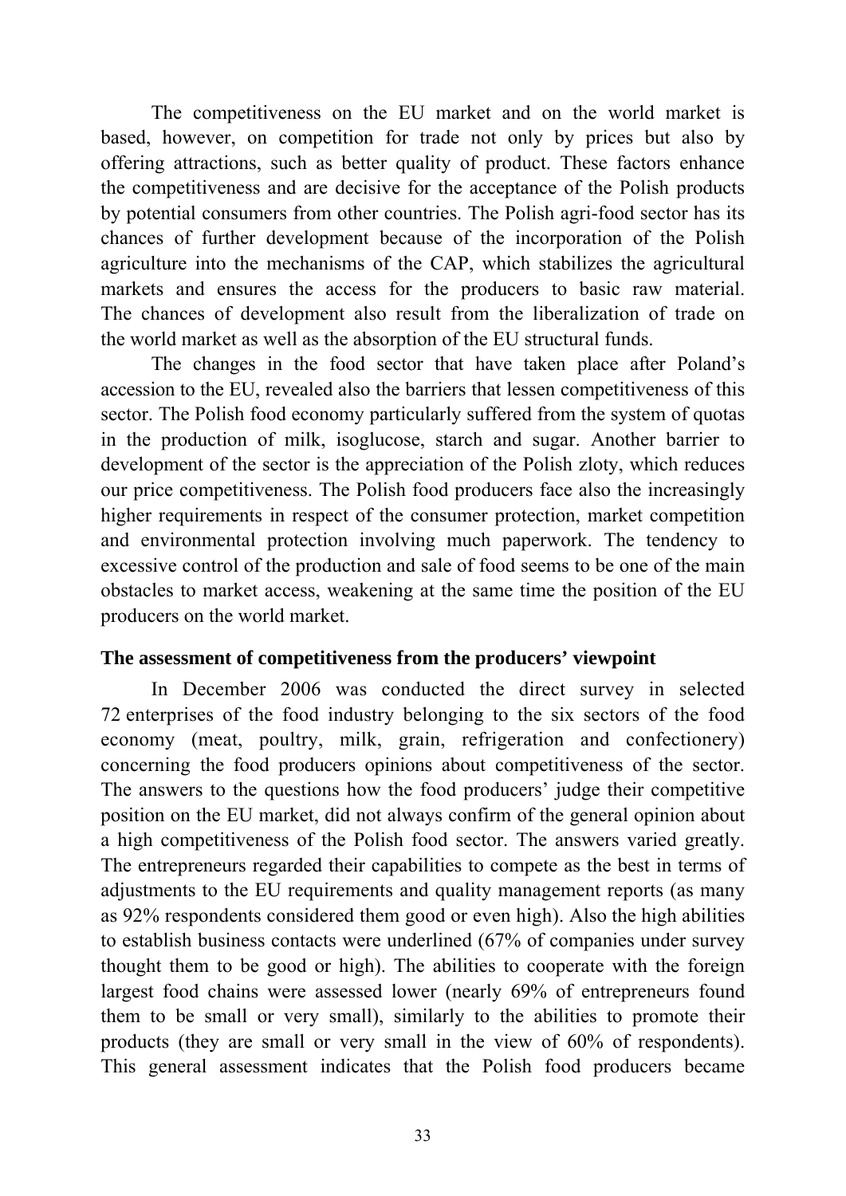The competitiveness on the EU market and on the world market is based, however, on competition for trade not only by prices but also by offering attractions, such as better quality of product. These factors enhance the competitiveness and are decisive for the acceptance of the Polish products by potential consumers from other countries. The Polish agri-food sector has its chances of further development because of the incorporation of the Polish agriculture into the mechanisms of the CAP, which stabilizes the agricultural markets and ensures the access for the producers to basic raw material. The chances of development also result from the liberalization of trade on the world market as well as the absorption of the EU structural funds.

The changes in the food sector that have taken place after Poland's accession to the EU, revealed also the barriers that lessen competitiveness of this sector. The Polish food economy particularly suffered from the system of quotas in the production of milk, isoglucose, starch and sugar. Another barrier to development of the sector is the appreciation of the Polish zloty, which reduces our price competitiveness. The Polish food producers face also the increasingly higher requirements in respect of the consumer protection, market competition and environmental protection involving much paperwork. The tendency to excessive control of the production and sale of food seems to be one of the main obstacles to market access, weakening at the same time the position of the EU producers on the world market.

**The assessment of competitiveness from the producers' viewpoint**

In December 2006 was conducted the direct survey in selected 72 enterprises of the food industry belonging to the six sectors of the food economy (meat, poultry, milk, grain, refrigeration and confectionery) concerning the food producers opinions about competitiveness of the sector. The answers to the questions how the food producers' judge their competitive position on the EU market, did not always confirm of the general opinion about a high competitiveness of the Polish food sector. The answers varied greatly. The entrepreneurs regarded their capabilities to compete as the best in terms of adjustments to the EU requirements and quality management reports (as many as 92% respondents considered them good or even high). Also the high abilities to establish business contacts were underlined (67% of companies under survey thought them to be good or high). The abilities to cooperate with the foreign largest food chains were assessed lower (nearly 69% of entrepreneurs found them to be small or very small), similarly to the abilities to promote their products (they are small or very small in the view of 60% of respondents). This general assessment indicates that the Polish food producers became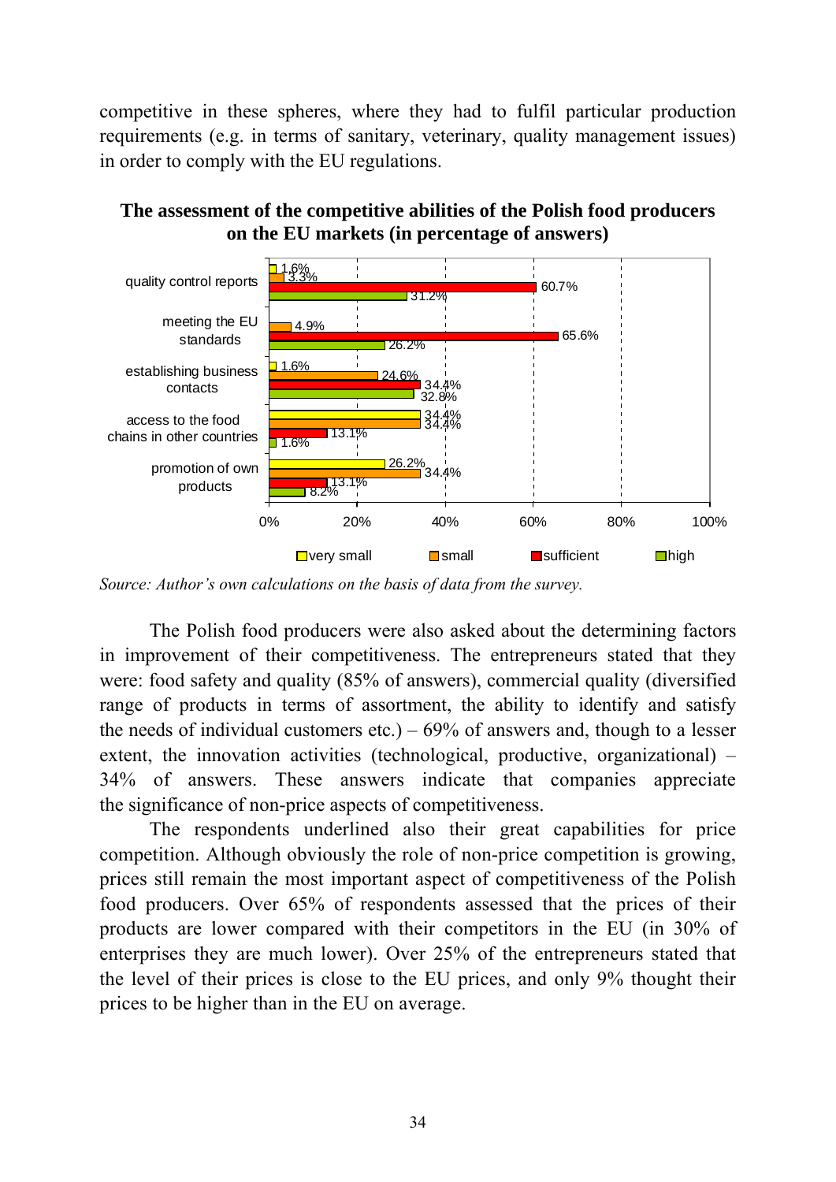competitive in these spheres, where they had to fulfil particular production requirements (e.g. in terms of sanitary, veterinary, quality management issues) in order to comply with the EU regulations.

**The assessment of the competitive abilities of the Polish food producers on the EU markets (in percentage of answers)**

| | very small | small | sufficient | high |
|---|---|---|---|---|
| quality control reports | 1.6% | 3.3% | 60.7% | 31.2% |
| meeting the EU standards | | 4.9% | 65.6% | 26.2% |
| establishing business contacts | 1.6% | 24.6% | 34.4% | 32.8% |
| access to the food chains in other countries | 34.4% | 34.4% | 13.1% | 1.6% |
| promotion of own products | 26.2% | 34.4% | 13.1% | 8.2% |

*Source: Author's own calculations on the basis of data from the survey.*

The Polish food producers were also asked about the determining factors in improvement of their competitiveness. The entrepreneurs stated that they were: food safety and quality (85% of answers), commercial quality (diversified range of products in terms of assortment, the ability to identify and satisfy the needs of individual customers etc.) – 69% of answers and, though to a lesser extent, the innovation activities (technological, productive, organizational) – 34% of answers. These answers indicate that companies appreciate the significance of non-price aspects of competitiveness.

The respondents underlined also their great capabilities for price competition. Although obviously the role of non-price competition is growing, prices still remain the most important aspect of competitiveness of the Polish food producers. Over 65% of respondents assessed that the prices of their products are lower compared with their competitors in the EU (in 30% of enterprises they are much lower). Over 25% of the entrepreneurs stated that the level of their prices is close to the EU prices, and only 9% thought their prices to be higher than in the EU on average.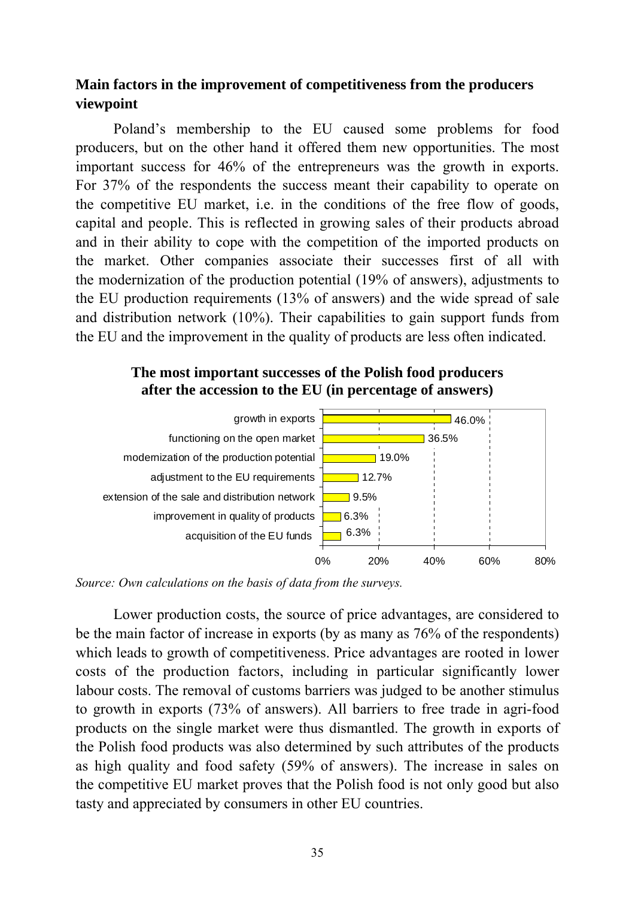## Main factors in the improvement of competitiveness from the producers viewpoint

Poland's membership to the EU caused some problems for food producers, but on the other hand it offered them new opportunities. The most important success for 46% of the entrepreneurs was the growth in exports. For 37% of the respondents the success meant their capability to operate on the competitive EU market, i.e. in the conditions of the free flow of goods, capital and people. This is reflected in growing sales of their products abroad and in their ability to cope with the competition of the imported products on the market. Other companies associate their successes first of all with the modernization of the production potential (19% of answers), adjustments to the EU production requirements (13% of answers) and the wide spread of sale and distribution network (10%). Their capabilities to gain support funds from the EU and the improvement in the quality of products are less often indicated.

**The most important successes of the Polish food producers after the accession to the EU (in percentage of answers)**

| Success | Percentage of answers |
|---|---|
| growth in exports | 46.0% |
| functioning on the open market | 36.5% |
| modernization of the production potential | 19.0% |
| adjustment to the EU requirements | 12.7% |
| extension of the sale and distribution network | 9.5% |
| improvement in quality of products | 6.3% |
| acquisition of the EU funds | 6.3% |

*Source: Own calculations on the basis of data from the surveys.*

Lower production costs, the source of price advantages, are considered to be the main factor of increase in exports (by as many as 76% of the respondents) which leads to growth of competitiveness. Price advantages are rooted in lower costs of the production factors, including in particular significantly lower labour costs. The removal of customs barriers was judged to be another stimulus to growth in exports (73% of answers). All barriers to free trade in agri-food products on the single market were thus dismantled. The growth in exports of the Polish food products was also determined by such attributes of the products as high quality and food safety (59% of answers). The increase in sales on the competitive EU market proves that the Polish food is not only good but also tasty and appreciated by consumers in other EU countries.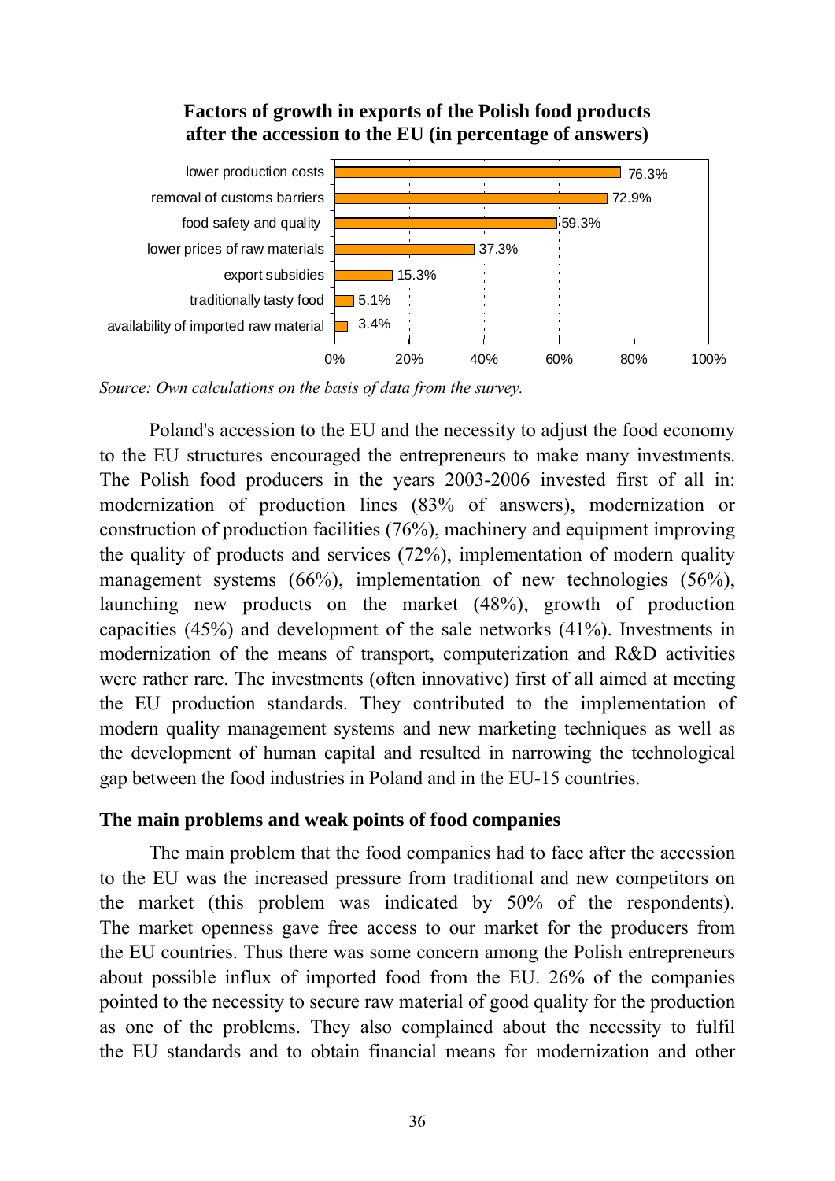**Factors of growth in exports of the Polish food products after the accession to the EU (in percentage of answers)**

| Factor | % |
|---|---|
| lower production costs | 76.3% |
| removal of customs barriers | 72.9% |
| food safety and quality | 59.3% |
| lower prices of raw materials | 37.3% |
| export subsidies | 15.3% |
| traditionally tasty food | 5.1% |
| availability of imported raw material | 3.4% |

*Source: Own calculations on the basis of data from the survey.*

Poland's accession to the EU and the necessity to adjust the food economy to the EU structures encouraged the entrepreneurs to make many investments. The Polish food producers in the years 2003-2006 invested first of all in: modernization of production lines (83% of answers), modernization or construction of production facilities (76%), machinery and equipment improving the quality of products and services (72%), implementation of modern quality management systems (66%), implementation of new technologies (56%), launching new products on the market (48%), growth of production capacities (45%) and development of the sale networks (41%). Investments in modernization of the means of transport, computerization and R&D activities were rather rare. The investments (often innovative) first of all aimed at meeting the EU production standards. They contributed to the implementation of modern quality management systems and new marketing techniques as well as the development of human capital and resulted in narrowing the technological gap between the food industries in Poland and in the EU-15 countries.

## The main problems and weak points of food companies

The main problem that the food companies had to face after the accession to the EU was the increased pressure from traditional and new competitors on the market (this problem was indicated by 50% of the respondents). The market openness gave free access to our market for the producers from the EU countries. Thus there was some concern among the Polish entrepreneurs about possible influx of imported food from the EU. 26% of the companies pointed to the necessity to secure raw material of good quality for the production as one of the problems. They also complained about the necessity to fulfil the EU standards and to obtain financial means for modernization and other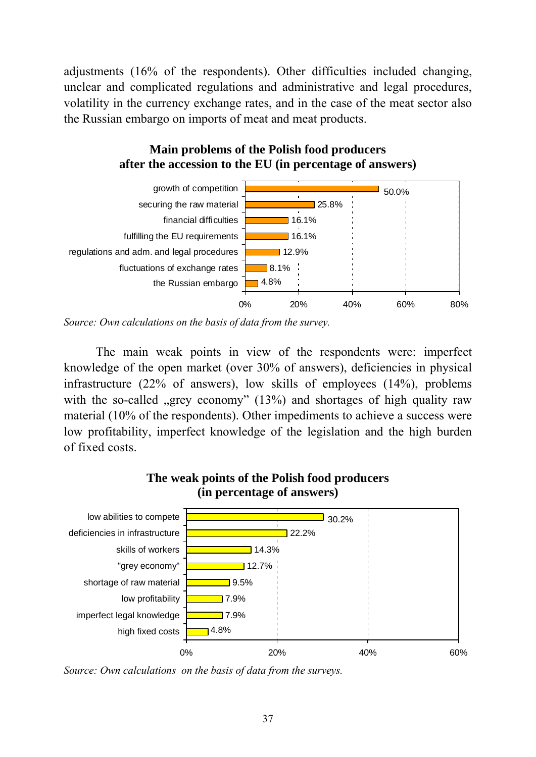adjustments (16% of the respondents). Other difficulties included changing, unclear and complicated regulations and administrative and legal procedures, volatility in the currency exchange rates, and in the case of the meat sector also the Russian embargo on imports of meat and meat products.

**Main problems of the Polish food producers after the accession to the EU (in percentage of answers)**

| Problem | % of answers |
|---|---|
| growth of competition | 50.0% |
| securing the raw material | 25.8% |
| financial difficulties | 16.1% |
| fulfilling the EU requirements | 16.1% |
| regulations and adm. and legal procedures | 12.9% |
| fluctuations of exchange rates | 8.1% |
| the Russian embargo | 4.8% |

*Source: Own calculations on the basis of data from the survey.*

The main weak points in view of the respondents were: imperfect knowledge of the open market (over 30% of answers), deficiencies in physical infrastructure (22% of answers), low skills of employees (14%), problems with the so-called „grey economy" (13%) and shortages of high quality raw material (10% of the respondents). Other impediments to achieve a success were low profitability, imperfect knowledge of the legislation and the high burden of fixed costs.

**The weak points of the Polish food producers (in percentage of answers)**

| Weak point | % of answers |
|---|---|
| low abilities to compete | 30.2% |
| deficiencies in infrastructure | 22.2% |
| skills of workers | 14.3% |
| "grey economy" | 12.7% |
| shortage of raw material | 9.5% |
| low profitability | 7.9% |
| imperfect legal knowledge | 7.9% |
| high fixed costs | 4.8% |

*Source: Own calculations on the basis of data from the surveys.*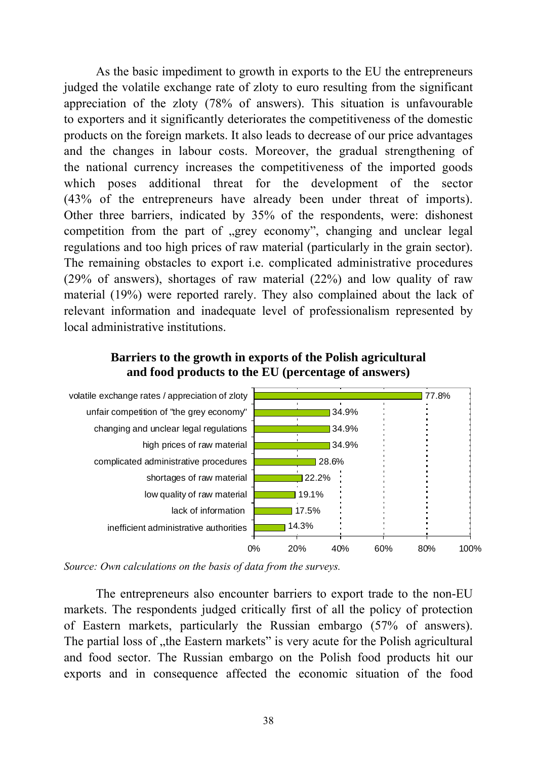As the basic impediment to growth in exports to the EU the entrepreneurs judged the volatile exchange rate of zloty to euro resulting from the significant appreciation of the zloty (78% of answers). This situation is unfavourable to exporters and it significantly deteriorates the competitiveness of the domestic products on the foreign markets. It also leads to decrease of our price advantages and the changes in labour costs. Moreover, the gradual strengthening of the national currency increases the competitiveness of the imported goods which poses additional threat for the development of the sector (43% of the entrepreneurs have already been under threat of imports). Other three barriers, indicated by 35% of the respondents, were: dishonest competition from the part of „grey economy", changing and unclear legal regulations and too high prices of raw material (particularly in the grain sector). The remaining obstacles to export i.e. complicated administrative procedures (29% of answers), shortages of raw material (22%) and low quality of raw material (19%) were reported rarely. They also complained about the lack of relevant information and inadequate level of professionalism represented by local administrative institutions.

**Barriers to the growth in exports of the Polish agricultural and food products to the EU (percentage of answers)**

| Barrier | Percentage of answers |
|---|---|
| volatile exchange rates / appreciation of zloty | 77.8% |
| unfair competition of "the grey economy" | 34.9% |
| changing and unclear legal regulations | 34.9% |
| high prices of raw material | 34.9% |
| complicated administrative procedures | 28.6% |
| shortages of raw material | 22.2% |
| low quality of raw material | 19.1% |
| lack of information | 17.5% |
| inefficient administrative authorities | 14.3% |

*Source: Own calculations on the basis of data from the surveys.*

The entrepreneurs also encounter barriers to export trade to the non-EU markets. The respondents judged critically first of all the policy of protection of Eastern markets, particularly the Russian embargo (57% of answers). The partial loss of „the Eastern markets" is very acute for the Polish agricultural and food sector. The Russian embargo on the Polish food products hit our exports and in consequence affected the economic situation of the food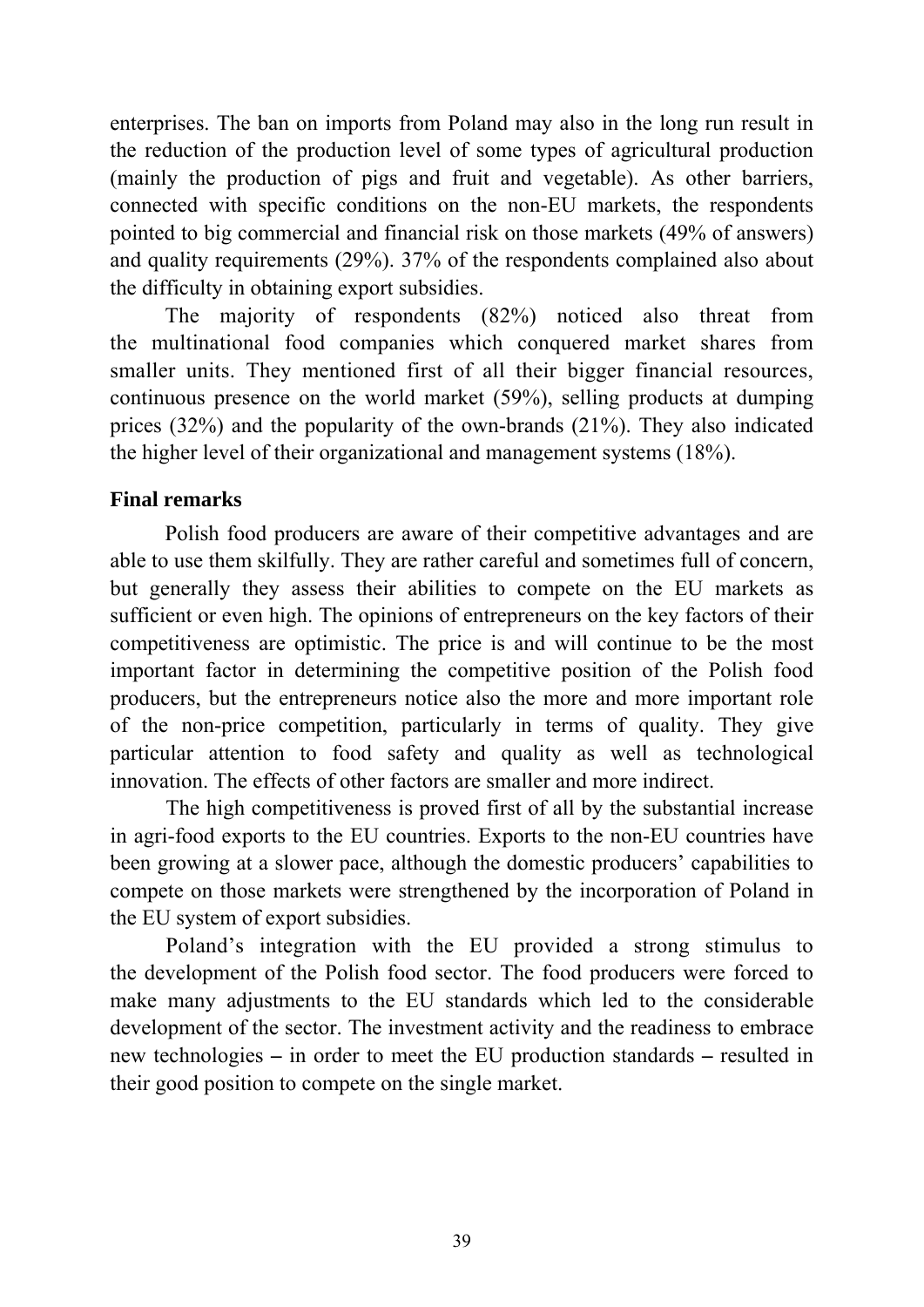enterprises. The ban on imports from Poland may also in the long run result in the reduction of the production level of some types of agricultural production (mainly the production of pigs and fruit and vegetable). As other barriers, connected with specific conditions on the non-EU markets, the respondents pointed to big commercial and financial risk on those markets (49% of answers) and quality requirements (29%). 37% of the respondents complained also about the difficulty in obtaining export subsidies.

The majority of respondents (82%) noticed also threat from the multinational food companies which conquered market shares from smaller units. They mentioned first of all their bigger financial resources, continuous presence on the world market (59%), selling products at dumping prices (32%) and the popularity of the own-brands (21%). They also indicated the higher level of their organizational and management systems (18%).

## Final remarks

Polish food producers are aware of their competitive advantages and are able to use them skilfully. They are rather careful and sometimes full of concern, but generally they assess their abilities to compete on the EU markets as sufficient or even high. The opinions of entrepreneurs on the key factors of their competitiveness are optimistic. The price is and will continue to be the most important factor in determining the competitive position of the Polish food producers, but the entrepreneurs notice also the more and more important role of the non-price competition, particularly in terms of quality. They give particular attention to food safety and quality as well as technological innovation. The effects of other factors are smaller and more indirect.

The high competitiveness is proved first of all by the substantial increase in agri-food exports to the EU countries. Exports to the non-EU countries have been growing at a slower pace, although the domestic producers' capabilities to compete on those markets were strengthened by the incorporation of Poland in the EU system of export subsidies.

Poland's integration with the EU provided a strong stimulus to the development of the Polish food sector. The food producers were forced to make many adjustments to the EU standards which led to the considerable development of the sector. The investment activity and the readiness to embrace new technologies – in order to meet the EU production standards – resulted in their good position to compete on the single market.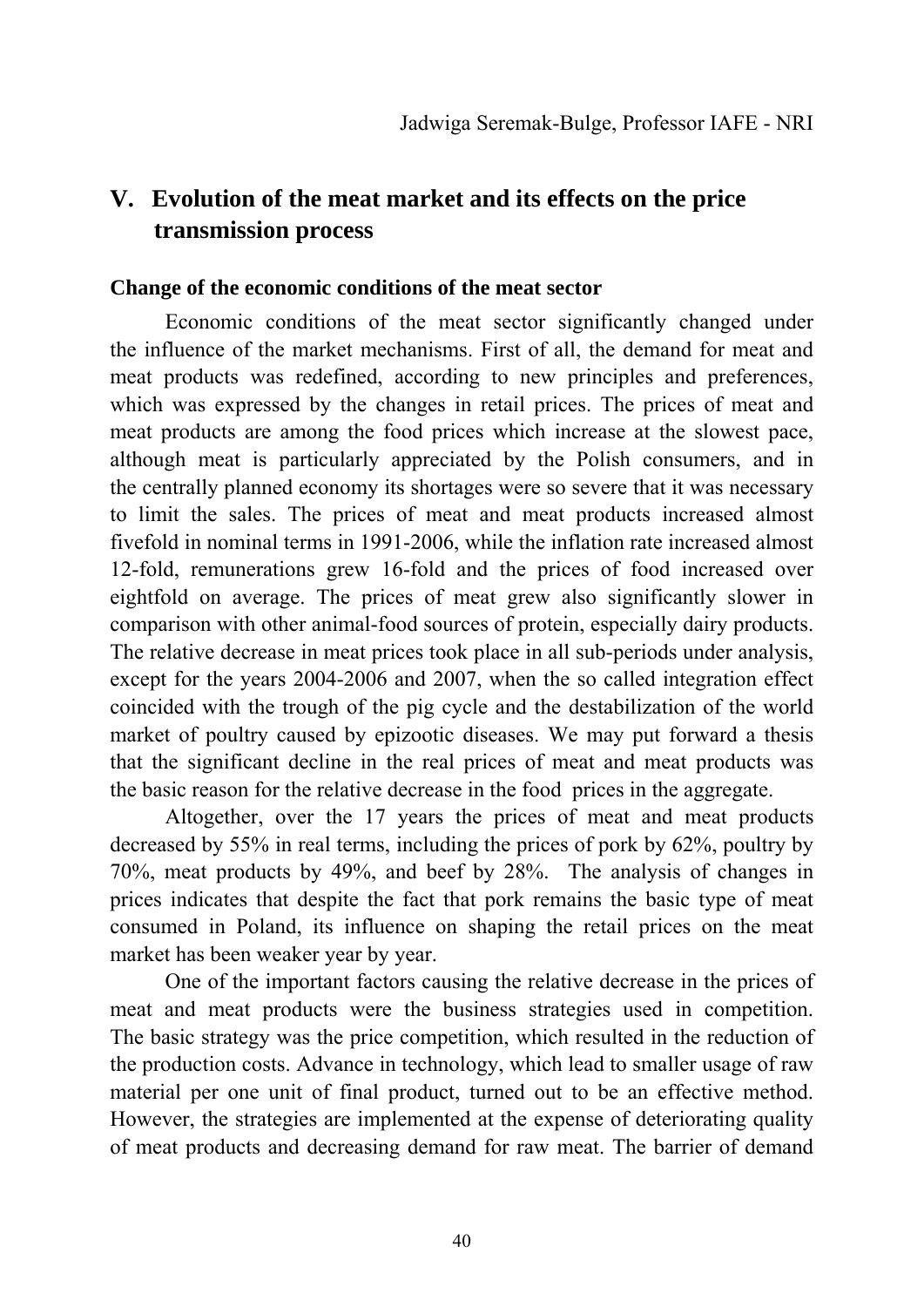Jadwiga Seremak-Bulge, Professor IAFE - NRI

## V. Evolution of the meat market and its effects on the price transmission process

### Change of the economic conditions of the meat sector

Economic conditions of the meat sector significantly changed under the influence of the market mechanisms. First of all, the demand for meat and meat products was redefined, according to new principles and preferences, which was expressed by the changes in retail prices. The prices of meat and meat products are among the food prices which increase at the slowest pace, although meat is particularly appreciated by the Polish consumers, and in the centrally planned economy its shortages were so severe that it was necessary to limit the sales. The prices of meat and meat products increased almost fivefold in nominal terms in 1991-2006, while the inflation rate increased almost 12-fold, remunerations grew 16-fold and the prices of food increased over eightfold on average. The prices of meat grew also significantly slower in comparison with other animal-food sources of protein, especially dairy products. The relative decrease in meat prices took place in all sub-periods under analysis, except for the years 2004-2006 and 2007, when the so called integration effect coincided with the trough of the pig cycle and the destabilization of the world market of poultry caused by epizootic diseases. We may put forward a thesis that the significant decline in the real prices of meat and meat products was the basic reason for the relative decrease in the food prices in the aggregate.

Altogether, over the 17 years the prices of meat and meat products decreased by 55% in real terms, including the prices of pork by 62%, poultry by 70%, meat products by 49%, and beef by 28%. The analysis of changes in prices indicates that despite the fact that pork remains the basic type of meat consumed in Poland, its influence on shaping the retail prices on the meat market has been weaker year by year.

One of the important factors causing the relative decrease in the prices of meat and meat products were the business strategies used in competition. The basic strategy was the price competition, which resulted in the reduction of the production costs. Advance in technology, which lead to smaller usage of raw material per one unit of final product, turned out to be an effective method. However, the strategies are implemented at the expense of deteriorating quality of meat products and decreasing demand for raw meat. The barrier of demand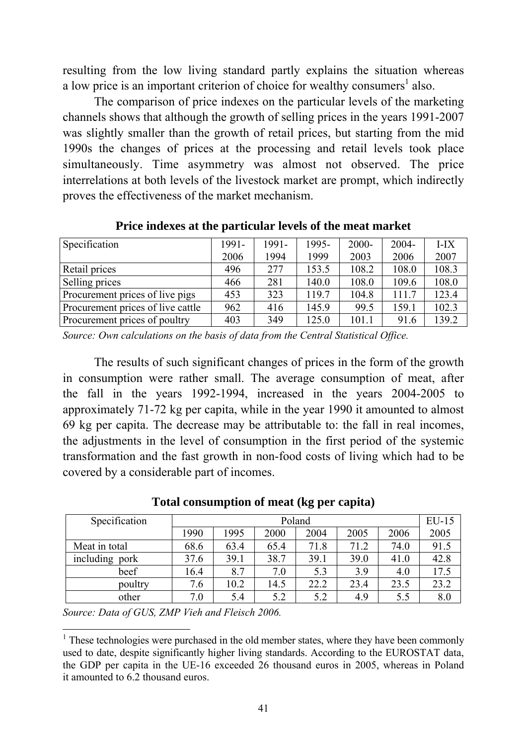resulting from the low living standard partly explains the situation whereas a low price is an important criterion of choice for wealthy consumers[1] also.

The comparison of price indexes on the particular levels of the marketing channels shows that although the growth of selling prices in the years 1991-2007 was slightly smaller than the growth of retail prices, but starting from the mid 1990s the changes of prices at the processing and retail levels took place simultaneously. Time asymmetry was almost not observed. The price interrelations at both levels of the livestock market are prompt, which indirectly proves the effectiveness of the market mechanism.

**Price indexes at the particular levels of the meat market**

| Specification | 1991-2006 | 1991-1994 | 1995-1999 | 2000-2003 | 2004-2006 | I-IX 2007 |
|---|---|---|---|---|---|---|
| Retail prices | 496 | 277 | 153.5 | 108.2 | 108.0 | 108.3 |
| Selling prices | 466 | 281 | 140.0 | 108.0 | 109.6 | 108.0 |
| Procurement prices of live pigs | 453 | 323 | 119.7 | 104.8 | 111.7 | 123.4 |
| Procurement prices of live cattle | 962 | 416 | 145.9 | 99.5 | 159.1 | 102.3 |
| Procurement prices of poultry | 403 | 349 | 125.0 | 101.1 | 91.6 | 139.2 |

*Source: Own calculations on the basis of data from the Central Statistical Office.*

The results of such significant changes of prices in the form of the growth in consumption were rather small. The average consumption of meat, after the fall in the years 1992-1994, increased in the years 2004-2005 to approximately 71-72 kg per capita, while in the year 1990 it amounted to almost 69 kg per capita. The decrease may be attributable to: the fall in real incomes, the adjustments in the level of consumption in the first period of the systemic transformation and the fast growth in non-food costs of living which had to be covered by a considerable part of incomes.

**Total consumption of meat (kg per capita)**

| Specification | Poland | | | | | | EU-15 |
|---|---|---|---|---|---|---|---|
| | 1990 | 1995 | 2000 | 2004 | 2005 | 2006 | 2005 |
| Meat in total | 68.6 | 63.4 | 65.4 | 71.8 | 71.2 | 74.0 | 91.5 |
| including pork | 37.6 | 39.1 | 38.7 | 39.1 | 39.0 | 41.0 | 42.8 |
| beef | 16.4 | 8.7 | 7.0 | 5.3 | 3.9 | 4.0 | 17.5 |
| poultry | 7.6 | 10.2 | 14.5 | 22.2 | 23.4 | 23.5 | 23.2 |
| other | 7.0 | 5.4 | 5.2 | 5.2 | 4.9 | 5.5 | 8.0 |

*Source: Data of GUS, ZMP Vieh and Fleisch 2006.*

[1] These technologies were purchased in the old member states, where they have been commonly used to date, despite significantly higher living standards. According to the EUROSTAT data, the GDP per capita in the UE-16 exceeded 26 thousand euros in 2005, whereas in Poland it amounted to 6.2 thousand euros.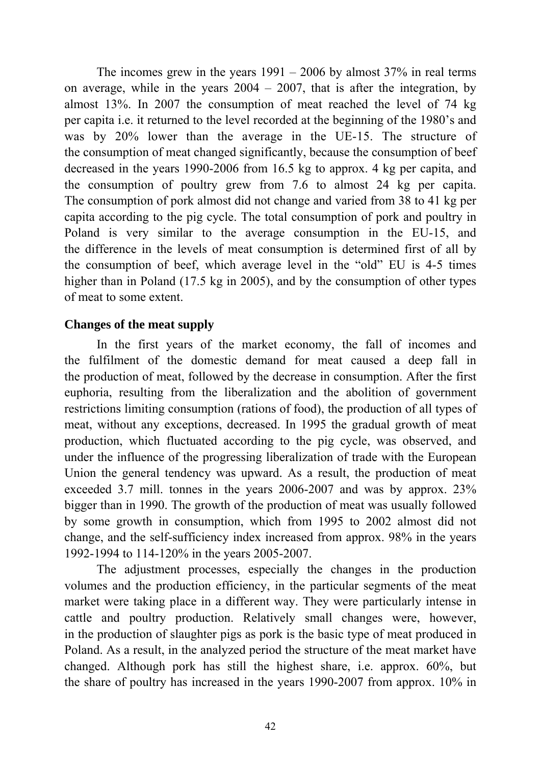The incomes grew in the years 1991 – 2006 by almost 37% in real terms on average, while in the years 2004 – 2007, that is after the integration, by almost 13%. In 2007 the consumption of meat reached the level of 74 kg per capita i.e. it returned to the level recorded at the beginning of the 1980's and was by 20% lower than the average in the UE-15. The structure of the consumption of meat changed significantly, because the consumption of beef decreased in the years 1990-2006 from 16.5 kg to approx. 4 kg per capita, and the consumption of poultry grew from 7.6 to almost 24 kg per capita. The consumption of pork almost did not change and varied from 38 to 41 kg per capita according to the pig cycle. The total consumption of pork and poultry in Poland is very similar to the average consumption in the EU-15, and the difference in the levels of meat consumption is determined first of all by the consumption of beef, which average level in the "old" EU is 4-5 times higher than in Poland (17.5 kg in 2005), and by the consumption of other types of meat to some extent.

**Changes of the meat supply**

In the first years of the market economy, the fall of incomes and the fulfilment of the domestic demand for meat caused a deep fall in the production of meat, followed by the decrease in consumption. After the first euphoria, resulting from the liberalization and the abolition of government restrictions limiting consumption (rations of food), the production of all types of meat, without any exceptions, decreased. In 1995 the gradual growth of meat production, which fluctuated according to the pig cycle, was observed, and under the influence of the progressing liberalization of trade with the European Union the general tendency was upward. As a result, the production of meat exceeded 3.7 mill. tonnes in the years 2006-2007 and was by approx. 23% bigger than in 1990. The growth of the production of meat was usually followed by some growth in consumption, which from 1995 to 2002 almost did not change, and the self-sufficiency index increased from approx. 98% in the years 1992-1994 to 114-120% in the years 2005-2007.

The adjustment processes, especially the changes in the production volumes and the production efficiency, in the particular segments of the meat market were taking place in a different way. They were particularly intense in cattle and poultry production. Relatively small changes were, however, in the production of slaughter pigs as pork is the basic type of meat produced in Poland. As a result, in the analyzed period the structure of the meat market have changed. Although pork has still the highest share, i.e. approx. 60%, but the share of poultry has increased in the years 1990-2007 from approx. 10% in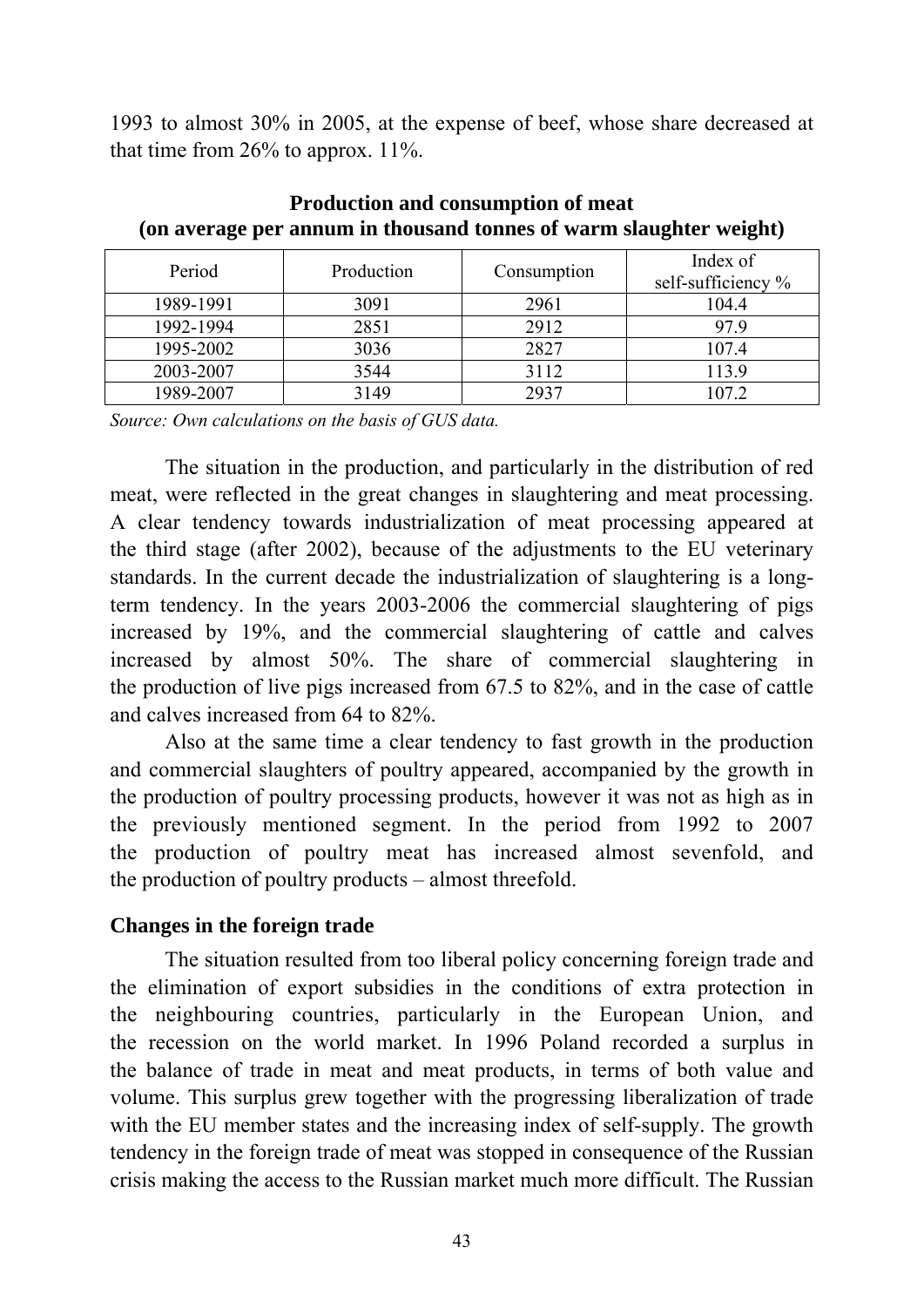1993 to almost 30% in 2005, at the expense of beef, whose share decreased at that time from 26% to approx. 11%.

**Production and consumption of meat**
**(on average per annum in thousand tonnes of warm slaughter weight)**

| Period | Production | Consumption | Index of self-sufficiency % |
|---|---|---|---|
| 1989-1991 | 3091 | 2961 | 104.4 |
| 1992-1994 | 2851 | 2912 | 97.9 |
| 1995-2002 | 3036 | 2827 | 107.4 |
| 2003-2007 | 3544 | 3112 | 113.9 |
| 1989-2007 | 3149 | 2937 | 107.2 |

*Source: Own calculations on the basis of GUS data.*

The situation in the production, and particularly in the distribution of red meat, were reflected in the great changes in slaughtering and meat processing. A clear tendency towards industrialization of meat processing appeared at the third stage (after 2002), because of the adjustments to the EU veterinary standards. In the current decade the industrialization of slaughtering is a long-term tendency. In the years 2003-2006 the commercial slaughtering of pigs increased by 19%, and the commercial slaughtering of cattle and calves increased by almost 50%. The share of commercial slaughtering in the production of live pigs increased from 67.5 to 82%, and in the case of cattle and calves increased from 64 to 82%.

Also at the same time a clear tendency to fast growth in the production and commercial slaughters of poultry appeared, accompanied by the growth in the production of poultry processing products, however it was not as high as in the previously mentioned segment. In the period from 1992 to 2007 the production of poultry meat has increased almost sevenfold, and the production of poultry products – almost threefold.

**Changes in the foreign trade**

The situation resulted from too liberal policy concerning foreign trade and the elimination of export subsidies in the conditions of extra protection in the neighbouring countries, particularly in the European Union, and the recession on the world market. In 1996 Poland recorded a surplus in the balance of trade in meat and meat products, in terms of both value and volume. This surplus grew together with the progressing liberalization of trade with the EU member states and the increasing index of self-supply. The growth tendency in the foreign trade of meat was stopped in consequence of the Russian crisis making the access to the Russian market much more difficult. The Russian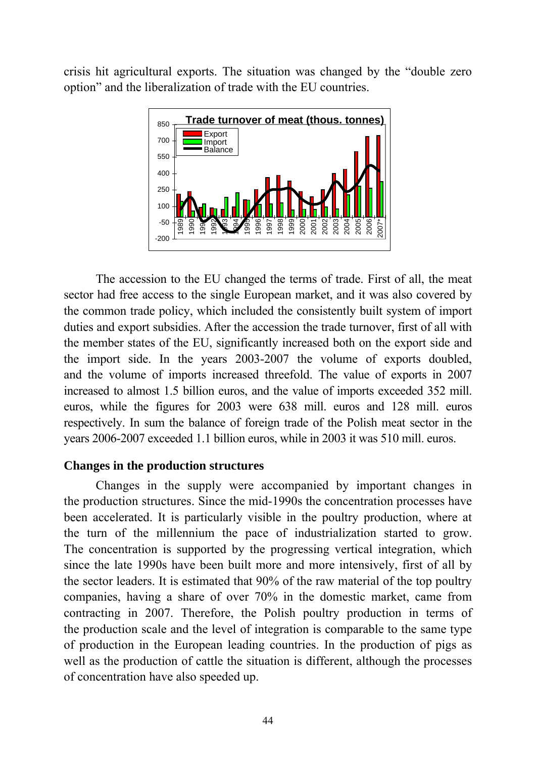crisis hit agricultural exports. The situation was changed by the "double zero option" and the liberalization of trade with the EU countries.

The accession to the EU changed the terms of trade. First of all, the meat sector had free access to the single European market, and it was also covered by the common trade policy, which included the consistently built system of import duties and export subsidies. After the accession the trade turnover, first of all with the member states of the EU, significantly increased both on the export side and the import side. In the years 2003-2007 the volume of exports doubled, and the volume of imports increased threefold. The value of exports in 2007 increased to almost 1.5 billion euros, and the value of imports exceeded 352 mill. euros, while the figures for 2003 were 638 mill. euros and 128 mill. euros respectively. In sum the balance of foreign trade of the Polish meat sector in the years 2006-2007 exceeded 1.1 billion euros, while in 2003 it was 510 mill. euros.

## Changes in the production structures

Changes in the supply were accompanied by important changes in the production structures. Since the mid-1990s the concentration processes have been accelerated. It is particularly visible in the poultry production, where at the turn of the millennium the pace of industrialization started to grow. The concentration is supported by the progressing vertical integration, which since the late 1990s have been built more and more intensively, first of all by the sector leaders. It is estimated that 90% of the raw material of the top poultry companies, having a share of over 70% in the domestic market, came from contracting in 2007. Therefore, the Polish poultry production in terms of the production scale and the level of integration is comparable to the same type of production in the European leading countries. In the production of pigs as well as the production of cattle the situation is different, although the processes of concentration have also speeded up.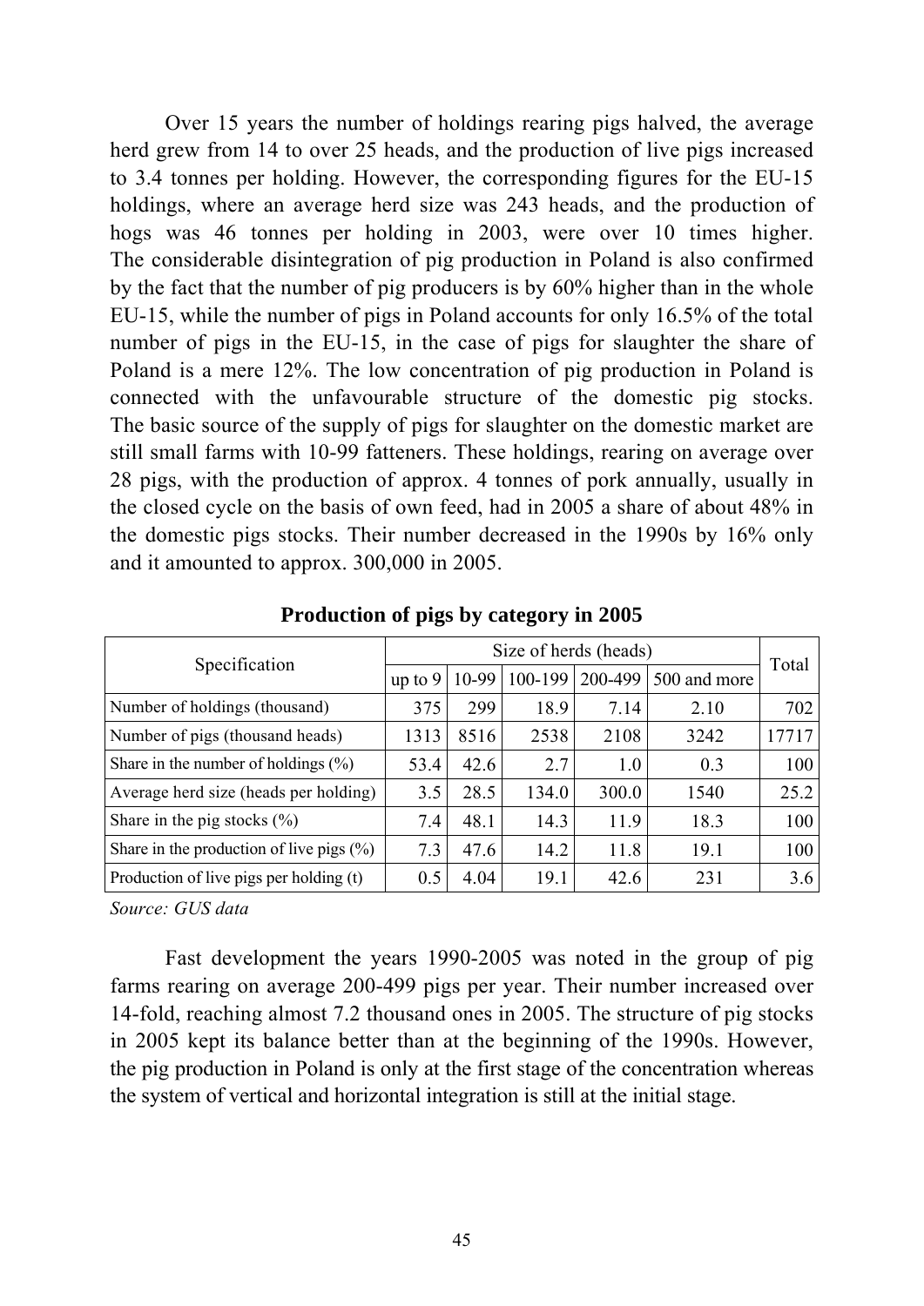Over 15 years the number of holdings rearing pigs halved, the average herd grew from 14 to over 25 heads, and the production of live pigs increased to 3.4 tonnes per holding. However, the corresponding figures for the EU-15 holdings, where an average herd size was 243 heads, and the production of hogs was 46 tonnes per holding in 2003, were over 10 times higher. The considerable disintegration of pig production in Poland is also confirmed by the fact that the number of pig producers is by 60% higher than in the whole EU-15, while the number of pigs in Poland accounts for only 16.5% of the total number of pigs in the EU-15, in the case of pigs for slaughter the share of Poland is a mere 12%. The low concentration of pig production in Poland is connected with the unfavourable structure of the domestic pig stocks. The basic source of the supply of pigs for slaughter on the domestic market are still small farms with 10-99 fatteners. These holdings, rearing on average over 28 pigs, with the production of approx. 4 tonnes of pork annually, usually in the closed cycle on the basis of own feed, had in 2005 a share of about 48% in the domestic pigs stocks. Their number decreased in the 1990s by 16% only and it amounted to approx. 300,000 in 2005.

**Production of pigs by category in 2005**

| Specification | Size of herds (heads) | | | | | Total |
|---|---|---|---|---|---|---|
| | up to 9 | 10-99 | 100-199 | 200-499 | 500 and more | |
| Number of holdings (thousand) | 375 | 299 | 18.9 | 7.14 | 2.10 | 702 |
| Number of pigs (thousand heads) | 1313 | 8516 | 2538 | 2108 | 3242 | 17717 |
| Share in the number of holdings (%) | 53.4 | 42.6 | 2.7 | 1.0 | 0.3 | 100 |
| Average herd size (heads per holding) | 3.5 | 28.5 | 134.0 | 300.0 | 1540 | 25.2 |
| Share in the pig stocks (%) | 7.4 | 48.1 | 14.3 | 11.9 | 18.3 | 100 |
| Share in the production of live pigs (%) | 7.3 | 47.6 | 14.2 | 11.8 | 19.1 | 100 |
| Production of live pigs per holding (t) | 0.5 | 4.04 | 19.1 | 42.6 | 231 | 3.6 |

*Source: GUS data*

Fast development the years 1990-2005 was noted in the group of pig farms rearing on average 200-499 pigs per year. Their number increased over 14-fold, reaching almost 7.2 thousand ones in 2005. The structure of pig stocks in 2005 kept its balance better than at the beginning of the 1990s. However, the pig production in Poland is only at the first stage of the concentration whereas the system of vertical and horizontal integration is still at the initial stage.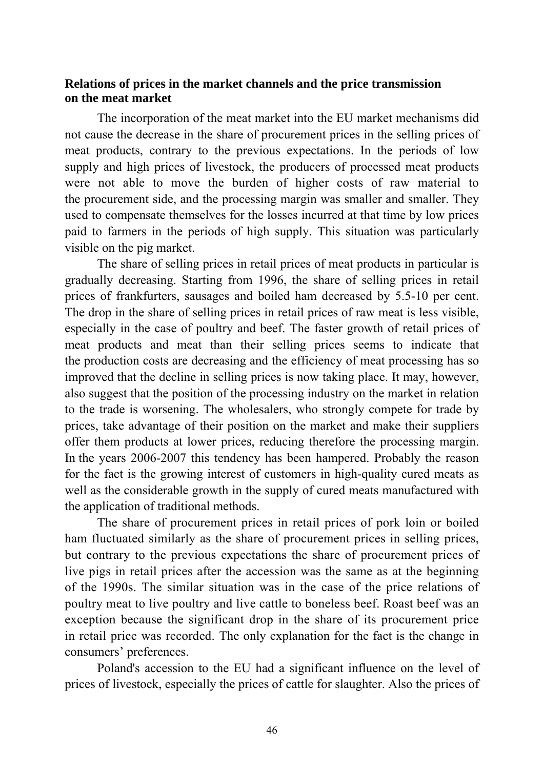**Relations of prices in the market channels and the price transmission on the meat market**

The incorporation of the meat market into the EU market mechanisms did not cause the decrease in the share of procurement prices in the selling prices of meat products, contrary to the previous expectations. In the periods of low supply and high prices of livestock, the producers of processed meat products were not able to move the burden of higher costs of raw material to the procurement side, and the processing margin was smaller and smaller. They used to compensate themselves for the losses incurred at that time by low prices paid to farmers in the periods of high supply. This situation was particularly visible on the pig market.

The share of selling prices in retail prices of meat products in particular is gradually decreasing. Starting from 1996, the share of selling prices in retail prices of frankfurters, sausages and boiled ham decreased by 5.5-10 per cent. The drop in the share of selling prices in retail prices of raw meat is less visible, especially in the case of poultry and beef. The faster growth of retail prices of meat products and meat than their selling prices seems to indicate that the production costs are decreasing and the efficiency of meat processing has so improved that the decline in selling prices is now taking place. It may, however, also suggest that the position of the processing industry on the market in relation to the trade is worsening. The wholesalers, who strongly compete for trade by prices, take advantage of their position on the market and make their suppliers offer them products at lower prices, reducing therefore the processing margin. In the years 2006-2007 this tendency has been hampered. Probably the reason for the fact is the growing interest of customers in high-quality cured meats as well as the considerable growth in the supply of cured meats manufactured with the application of traditional methods.

The share of procurement prices in retail prices of pork loin or boiled ham fluctuated similarly as the share of procurement prices in selling prices, but contrary to the previous expectations the share of procurement prices of live pigs in retail prices after the accession was the same as at the beginning of the 1990s. The similar situation was in the case of the price relations of poultry meat to live poultry and live cattle to boneless beef. Roast beef was an exception because the significant drop in the share of its procurement price in retail price was recorded. The only explanation for the fact is the change in consumers' preferences.

Poland's accession to the EU had a significant influence on the level of prices of livestock, especially the prices of cattle for slaughter. Also the prices of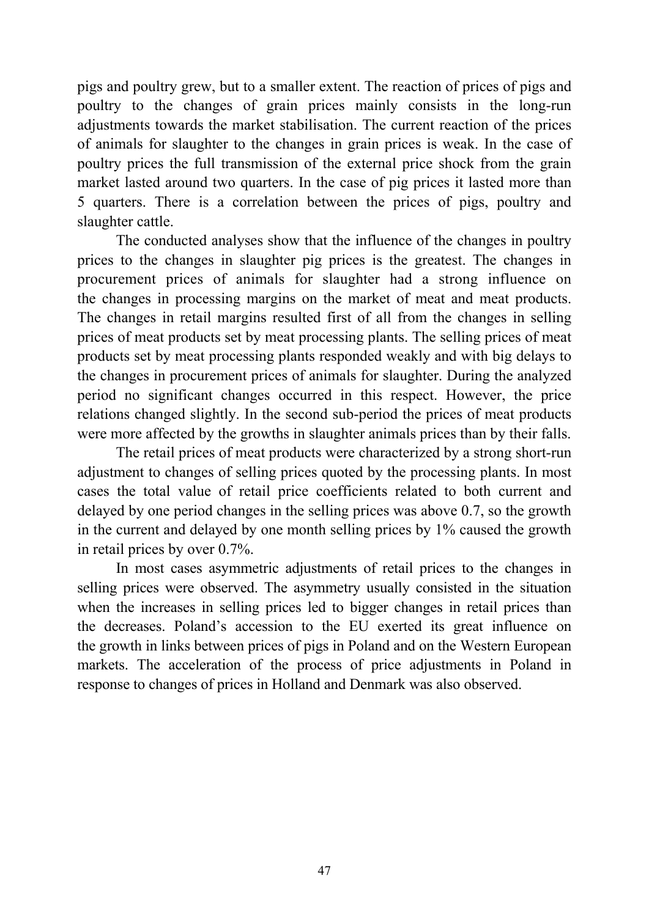pigs and poultry grew, but to a smaller extent. The reaction of prices of pigs and poultry to the changes of grain prices mainly consists in the long-run adjustments towards the market stabilisation. The current reaction of the prices of animals for slaughter to the changes in grain prices is weak. In the case of poultry prices the full transmission of the external price shock from the grain market lasted around two quarters. In the case of pig prices it lasted more than 5 quarters. There is a correlation between the prices of pigs, poultry and slaughter cattle.

The conducted analyses show that the influence of the changes in poultry prices to the changes in slaughter pig prices is the greatest. The changes in procurement prices of animals for slaughter had a strong influence on the changes in processing margins on the market of meat and meat products. The changes in retail margins resulted first of all from the changes in selling prices of meat products set by meat processing plants. The selling prices of meat products set by meat processing plants responded weakly and with big delays to the changes in procurement prices of animals for slaughter. During the analyzed period no significant changes occurred in this respect. However, the price relations changed slightly. In the second sub-period the prices of meat products were more affected by the growths in slaughter animals prices than by their falls.

The retail prices of meat products were characterized by a strong short-run adjustment to changes of selling prices quoted by the processing plants. In most cases the total value of retail price coefficients related to both current and delayed by one period changes in the selling prices was above 0.7, so the growth in the current and delayed by one month selling prices by 1% caused the growth in retail prices by over 0.7%.

In most cases asymmetric adjustments of retail prices to the changes in selling prices were observed. The asymmetry usually consisted in the situation when the increases in selling prices led to bigger changes in retail prices than the decreases. Poland's accession to the EU exerted its great influence on the growth in links between prices of pigs in Poland and on the Western European markets. The acceleration of the process of price adjustments in Poland in response to changes of prices in Holland and Denmark was also observed.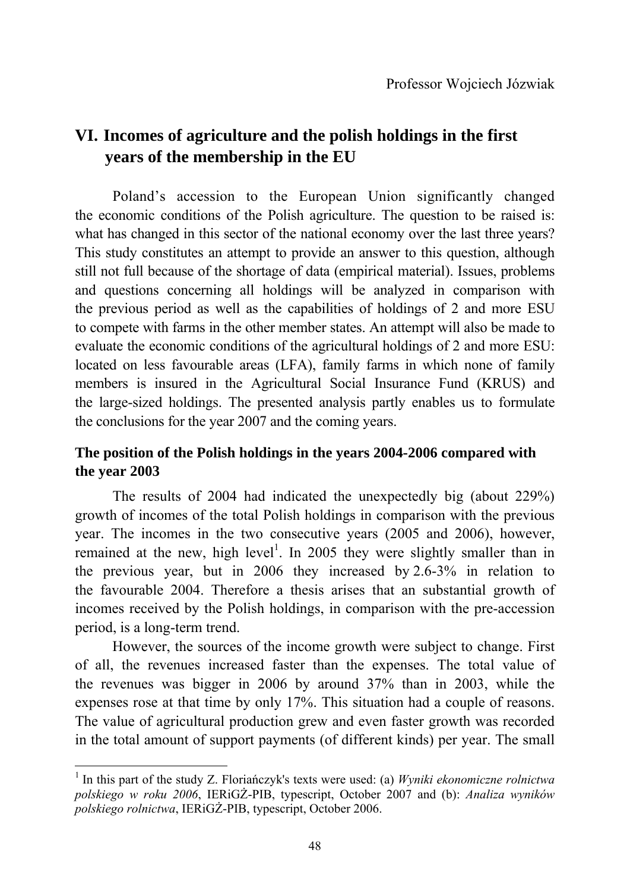Professor Wojciech Józwiak

# VI. Incomes of agriculture and the polish holdings in the first years of the membership in the EU

Poland's accession to the European Union significantly changed the economic conditions of the Polish agriculture. The question to be raised is: what has changed in this sector of the national economy over the last three years? This study constitutes an attempt to provide an answer to this question, although still not full because of the shortage of data (empirical material). Issues, problems and questions concerning all holdings will be analyzed in comparison with the previous period as well as the capabilities of holdings of 2 and more ESU to compete with farms in the other member states. An attempt will also be made to evaluate the economic conditions of the agricultural holdings of 2 and more ESU: located on less favourable areas (LFA), family farms in which none of family members is insured in the Agricultural Social Insurance Fund (KRUS) and the large-sized holdings. The presented analysis partly enables us to formulate the conclusions for the year 2007 and the coming years.

## The position of the Polish holdings in the years 2004-2006 compared with the year 2003

The results of 2004 had indicated the unexpectedly big (about 229%) growth of incomes of the total Polish holdings in comparison with the previous year. The incomes in the two consecutive years (2005 and 2006), however, remained at the new, high level[1]. In 2005 they were slightly smaller than in the previous year, but in 2006 they increased by 2.6-3% in relation to the favourable 2004. Therefore a thesis arises that an substantial growth of incomes received by the Polish holdings, in comparison with the pre-accession period, is a long-term trend.

However, the sources of the income growth were subject to change. First of all, the revenues increased faster than the expenses. The total value of the revenues was bigger in 2006 by around 37% than in 2003, while the expenses rose at that time by only 17%. This situation had a couple of reasons. The value of agricultural production grew and even faster growth was recorded in the total amount of support payments (of different kinds) per year. The small

[1] In this part of the study Z. Floriańczyk's texts were used: (a) *Wyniki ekonomiczne rolnictwa polskiego w roku 2006*, IERiGŻ-PIB, typescript, October 2007 and (b): *Analiza wyników polskiego rolnictwa*, IERiGŻ-PIB, typescript, October 2006.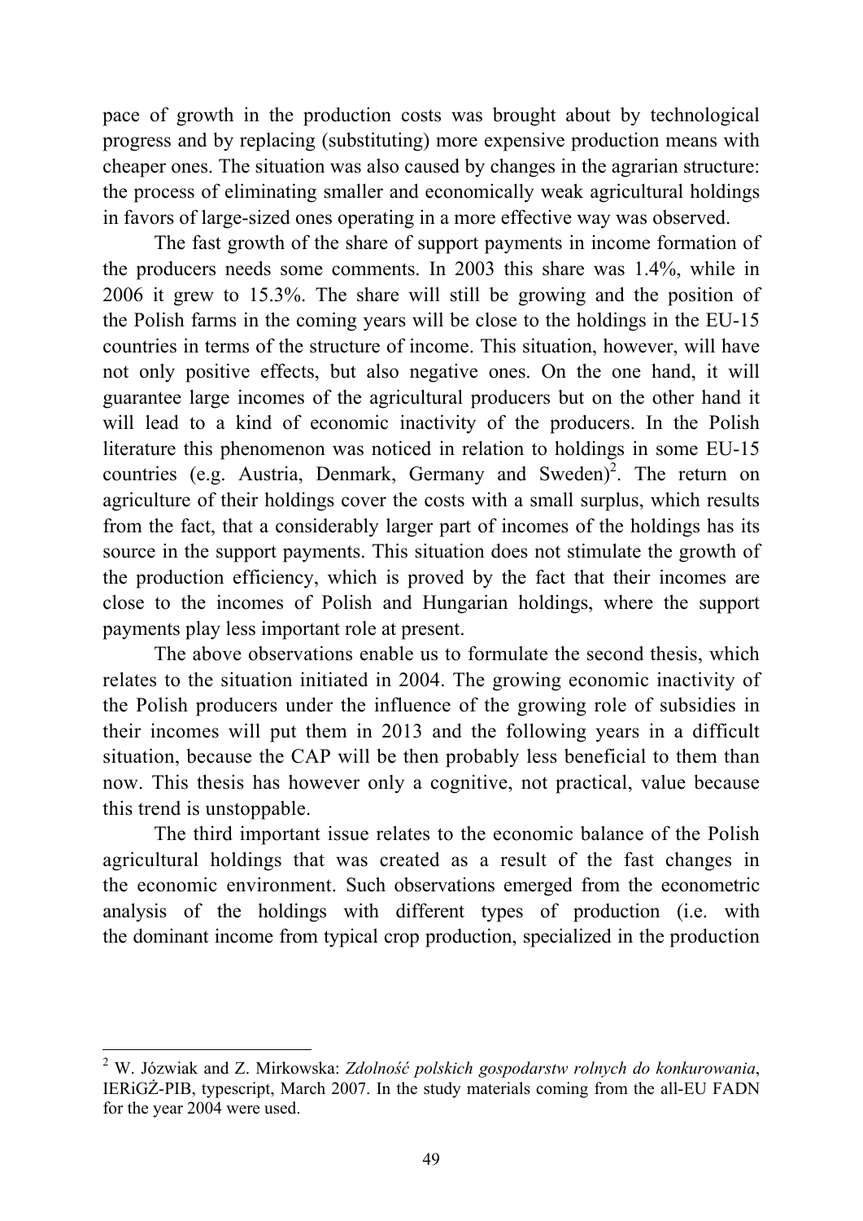pace of growth in the production costs was brought about by technological progress and by replacing (substituting) more expensive production means with cheaper ones. The situation was also caused by changes in the agrarian structure: the process of eliminating smaller and economically weak agricultural holdings in favors of large-sized ones operating in a more effective way was observed.

The fast growth of the share of support payments in income formation of the producers needs some comments. In 2003 this share was 1.4%, while in 2006 it grew to 15.3%. The share will still be growing and the position of the Polish farms in the coming years will be close to the holdings in the EU-15 countries in terms of the structure of income. This situation, however, will have not only positive effects, but also negative ones. On the one hand, it will guarantee large incomes of the agricultural producers but on the other hand it will lead to a kind of economic inactivity of the producers. In the Polish literature this phenomenon was noticed in relation to holdings in some EU-15 countries (e.g. Austria, Denmark, Germany and Sweden)[2]. The return on agriculture of their holdings cover the costs with a small surplus, which results from the fact, that a considerably larger part of incomes of the holdings has its source in the support payments. This situation does not stimulate the growth of the production efficiency, which is proved by the fact that their incomes are close to the incomes of Polish and Hungarian holdings, where the support payments play less important role at present.

The above observations enable us to formulate the second thesis, which relates to the situation initiated in 2004. The growing economic inactivity of the Polish producers under the influence of the growing role of subsidies in their incomes will put them in 2013 and the following years in a difficult situation, because the CAP will be then probably less beneficial to them than now. This thesis has however only a cognitive, not practical, value because this trend is unstoppable.

The third important issue relates to the economic balance of the Polish agricultural holdings that was created as a result of the fast changes in the economic environment. Such observations emerged from the econometric analysis of the holdings with different types of production (i.e. with the dominant income from typical crop production, specialized in the production

---

[2] W. Józwiak and Z. Mirkowska: *Zdolność polskich gospodarstw rolnych do konkurowania*, IERiGŻ-PIB, typescript, March 2007. In the study materials coming from the all-EU FADN for the year 2004 were used.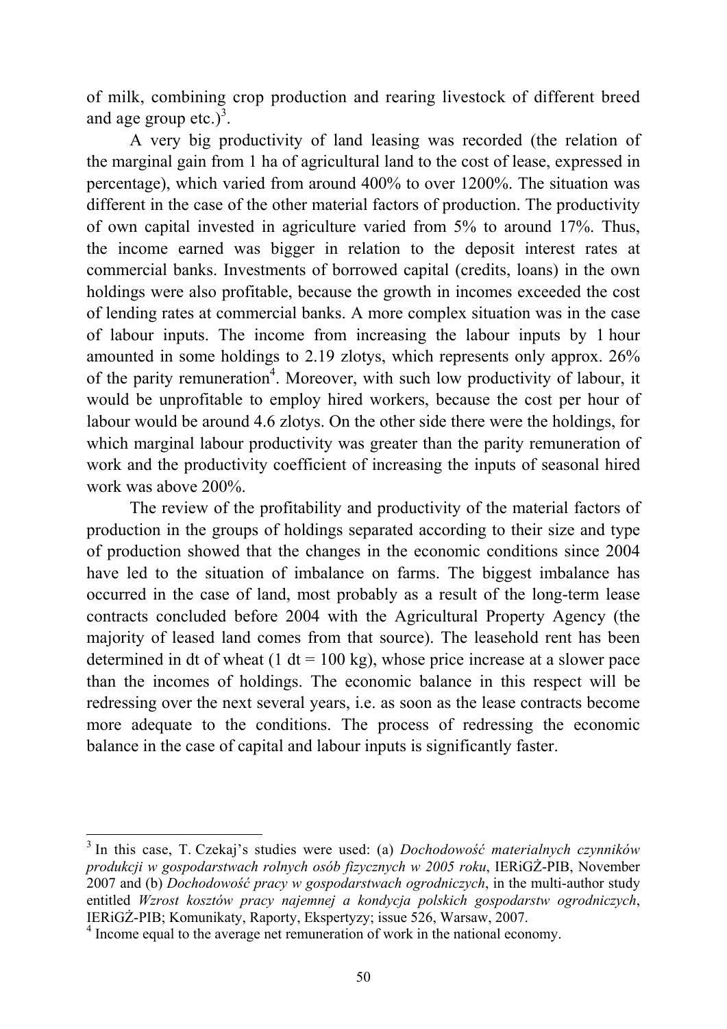of milk, combining crop production and rearing livestock of different breed and age group etc.)[3].

A very big productivity of land leasing was recorded (the relation of the marginal gain from 1 ha of agricultural land to the cost of lease, expressed in percentage), which varied from around 400% to over 1200%. The situation was different in the case of the other material factors of production. The productivity of own capital invested in agriculture varied from 5% to around 17%. Thus, the income earned was bigger in relation to the deposit interest rates at commercial banks. Investments of borrowed capital (credits, loans) in the own holdings were also profitable, because the growth in incomes exceeded the cost of lending rates at commercial banks. A more complex situation was in the case of labour inputs. The income from increasing the labour inputs by 1 hour amounted in some holdings to 2.19 zlotys, which represents only approx. 26% of the parity remuneration[4]. Moreover, with such low productivity of labour, it would be unprofitable to employ hired workers, because the cost per hour of labour would be around 4.6 zlotys. On the other side there were the holdings, for which marginal labour productivity was greater than the parity remuneration of work and the productivity coefficient of increasing the inputs of seasonal hired work was above 200%.

The review of the profitability and productivity of the material factors of production in the groups of holdings separated according to their size and type of production showed that the changes in the economic conditions since 2004 have led to the situation of imbalance on farms. The biggest imbalance has occurred in the case of land, most probably as a result of the long-term lease contracts concluded before 2004 with the Agricultural Property Agency (the majority of leased land comes from that source). The leasehold rent has been determined in dt of wheat (1 dt = 100 kg), whose price increase at a slower pace than the incomes of holdings. The economic balance in this respect will be redressing over the next several years, i.e. as soon as the lease contracts become more adequate to the conditions. The process of redressing the economic balance in the case of capital and labour inputs is significantly faster.

---

[3] In this case, T. Czekaj's studies were used: (a) *Dochodowość materialnych czynników produkcji w gospodarstwach rolnych osób fizycznych w 2005 roku*, IERiGŻ-PIB, November 2007 and (b) *Dochodowość pracy w gospodarstwach ogrodniczych*, in the multi-author study entitled *Wzrost kosztów pracy najemnej a kondycja polskich gospodarstw ogrodniczych*, IERiGŻ-PIB; Komunikaty, Raporty, Ekspertyzy; issue 526, Warsaw, 2007.

[4] Income equal to the average net remuneration of work in the national economy.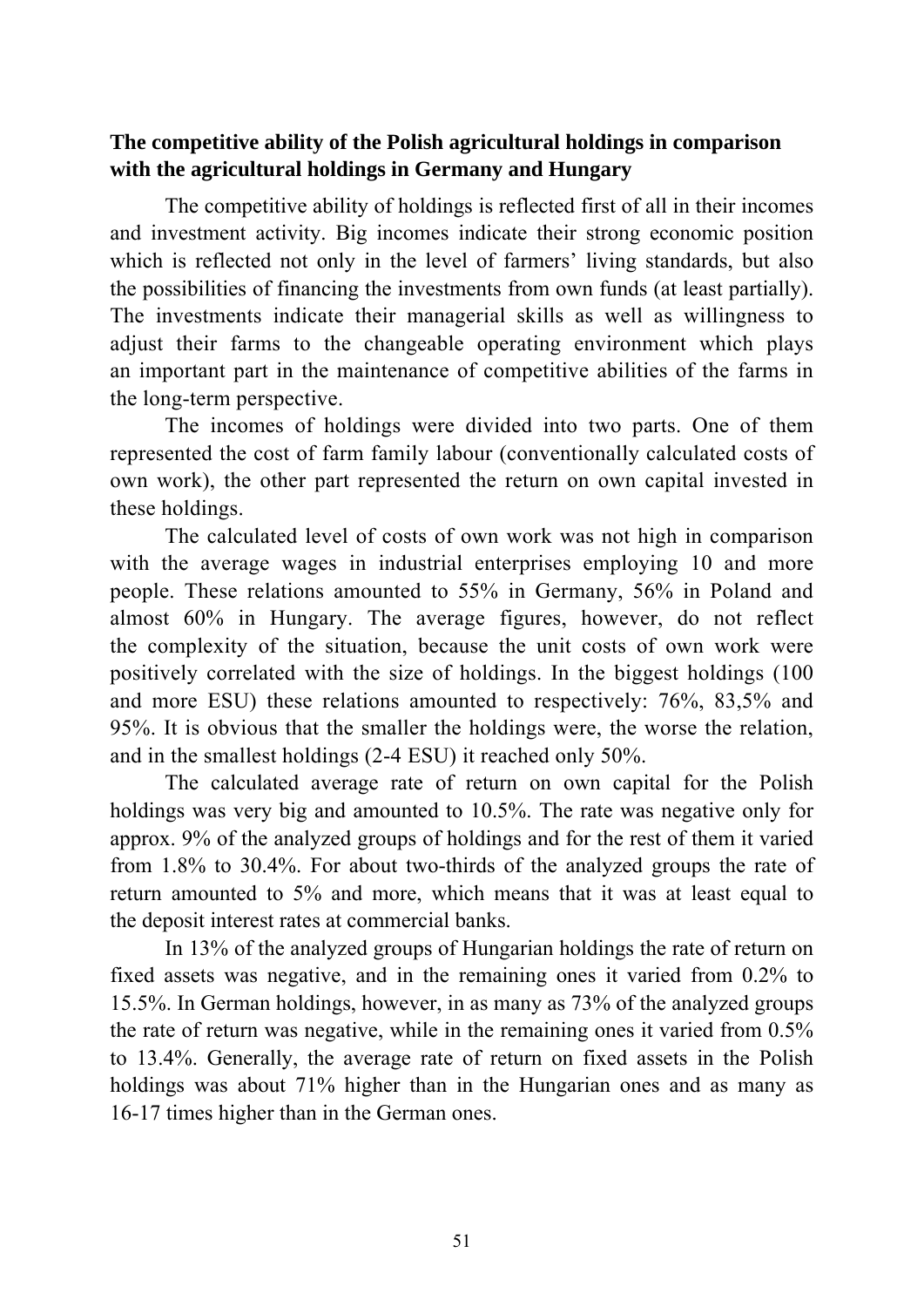**The competitive ability of the Polish agricultural holdings in comparison with the agricultural holdings in Germany and Hungary**

The competitive ability of holdings is reflected first of all in their incomes and investment activity. Big incomes indicate their strong economic position which is reflected not only in the level of farmers' living standards, but also the possibilities of financing the investments from own funds (at least partially). The investments indicate their managerial skills as well as willingness to adjust their farms to the changeable operating environment which plays an important part in the maintenance of competitive abilities of the farms in the long-term perspective.

The incomes of holdings were divided into two parts. One of them represented the cost of farm family labour (conventionally calculated costs of own work), the other part represented the return on own capital invested in these holdings.

The calculated level of costs of own work was not high in comparison with the average wages in industrial enterprises employing 10 and more people. These relations amounted to 55% in Germany, 56% in Poland and almost 60% in Hungary. The average figures, however, do not reflect the complexity of the situation, because the unit costs of own work were positively correlated with the size of holdings. In the biggest holdings (100 and more ESU) these relations amounted to respectively: 76%, 83,5% and 95%. It is obvious that the smaller the holdings were, the worse the relation, and in the smallest holdings (2-4 ESU) it reached only 50%.

The calculated average rate of return on own capital for the Polish holdings was very big and amounted to 10.5%. The rate was negative only for approx. 9% of the analyzed groups of holdings and for the rest of them it varied from 1.8% to 30.4%. For about two-thirds of the analyzed groups the rate of return amounted to 5% and more, which means that it was at least equal to the deposit interest rates at commercial banks.

In 13% of the analyzed groups of Hungarian holdings the rate of return on fixed assets was negative, and in the remaining ones it varied from 0.2% to 15.5%. In German holdings, however, in as many as 73% of the analyzed groups the rate of return was negative, while in the remaining ones it varied from 0.5% to 13.4%. Generally, the average rate of return on fixed assets in the Polish holdings was about 71% higher than in the Hungarian ones and as many as 16-17 times higher than in the German ones.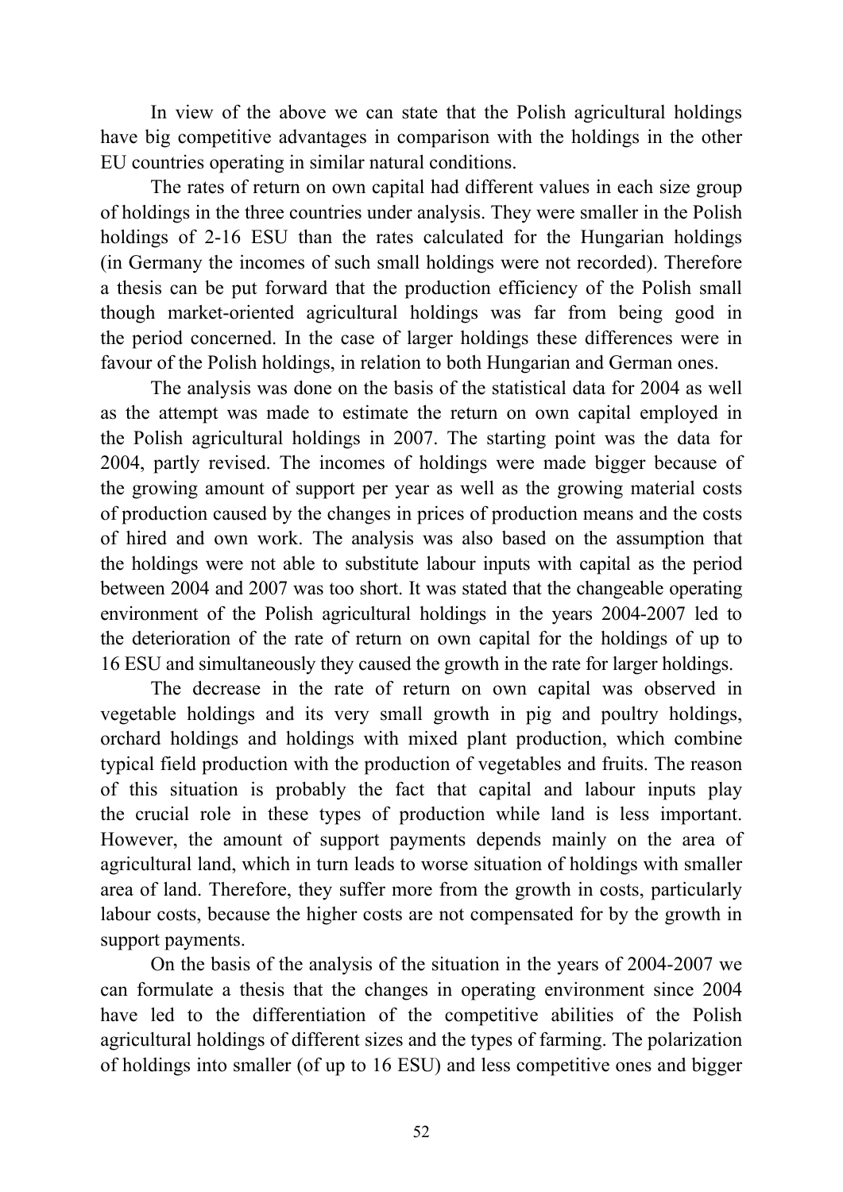In view of the above we can state that the Polish agricultural holdings have big competitive advantages in comparison with the holdings in the other EU countries operating in similar natural conditions.

The rates of return on own capital had different values in each size group of holdings in the three countries under analysis. They were smaller in the Polish holdings of 2-16 ESU than the rates calculated for the Hungarian holdings (in Germany the incomes of such small holdings were not recorded). Therefore a thesis can be put forward that the production efficiency of the Polish small though market-oriented agricultural holdings was far from being good in the period concerned. In the case of larger holdings these differences were in favour of the Polish holdings, in relation to both Hungarian and German ones.

The analysis was done on the basis of the statistical data for 2004 as well as the attempt was made to estimate the return on own capital employed in the Polish agricultural holdings in 2007. The starting point was the data for 2004, partly revised. The incomes of holdings were made bigger because of the growing amount of support per year as well as the growing material costs of production caused by the changes in prices of production means and the costs of hired and own work. The analysis was also based on the assumption that the holdings were not able to substitute labour inputs with capital as the period between 2004 and 2007 was too short. It was stated that the changeable operating environment of the Polish agricultural holdings in the years 2004-2007 led to the deterioration of the rate of return on own capital for the holdings of up to 16 ESU and simultaneously they caused the growth in the rate for larger holdings.

The decrease in the rate of return on own capital was observed in vegetable holdings and its very small growth in pig and poultry holdings, orchard holdings and holdings with mixed plant production, which combine typical field production with the production of vegetables and fruits. The reason of this situation is probably the fact that capital and labour inputs play the crucial role in these types of production while land is less important. However, the amount of support payments depends mainly on the area of agricultural land, which in turn leads to worse situation of holdings with smaller area of land. Therefore, they suffer more from the growth in costs, particularly labour costs, because the higher costs are not compensated for by the growth in support payments.

On the basis of the analysis of the situation in the years of 2004-2007 we can formulate a thesis that the changes in operating environment since 2004 have led to the differentiation of the competitive abilities of the Polish agricultural holdings of different sizes and the types of farming. The polarization of holdings into smaller (of up to 16 ESU) and less competitive ones and bigger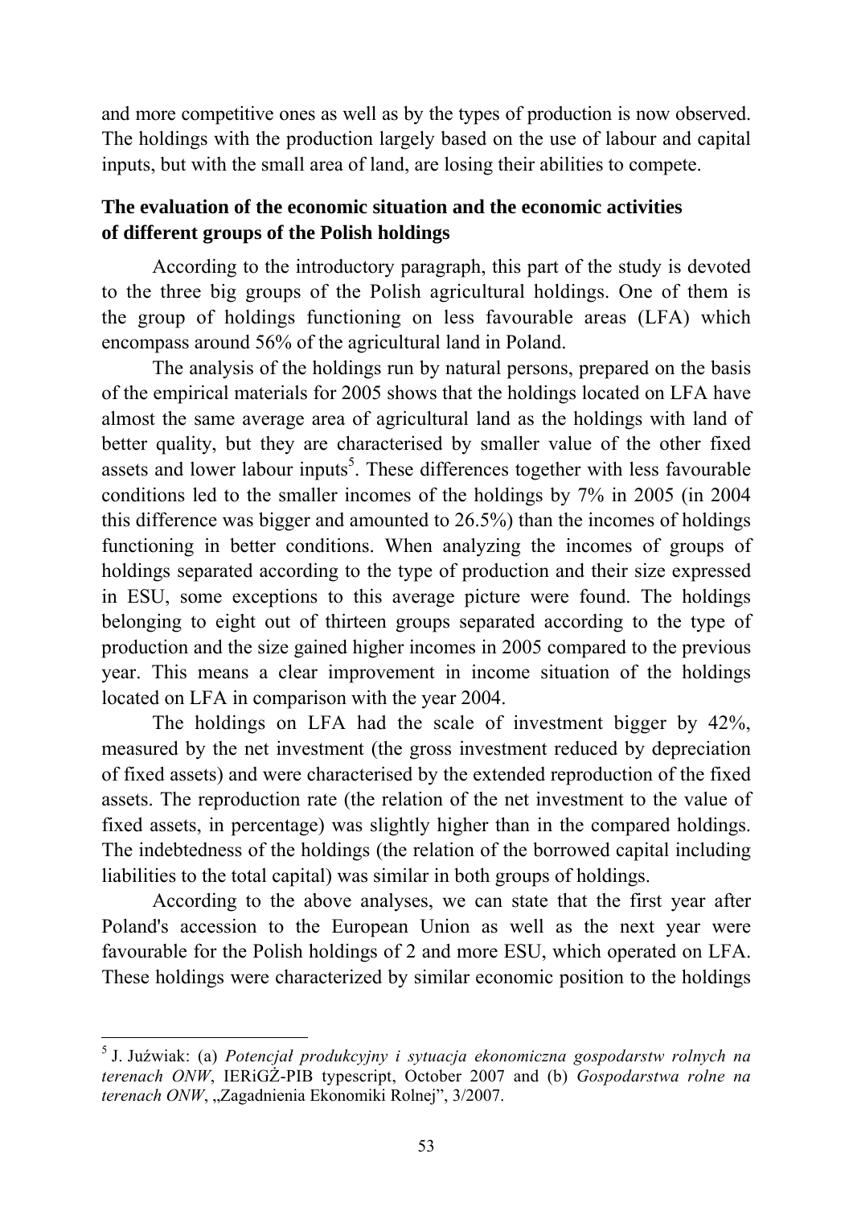and more competitive ones as well as by the types of production is now observed. The holdings with the production largely based on the use of labour and capital inputs, but with the small area of land, are losing their abilities to compete.

### The evaluation of the economic situation and the economic activities of different groups of the Polish holdings

According to the introductory paragraph, this part of the study is devoted to the three big groups of the Polish agricultural holdings. One of them is the group of holdings functioning on less favourable areas (LFA) which encompass around 56% of the agricultural land in Poland.

The analysis of the holdings run by natural persons, prepared on the basis of the empirical materials for 2005 shows that the holdings located on LFA have almost the same average area of agricultural land as the holdings with land of better quality, but they are characterised by smaller value of the other fixed assets and lower labour inputs[5]. These differences together with less favourable conditions led to the smaller incomes of the holdings by 7% in 2005 (in 2004 this difference was bigger and amounted to 26.5%) than the incomes of holdings functioning in better conditions. When analyzing the incomes of groups of holdings separated according to the type of production and their size expressed in ESU, some exceptions to this average picture were found. The holdings belonging to eight out of thirteen groups separated according to the type of production and the size gained higher incomes in 2005 compared to the previous year. This means a clear improvement in income situation of the holdings located on LFA in comparison with the year 2004.

The holdings on LFA had the scale of investment bigger by 42%, measured by the net investment (the gross investment reduced by depreciation of fixed assets) and were characterised by the extended reproduction of the fixed assets. The reproduction rate (the relation of the net investment to the value of fixed assets, in percentage) was slightly higher than in the compared holdings. The indebtedness of the holdings (the relation of the borrowed capital including liabilities to the total capital) was similar in both groups of holdings.

According to the above analyses, we can state that the first year after Poland's accession to the European Union as well as the next year were favourable for the Polish holdings of 2 and more ESU, which operated on LFA. These holdings were characterized by similar economic position to the holdings

---

[5] J. Juźwiak: (a) *Potencjał produkcyjny i sytuacja ekonomiczna gospodarstw rolnych na terenach ONW*, IERiGŻ-PIB typescript, October 2007 and (b) *Gospodarstwa rolne na terenach ONW*, „Zagadnienia Ekonomiki Rolnej", 3/2007.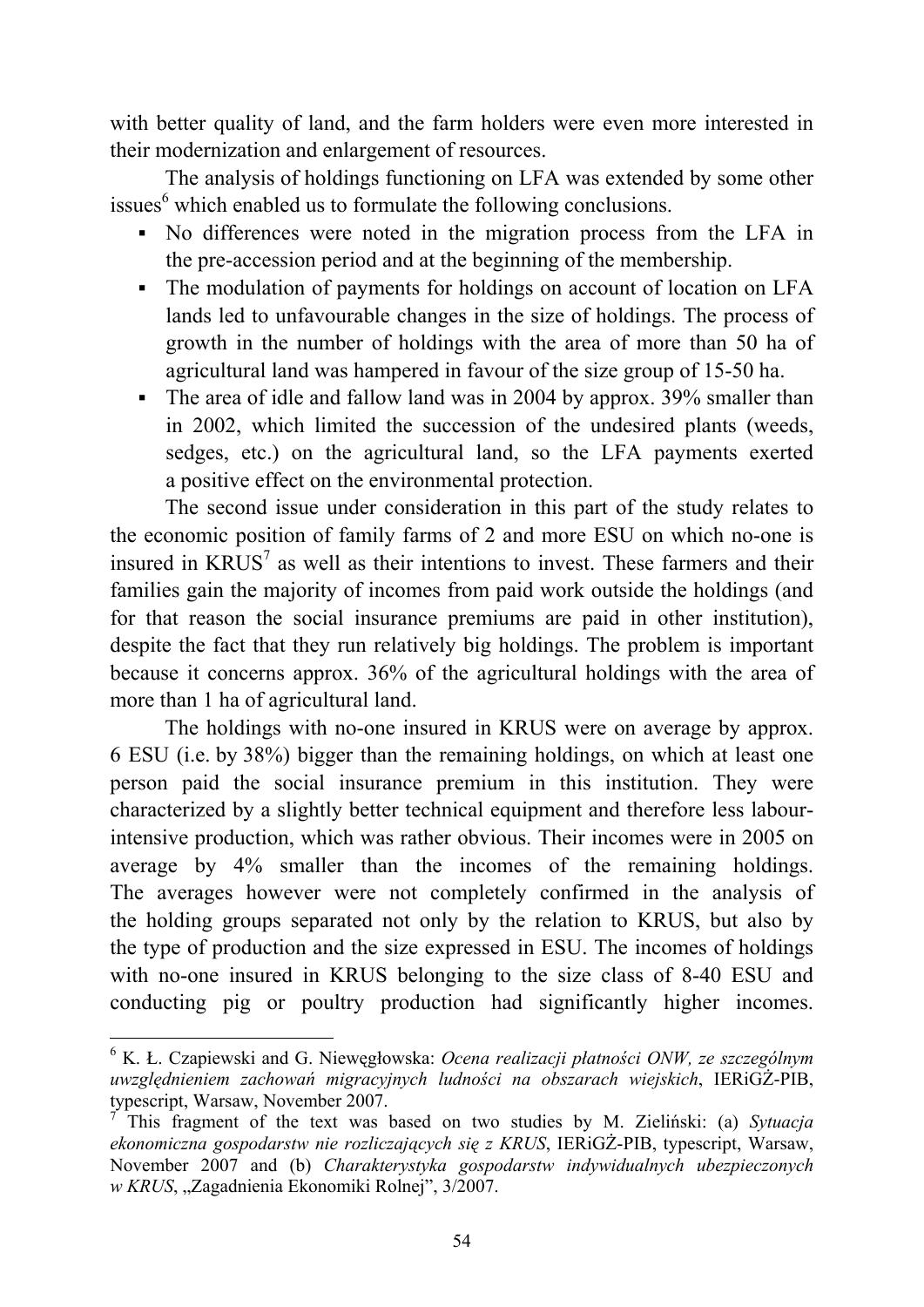with better quality of land, and the farm holders were even more interested in their modernization and enlargement of resources.

The analysis of holdings functioning on LFA was extended by some other issues[6] which enabled us to formulate the following conclusions.

- No differences were noted in the migration process from the LFA in the pre-accession period and at the beginning of the membership.
- The modulation of payments for holdings on account of location on LFA lands led to unfavourable changes in the size of holdings. The process of growth in the number of holdings with the area of more than 50 ha of agricultural land was hampered in favour of the size group of 15-50 ha.
- The area of idle and fallow land was in 2004 by approx. 39% smaller than in 2002, which limited the succession of the undesired plants (weeds, sedges, etc.) on the agricultural land, so the LFA payments exerted a positive effect on the environmental protection.

The second issue under consideration in this part of the study relates to the economic position of family farms of 2 and more ESU on which no-one is insured in KRUS[7] as well as their intentions to invest. These farmers and their families gain the majority of incomes from paid work outside the holdings (and for that reason the social insurance premiums are paid in other institution), despite the fact that they run relatively big holdings. The problem is important because it concerns approx. 36% of the agricultural holdings with the area of more than 1 ha of agricultural land.

The holdings with no-one insured in KRUS were on average by approx. 6 ESU (i.e. by 38%) bigger than the remaining holdings, on which at least one person paid the social insurance premium in this institution. They were characterized by a slightly better technical equipment and therefore less labour-intensive production, which was rather obvious. Their incomes were in 2005 on average by 4% smaller than the incomes of the remaining holdings. The averages however were not completely confirmed in the analysis of the holding groups separated not only by the relation to KRUS, but also by the type of production and the size expressed in ESU. The incomes of holdings with no-one insured in KRUS belonging to the size class of 8-40 ESU and conducting pig or poultry production had significantly higher incomes.

---

[6] K. Ł. Czapiewski and G. Niewęgłowska: *Ocena realizacji płatności ONW, ze szczególnym uwzględnieniem zachowań migracyjnych ludności na obszarach wiejskich*, IERiGŻ-PIB, typescript, Warsaw, November 2007.

[7] This fragment of the text was based on two studies by M. Zieliński: (a) *Sytuacja ekonomiczna gospodarstw nie rozliczających się z KRUS*, IERiGŻ-PIB, typescript, Warsaw, November 2007 and (b) *Charakterystyka gospodarstw indywidualnych ubezpieczonych w KRUS*, „Zagadnienia Ekonomiki Rolnej", 3/2007.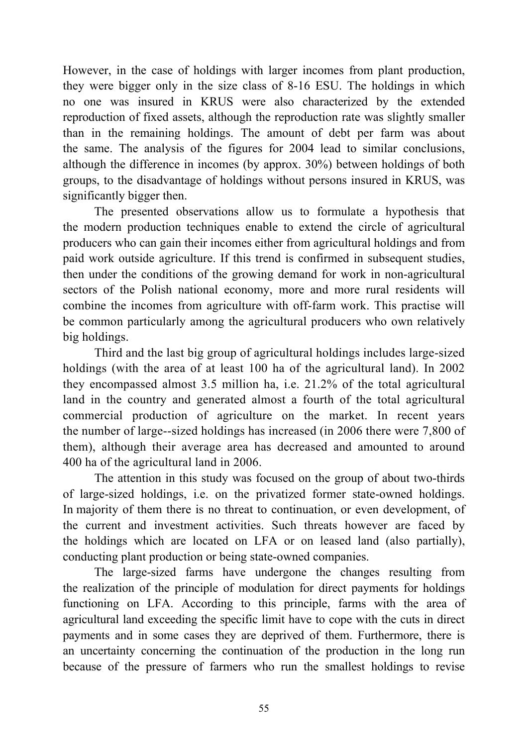However, in the case of holdings with larger incomes from plant production, they were bigger only in the size class of 8-16 ESU. The holdings in which no one was insured in KRUS were also characterized by the extended reproduction of fixed assets, although the reproduction rate was slightly smaller than in the remaining holdings. The amount of debt per farm was about the same. The analysis of the figures for 2004 lead to similar conclusions, although the difference in incomes (by approx. 30%) between holdings of both groups, to the disadvantage of holdings without persons insured in KRUS, was significantly bigger then.

The presented observations allow us to formulate a hypothesis that the modern production techniques enable to extend the circle of agricultural producers who can gain their incomes either from agricultural holdings and from paid work outside agriculture. If this trend is confirmed in subsequent studies, then under the conditions of the growing demand for work in non-agricultural sectors of the Polish national economy, more and more rural residents will combine the incomes from agriculture with off-farm work. This practise will be common particularly among the agricultural producers who own relatively big holdings.

Third and the last big group of agricultural holdings includes large-sized holdings (with the area of at least 100 ha of the agricultural land). In 2002 they encompassed almost 3.5 million ha, i.e. 21.2% of the total agricultural land in the country and generated almost a fourth of the total agricultural commercial production of agriculture on the market. In recent years the number of large--sized holdings has increased (in 2006 there were 7,800 of them), although their average area has decreased and amounted to around 400 ha of the agricultural land in 2006.

The attention in this study was focused on the group of about two-thirds of large-sized holdings, i.e. on the privatized former state-owned holdings. In majority of them there is no threat to continuation, or even development, of the current and investment activities. Such threats however are faced by the holdings which are located on LFA or on leased land (also partially), conducting plant production or being state-owned companies.

The large-sized farms have undergone the changes resulting from the realization of the principle of modulation for direct payments for holdings functioning on LFA. According to this principle, farms with the area of agricultural land exceeding the specific limit have to cope with the cuts in direct payments and in some cases they are deprived of them. Furthermore, there is an uncertainty concerning the continuation of the production in the long run because of the pressure of farmers who run the smallest holdings to revise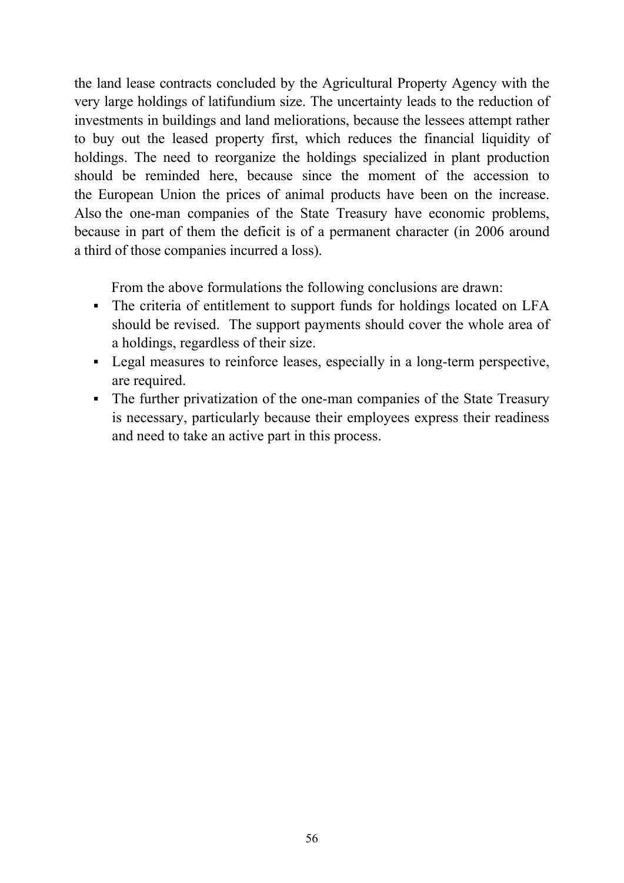the land lease contracts concluded by the Agricultural Property Agency with the very large holdings of latifundium size. The uncertainty leads to the reduction of investments in buildings and land meliorations, because the lessees attempt rather to buy out the leased property first, which reduces the financial liquidity of holdings. The need to reorganize the holdings specialized in plant production should be reminded here, because since the moment of the accession to the European Union the prices of animal products have been on the increase. Also the one-man companies of the State Treasury have economic problems, because in part of them the deficit is of a permanent character (in 2006 around a third of those companies incurred a loss).

From the above formulations the following conclusions are drawn:

- The criteria of entitlement to support funds for holdings located on LFA should be revised. The support payments should cover the whole area of a holdings, regardless of their size.
- Legal measures to reinforce leases, especially in a long-term perspective, are required.
- The further privatization of the one-man companies of the State Treasury is necessary, particularly because their employees express their readiness and need to take an active part in this process.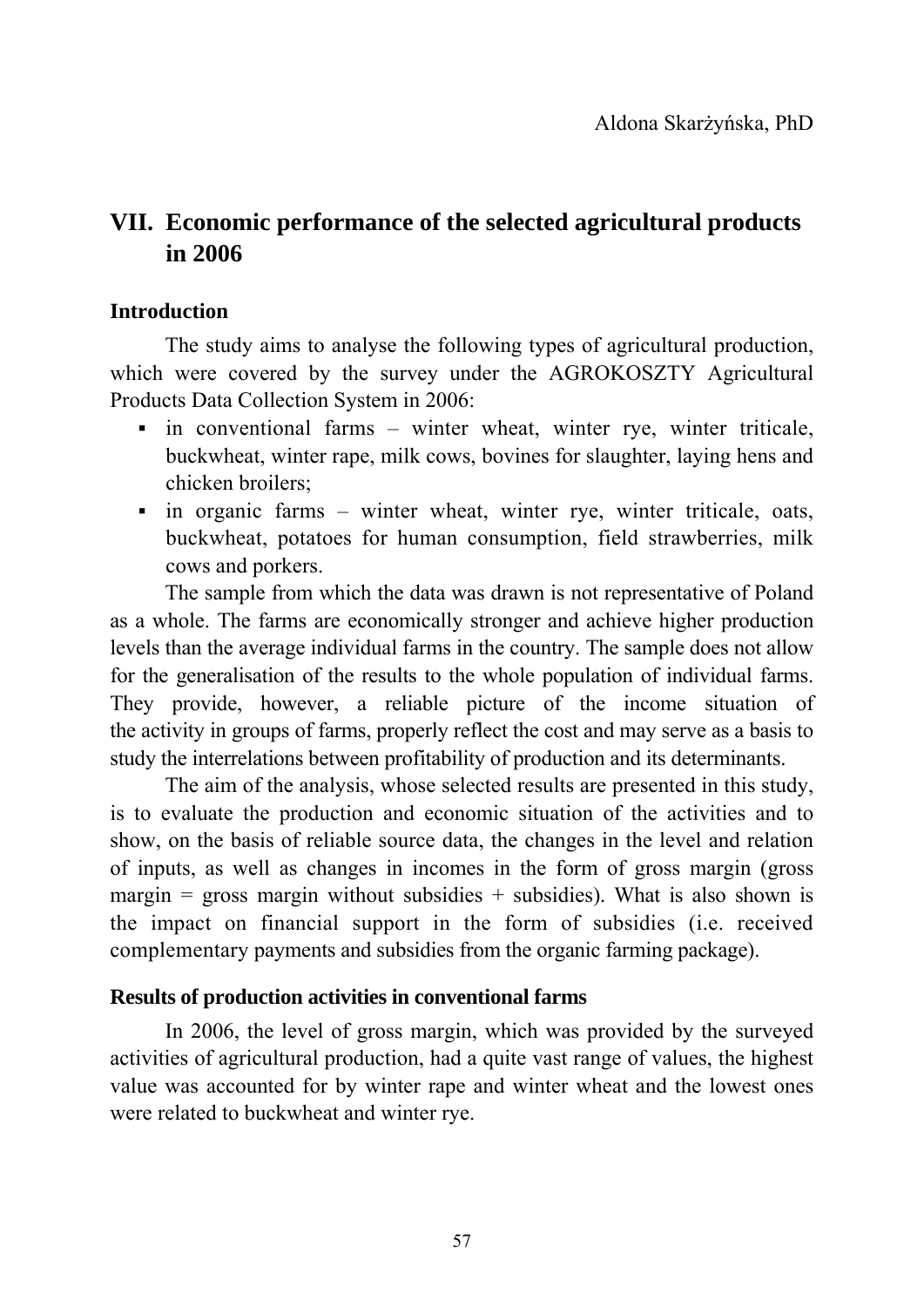Aldona Skarżyńska, PhD

# VII. Economic performance of the selected agricultural products in 2006

## Introduction

The study aims to analyse the following types of agricultural production, which were covered by the survey under the AGROKOSZTY Agricultural Products Data Collection System in 2006:

- in conventional farms – winter wheat, winter rye, winter triticale, buckwheat, winter rape, milk cows, bovines for slaughter, laying hens and chicken broilers;
- in organic farms – winter wheat, winter rye, winter triticale, oats, buckwheat, potatoes for human consumption, field strawberries, milk cows and porkers.

The sample from which the data was drawn is not representative of Poland as a whole. The farms are economically stronger and achieve higher production levels than the average individual farms in the country. The sample does not allow for the generalisation of the results to the whole population of individual farms. They provide, however, a reliable picture of the income situation of the activity in groups of farms, properly reflect the cost and may serve as a basis to study the interrelations between profitability of production and its determinants.

The aim of the analysis, whose selected results are presented in this study, is to evaluate the production and economic situation of the activities and to show, on the basis of reliable source data, the changes in the level and relation of inputs, as well as changes in incomes in the form of gross margin (gross margin = gross margin without subsidies + subsidies). What is also shown is the impact on financial support in the form of subsidies (i.e. received complementary payments and subsidies from the organic farming package).

## Results of production activities in conventional farms

In 2006, the level of gross margin, which was provided by the surveyed activities of agricultural production, had a quite vast range of values, the highest value was accounted for by winter rape and winter wheat and the lowest ones were related to buckwheat and winter rye.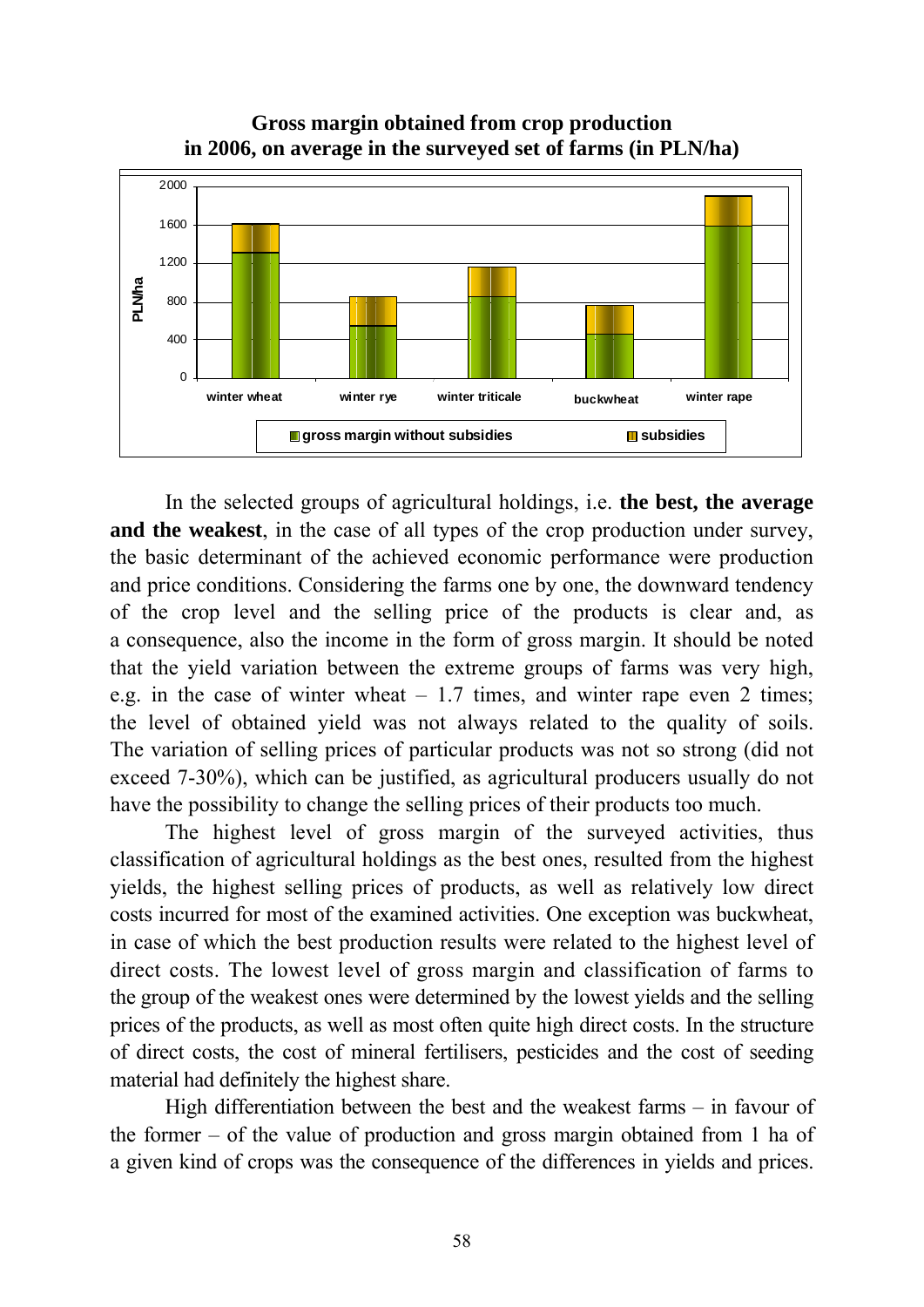**Gross margin obtained from crop production in 2006, on average in the surveyed set of farms (in PLN/ha)**

In the selected groups of agricultural holdings, i.e. **the best, the average and the weakest**, in the case of all types of the crop production under survey, the basic determinant of the achieved economic performance were production and price conditions. Considering the farms one by one, the downward tendency of the crop level and the selling price of the products is clear and, as a consequence, also the income in the form of gross margin. It should be noted that the yield variation between the extreme groups of farms was very high, e.g. in the case of winter wheat – 1.7 times, and winter rape even 2 times; the level of obtained yield was not always related to the quality of soils. The variation of selling prices of particular products was not so strong (did not exceed 7-30%), which can be justified, as agricultural producers usually do not have the possibility to change the selling prices of their products too much.

The highest level of gross margin of the surveyed activities, thus classification of agricultural holdings as the best ones, resulted from the highest yields, the highest selling prices of products, as well as relatively low direct costs incurred for most of the examined activities. One exception was buckwheat, in case of which the best production results were related to the highest level of direct costs. The lowest level of gross margin and classification of farms to the group of the weakest ones were determined by the lowest yields and the selling prices of the products, as well as most often quite high direct costs. In the structure of direct costs, the cost of mineral fertilisers, pesticides and the cost of seeding material had definitely the highest share.

High differentiation between the best and the weakest farms – in favour of the former – of the value of production and gross margin obtained from 1 ha of a given kind of crops was the consequence of the differences in yields and prices.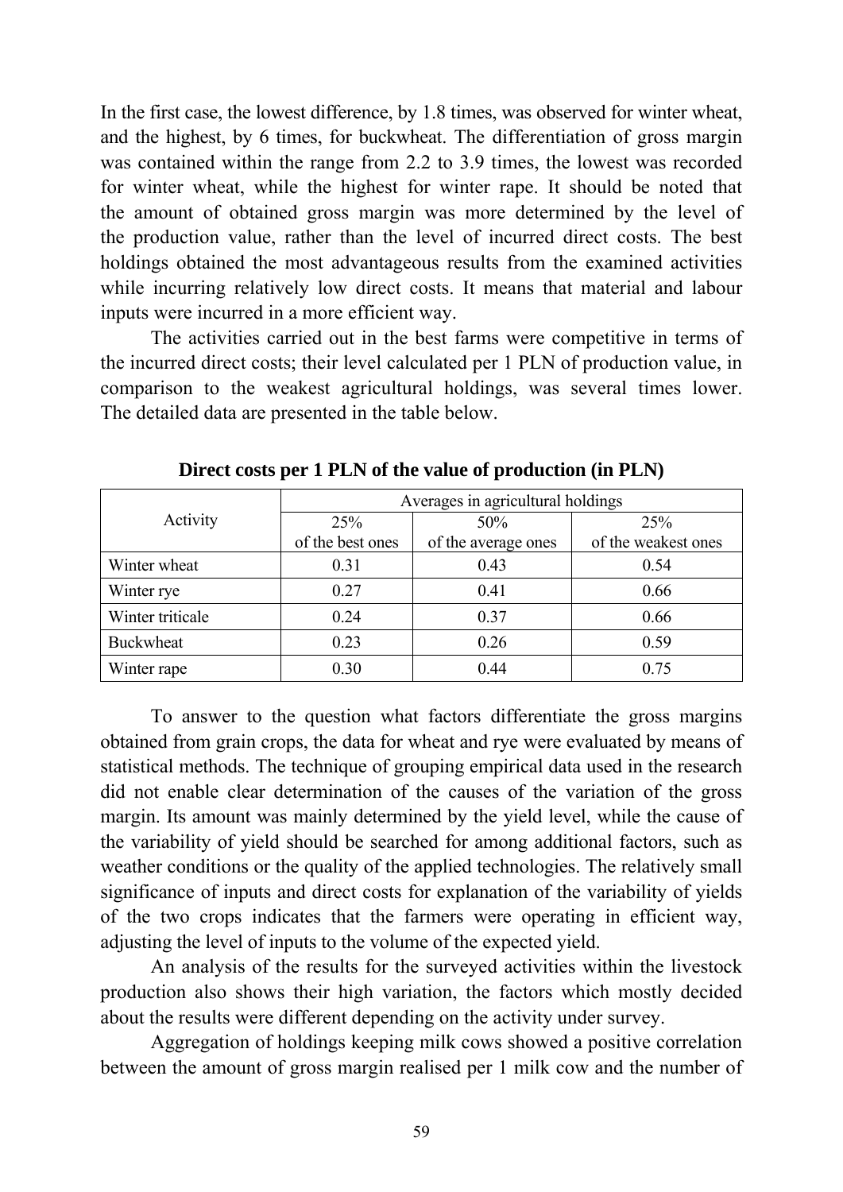In the first case, the lowest difference, by 1.8 times, was observed for winter wheat, and the highest, by 6 times, for buckwheat. The differentiation of gross margin was contained within the range from 2.2 to 3.9 times, the lowest was recorded for winter wheat, while the highest for winter rape. It should be noted that the amount of obtained gross margin was more determined by the level of the production value, rather than the level of incurred direct costs. The best holdings obtained the most advantageous results from the examined activities while incurring relatively low direct costs. It means that material and labour inputs were incurred in a more efficient way.

The activities carried out in the best farms were competitive in terms of the incurred direct costs; their level calculated per 1 PLN of production value, in comparison to the weakest agricultural holdings, was several times lower. The detailed data are presented in the table below.

**Direct costs per 1 PLN of the value of production (in PLN)**

| Activity | Averages in agricultural holdings | | |
|---|---|---|---|
| | 25% of the best ones | 50% of the average ones | 25% of the weakest ones |
| Winter wheat | 0.31 | 0.43 | 0.54 |
| Winter rye | 0.27 | 0.41 | 0.66 |
| Winter triticale | 0.24 | 0.37 | 0.66 |
| Buckwheat | 0.23 | 0.26 | 0.59 |
| Winter rape | 0.30 | 0.44 | 0.75 |

To answer to the question what factors differentiate the gross margins obtained from grain crops, the data for wheat and rye were evaluated by means of statistical methods. The technique of grouping empirical data used in the research did not enable clear determination of the causes of the variation of the gross margin. Its amount was mainly determined by the yield level, while the cause of the variability of yield should be searched for among additional factors, such as weather conditions or the quality of the applied technologies. The relatively small significance of inputs and direct costs for explanation of the variability of yields of the two crops indicates that the farmers were operating in efficient way, adjusting the level of inputs to the volume of the expected yield.

An analysis of the results for the surveyed activities within the livestock production also shows their high variation, the factors which mostly decided about the results were different depending on the activity under survey.

Aggregation of holdings keeping milk cows showed a positive correlation between the amount of gross margin realised per 1 milk cow and the number of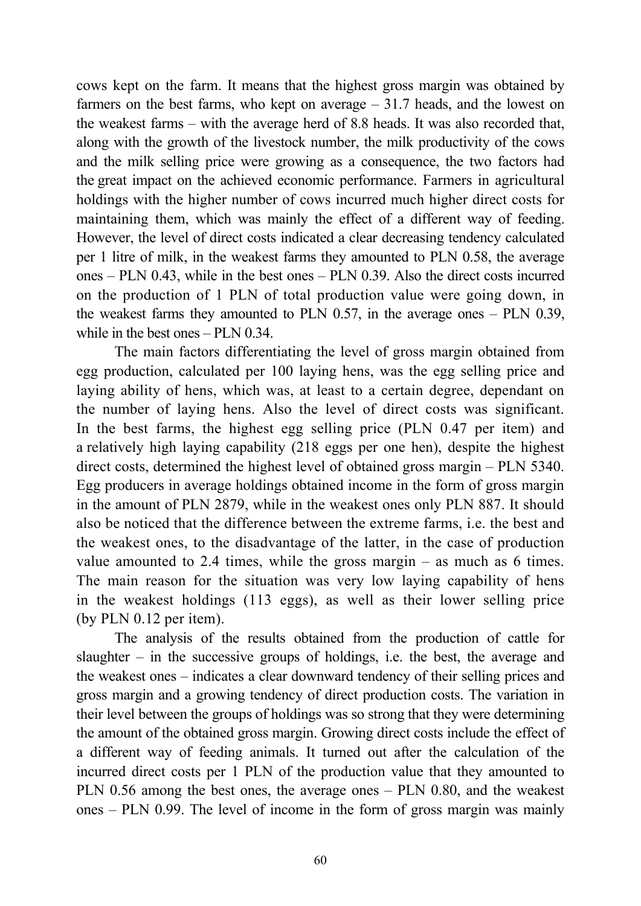cows kept on the farm. It means that the highest gross margin was obtained by farmers on the best farms, who kept on average – 31.7 heads, and the lowest on the weakest farms – with the average herd of 8.8 heads. It was also recorded that, along with the growth of the livestock number, the milk productivity of the cows and the milk selling price were growing as a consequence, the two factors had the great impact on the achieved economic performance. Farmers in agricultural holdings with the higher number of cows incurred much higher direct costs for maintaining them, which was mainly the effect of a different way of feeding. However, the level of direct costs indicated a clear decreasing tendency calculated per 1 litre of milk, in the weakest farms they amounted to PLN 0.58, the average ones – PLN 0.43, while in the best ones – PLN 0.39. Also the direct costs incurred on the production of 1 PLN of total production value were going down, in the weakest farms they amounted to PLN 0.57, in the average ones – PLN 0.39, while in the best ones – PLN 0.34.

The main factors differentiating the level of gross margin obtained from egg production, calculated per 100 laying hens, was the egg selling price and laying ability of hens, which was, at least to a certain degree, dependant on the number of laying hens. Also the level of direct costs was significant. In the best farms, the highest egg selling price (PLN 0.47 per item) and a relatively high laying capability (218 eggs per one hen), despite the highest direct costs, determined the highest level of obtained gross margin – PLN 5340. Egg producers in average holdings obtained income in the form of gross margin in the amount of PLN 2879, while in the weakest ones only PLN 887. It should also be noticed that the difference between the extreme farms, i.e. the best and the weakest ones, to the disadvantage of the latter, in the case of production value amounted to 2.4 times, while the gross margin – as much as 6 times. The main reason for the situation was very low laying capability of hens in the weakest holdings (113 eggs), as well as their lower selling price (by PLN 0.12 per item).

The analysis of the results obtained from the production of cattle for slaughter – in the successive groups of holdings, i.e. the best, the average and the weakest ones – indicates a clear downward tendency of their selling prices and gross margin and a growing tendency of direct production costs. The variation in their level between the groups of holdings was so strong that they were determining the amount of the obtained gross margin. Growing direct costs include the effect of a different way of feeding animals. It turned out after the calculation of the incurred direct costs per 1 PLN of the production value that they amounted to PLN 0.56 among the best ones, the average ones – PLN 0.80, and the weakest ones – PLN 0.99. The level of income in the form of gross margin was mainly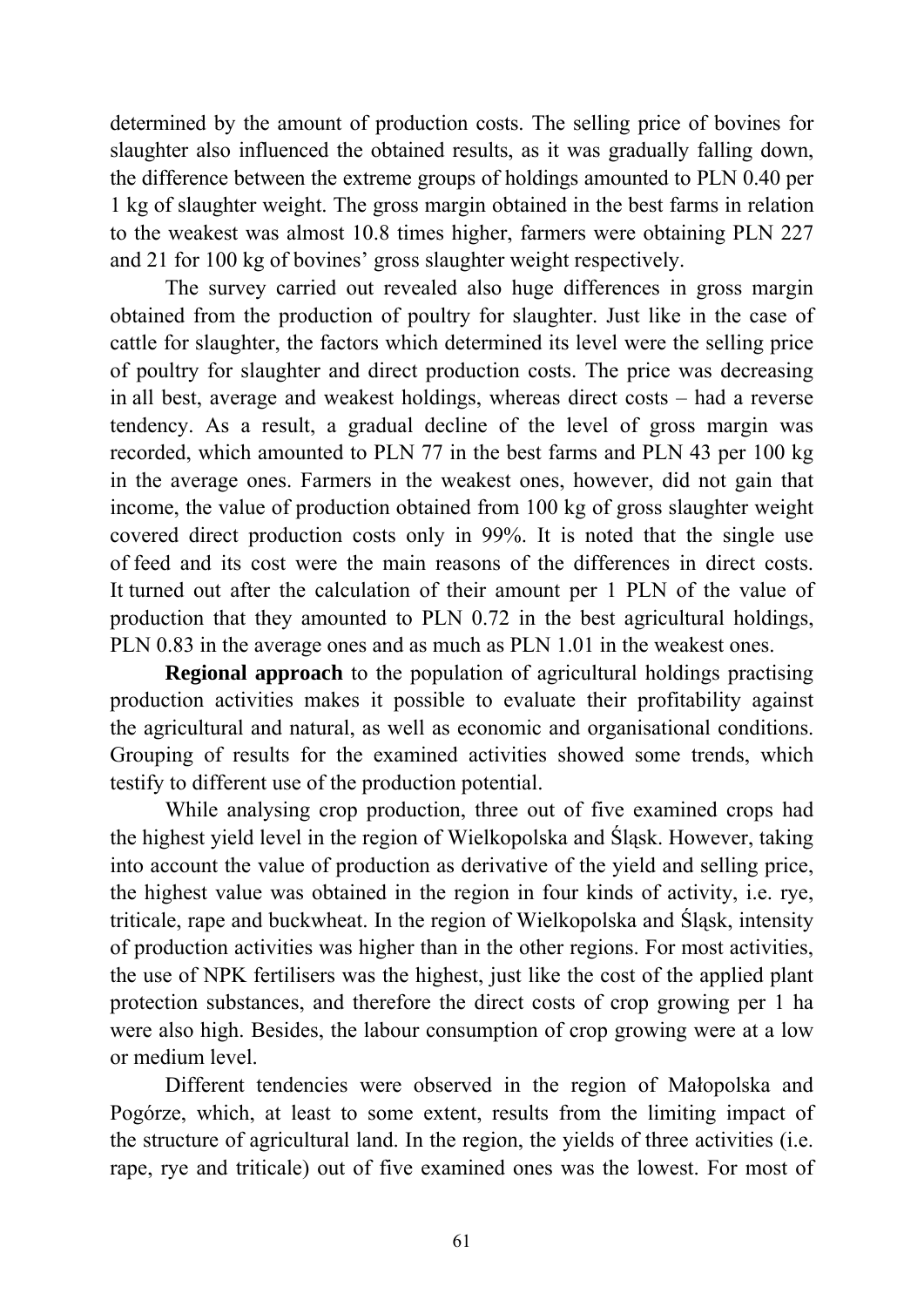determined by the amount of production costs. The selling price of bovines for slaughter also influenced the obtained results, as it was gradually falling down, the difference between the extreme groups of holdings amounted to PLN 0.40 per 1 kg of slaughter weight. The gross margin obtained in the best farms in relation to the weakest was almost 10.8 times higher, farmers were obtaining PLN 227 and 21 for 100 kg of bovines' gross slaughter weight respectively.

The survey carried out revealed also huge differences in gross margin obtained from the production of poultry for slaughter. Just like in the case of cattle for slaughter, the factors which determined its level were the selling price of poultry for slaughter and direct production costs. The price was decreasing in all best, average and weakest holdings, whereas direct costs – had a reverse tendency. As a result, a gradual decline of the level of gross margin was recorded, which amounted to PLN 77 in the best farms and PLN 43 per 100 kg in the average ones. Farmers in the weakest ones, however, did not gain that income, the value of production obtained from 100 kg of gross slaughter weight covered direct production costs only in 99%. It is noted that the single use of feed and its cost were the main reasons of the differences in direct costs. It turned out after the calculation of their amount per 1 PLN of the value of production that they amounted to PLN 0.72 in the best agricultural holdings, PLN 0.83 in the average ones and as much as PLN 1.01 in the weakest ones.

**Regional approach** to the population of agricultural holdings practising production activities makes it possible to evaluate their profitability against the agricultural and natural, as well as economic and organisational conditions. Grouping of results for the examined activities showed some trends, which testify to different use of the production potential.

While analysing crop production, three out of five examined crops had the highest yield level in the region of Wielkopolska and Śląsk. However, taking into account the value of production as derivative of the yield and selling price, the highest value was obtained in the region in four kinds of activity, i.e. rye, triticale, rape and buckwheat. In the region of Wielkopolska and Śląsk, intensity of production activities was higher than in the other regions. For most activities, the use of NPK fertilisers was the highest, just like the cost of the applied plant protection substances, and therefore the direct costs of crop growing per 1 ha were also high. Besides, the labour consumption of crop growing were at a low or medium level.

Different tendencies were observed in the region of Małopolska and Pogórze, which, at least to some extent, results from the limiting impact of the structure of agricultural land. In the region, the yields of three activities (i.e. rape, rye and triticale) out of five examined ones was the lowest. For most of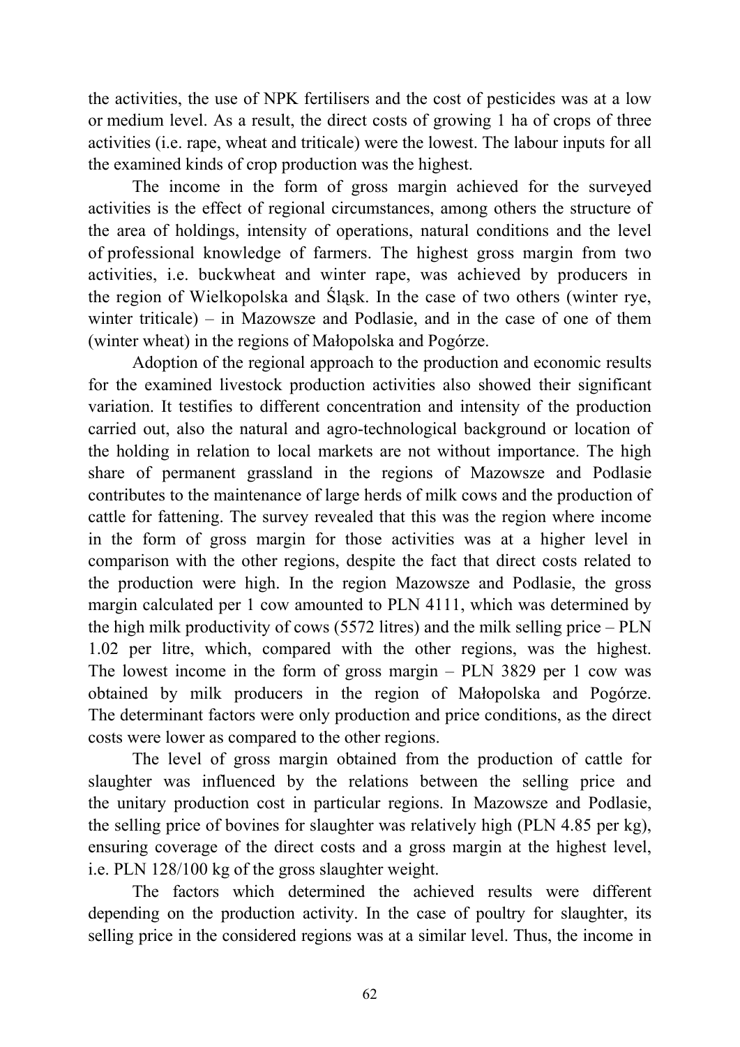the activities, the use of NPK fertilisers and the cost of pesticides was at a low or medium level. As a result, the direct costs of growing 1 ha of crops of three activities (i.e. rape, wheat and triticale) were the lowest. The labour inputs for all the examined kinds of crop production was the highest.

The income in the form of gross margin achieved for the surveyed activities is the effect of regional circumstances, among others the structure of the area of holdings, intensity of operations, natural conditions and the level of professional knowledge of farmers. The highest gross margin from two activities, i.e. buckwheat and winter rape, was achieved by producers in the region of Wielkopolska and Śląsk. In the case of two others (winter rye, winter triticale) – in Mazowsze and Podlasie, and in the case of one of them (winter wheat) in the regions of Małopolska and Pogórze.

Adoption of the regional approach to the production and economic results for the examined livestock production activities also showed their significant variation. It testifies to different concentration and intensity of the production carried out, also the natural and agro-technological background or location of the holding in relation to local markets are not without importance. The high share of permanent grassland in the regions of Mazowsze and Podlasie contributes to the maintenance of large herds of milk cows and the production of cattle for fattening. The survey revealed that this was the region where income in the form of gross margin for those activities was at a higher level in comparison with the other regions, despite the fact that direct costs related to the production were high. In the region Mazowsze and Podlasie, the gross margin calculated per 1 cow amounted to PLN 4111, which was determined by the high milk productivity of cows (5572 litres) and the milk selling price – PLN 1.02 per litre, which, compared with the other regions, was the highest. The lowest income in the form of gross margin – PLN 3829 per 1 cow was obtained by milk producers in the region of Małopolska and Pogórze. The determinant factors were only production and price conditions, as the direct costs were lower as compared to the other regions.

The level of gross margin obtained from the production of cattle for slaughter was influenced by the relations between the selling price and the unitary production cost in particular regions. In Mazowsze and Podlasie, the selling price of bovines for slaughter was relatively high (PLN 4.85 per kg), ensuring coverage of the direct costs and a gross margin at the highest level, i.e. PLN 128/100 kg of the gross slaughter weight.

The factors which determined the achieved results were different depending on the production activity. In the case of poultry for slaughter, its selling price in the considered regions was at a similar level. Thus, the income in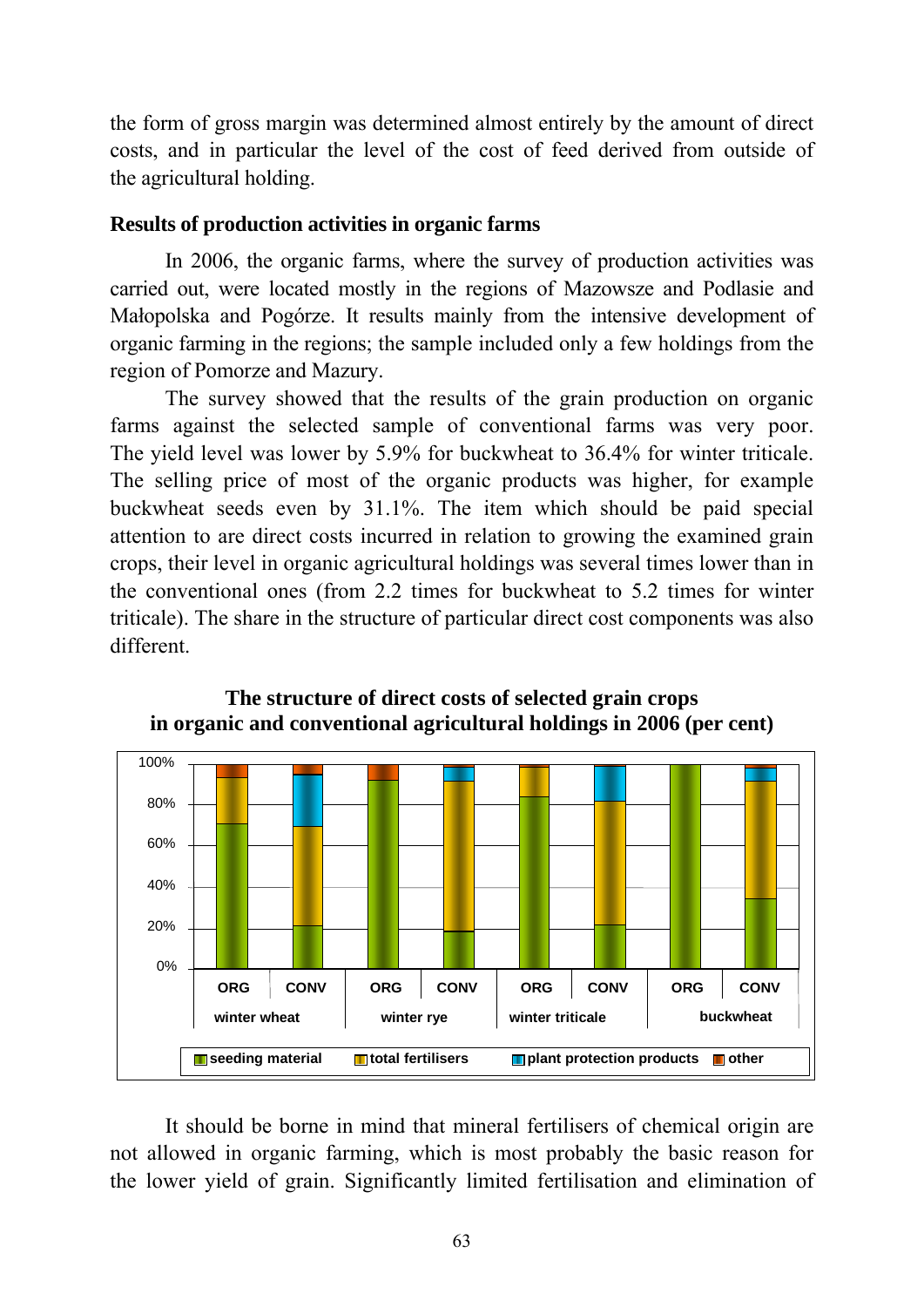the form of gross margin was determined almost entirely by the amount of direct costs, and in particular the level of the cost of feed derived from outside of the agricultural holding.

**Results of production activities in organic farms**

In 2006, the organic farms, where the survey of production activities was carried out, were located mostly in the regions of Mazowsze and Podlasie and Małopolska and Pogórze. It results mainly from the intensive development of organic farming in the regions; the sample included only a few holdings from the region of Pomorze and Mazury.

The survey showed that the results of the grain production on organic farms against the selected sample of conventional farms was very poor. The yield level was lower by 5.9% for buckwheat to 36.4% for winter triticale. The selling price of most of the organic products was higher, for example buckwheat seeds even by 31.1%. The item which should be paid special attention to are direct costs incurred in relation to growing the examined grain crops, their level in organic agricultural holdings was several times lower than in the conventional ones (from 2.2 times for buckwheat to 5.2 times for winter triticale). The share in the structure of particular direct cost components was also different.

**The structure of direct costs of selected grain crops in organic and conventional agricultural holdings in 2006 (per cent)**

It should be borne in mind that mineral fertilisers of chemical origin are not allowed in organic farming, which is most probably the basic reason for the lower yield of grain. Significantly limited fertilisation and elimination of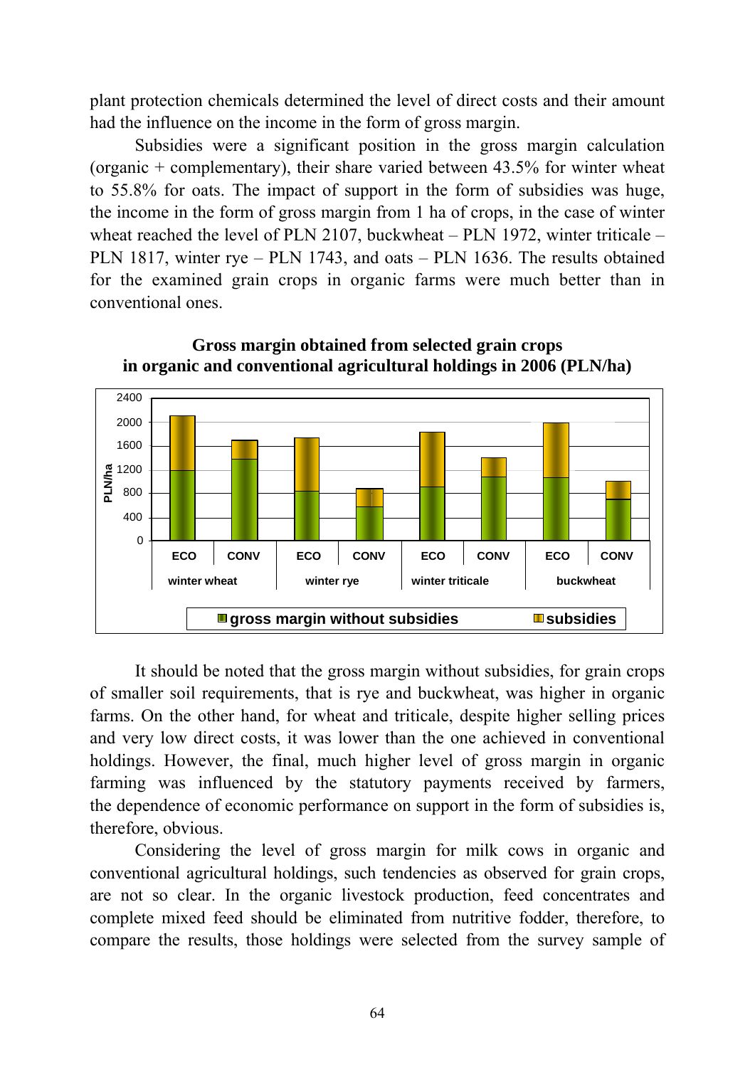plant protection chemicals determined the level of direct costs and their amount had the influence on the income in the form of gross margin.

Subsidies were a significant position in the gross margin calculation (organic + complementary), their share varied between 43.5% for winter wheat to 55.8% for oats. The impact of support in the form of subsidies was huge, the income in the form of gross margin from 1 ha of crops, in the case of winter wheat reached the level of PLN 2107, buckwheat – PLN 1972, winter triticale – PLN 1817, winter rye – PLN 1743, and oats – PLN 1636. The results obtained for the examined grain crops in organic farms were much better than in conventional ones.

**Gross margin obtained from selected grain crops in organic and conventional agricultural holdings in 2006 (PLN/ha)**

It should be noted that the gross margin without subsidies, for grain crops of smaller soil requirements, that is rye and buckwheat, was higher in organic farms. On the other hand, for wheat and triticale, despite higher selling prices and very low direct costs, it was lower than the one achieved in conventional holdings. However, the final, much higher level of gross margin in organic farming was influenced by the statutory payments received by farmers, the dependence of economic performance on support in the form of subsidies is, therefore, obvious.

Considering the level of gross margin for milk cows in organic and conventional agricultural holdings, such tendencies as observed for grain crops, are not so clear. In the organic livestock production, feed concentrates and complete mixed feed should be eliminated from nutritive fodder, therefore, to compare the results, those holdings were selected from the survey sample of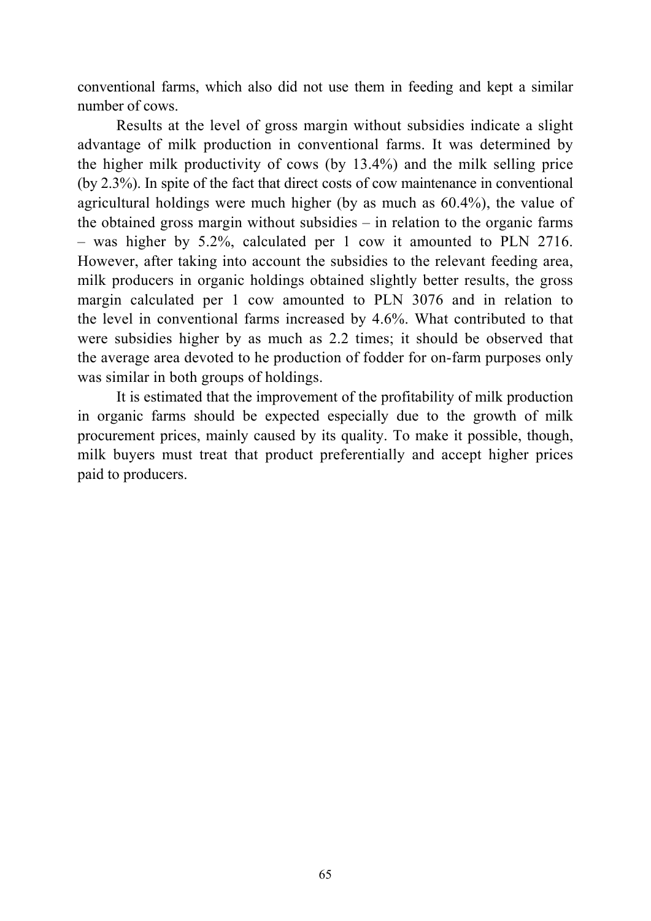conventional farms, which also did not use them in feeding and kept a similar number of cows.

Results at the level of gross margin without subsidies indicate a slight advantage of milk production in conventional farms. It was determined by the higher milk productivity of cows (by 13.4%) and the milk selling price (by 2.3%). In spite of the fact that direct costs of cow maintenance in conventional agricultural holdings were much higher (by as much as 60.4%), the value of the obtained gross margin without subsidies – in relation to the organic farms – was higher by 5.2%, calculated per 1 cow it amounted to PLN 2716. However, after taking into account the subsidies to the relevant feeding area, milk producers in organic holdings obtained slightly better results, the gross margin calculated per 1 cow amounted to PLN 3076 and in relation to the level in conventional farms increased by 4.6%. What contributed to that were subsidies higher by as much as 2.2 times; it should be observed that the average area devoted to he production of fodder for on-farm purposes only was similar in both groups of holdings.

It is estimated that the improvement of the profitability of milk production in organic farms should be expected especially due to the growth of milk procurement prices, mainly caused by its quality. To make it possible, though, milk buyers must treat that product preferentially and accept higher prices paid to producers.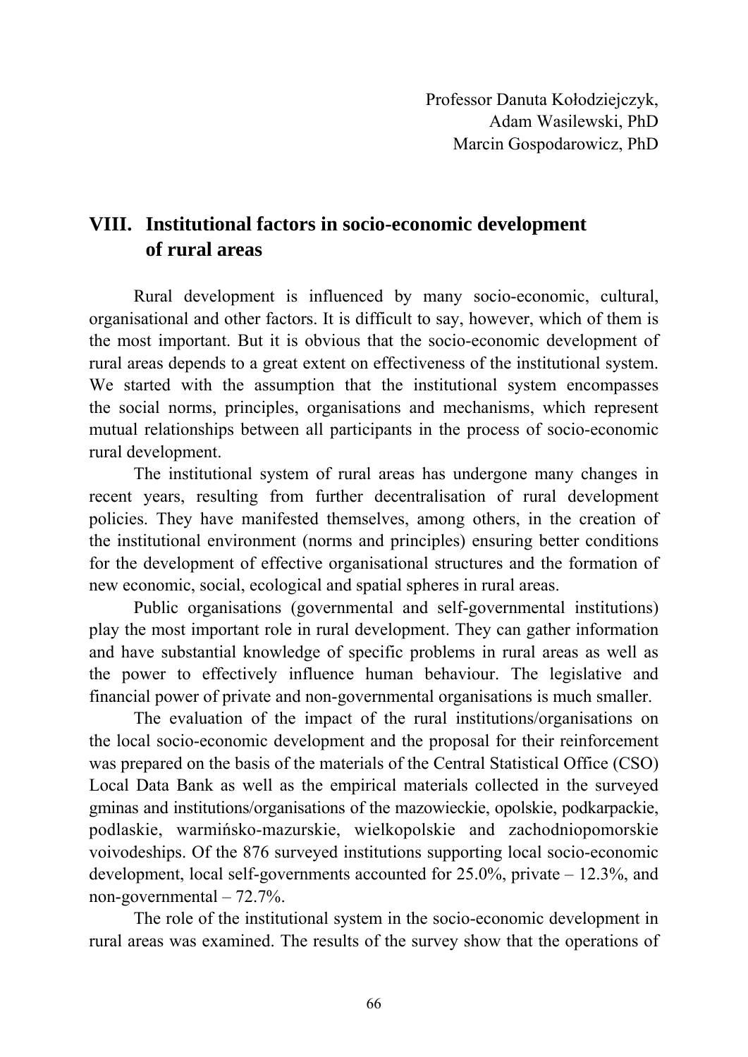Professor Danuta Kołodziejczyk,
Adam Wasilewski, PhD
Marcin Gospodarowicz, PhD

# VIII. Institutional factors in socio-economic development of rural areas

Rural development is influenced by many socio-economic, cultural, organisational and other factors. It is difficult to say, however, which of them is the most important. But it is obvious that the socio-economic development of rural areas depends to a great extent on effectiveness of the institutional system. We started with the assumption that the institutional system encompasses the social norms, principles, organisations and mechanisms, which represent mutual relationships between all participants in the process of socio-economic rural development.

The institutional system of rural areas has undergone many changes in recent years, resulting from further decentralisation of rural development policies. They have manifested themselves, among others, in the creation of the institutional environment (norms and principles) ensuring better conditions for the development of effective organisational structures and the formation of new economic, social, ecological and spatial spheres in rural areas.

Public organisations (governmental and self-governmental institutions) play the most important role in rural development. They can gather information and have substantial knowledge of specific problems in rural areas as well as the power to effectively influence human behaviour. The legislative and financial power of private and non-governmental organisations is much smaller.

The evaluation of the impact of the rural institutions/organisations on the local socio-economic development and the proposal for their reinforcement was prepared on the basis of the materials of the Central Statistical Office (CSO) Local Data Bank as well as the empirical materials collected in the surveyed gminas and institutions/organisations of the mazowieckie, opolskie, podkarpackie, podlaskie, warmińsko-mazurskie, wielkopolskie and zachodniopomorskie voivodeships. Of the 876 surveyed institutions supporting local socio-economic development, local self-governments accounted for 25.0%, private – 12.3%, and non-governmental – 72.7%.

The role of the institutional system in the socio-economic development in rural areas was examined. The results of the survey show that the operations of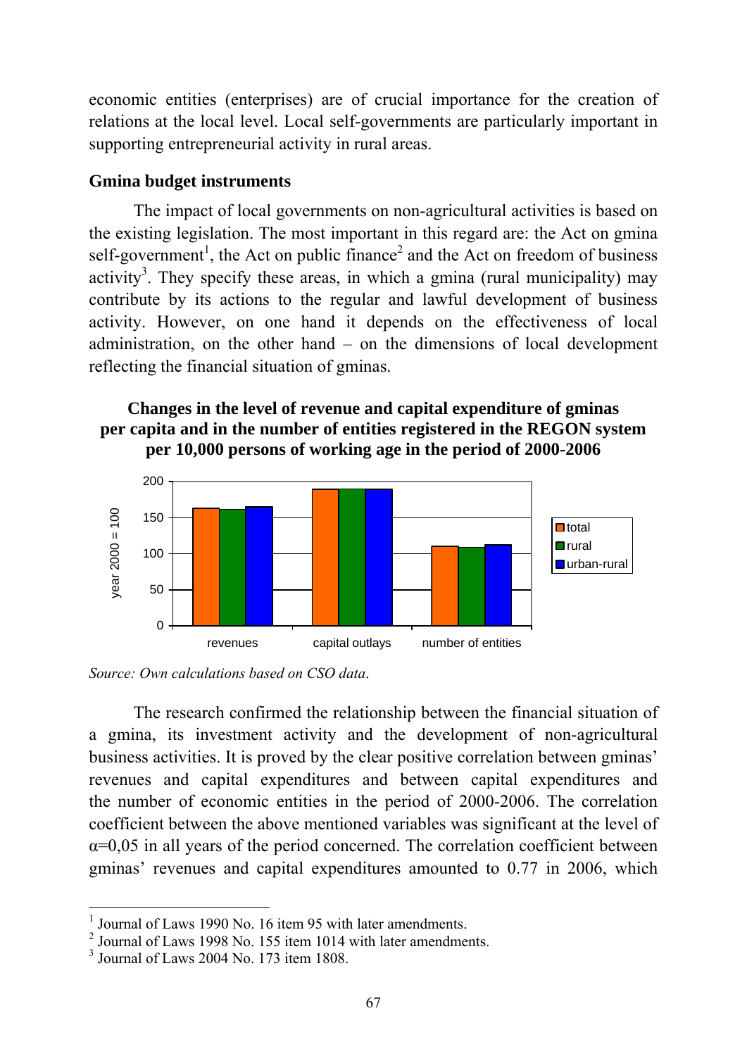economic entities (enterprises) are of crucial importance for the creation of relations at the local level. Local self-governments are particularly important in supporting entrepreneurial activity in rural areas.

### Gmina budget instruments

The impact of local governments on non-agricultural activities is based on the existing legislation. The most important in this regard are: the Act on gmina self-government[1], the Act on public finance[2] and the Act on freedom of business activity[3]. They specify these areas, in which a gmina (rural municipality) may contribute by its actions to the regular and lawful development of business activity. However, on one hand it depends on the effectiveness of local administration, on the other hand – on the dimensions of local development reflecting the financial situation of gminas.

**Changes in the level of revenue and capital expenditure of gminas per capita and in the number of entities registered in the REGON system per 10,000 persons of working age in the period of 2000-2006**

*Source: Own calculations based on CSO data*.

The research confirmed the relationship between the financial situation of a gmina, its investment activity and the development of non-agricultural business activities. It is proved by the clear positive correlation between gminas' revenues and capital expenditures and between capital expenditures and the number of economic entities in the period of 2000-2006. The correlation coefficient between the above mentioned variables was significant at the level of $\alpha$=0,05 in all years of the period concerned. The correlation coefficient between gminas' revenues and capital expenditures amounted to 0.77 in 2006, which

[1] Journal of Laws 1990 No. 16 item 95 with later amendments.
[2] Journal of Laws 1998 No. 155 item 1014 with later amendments.
[3] Journal of Laws 2004 No. 173 item 1808.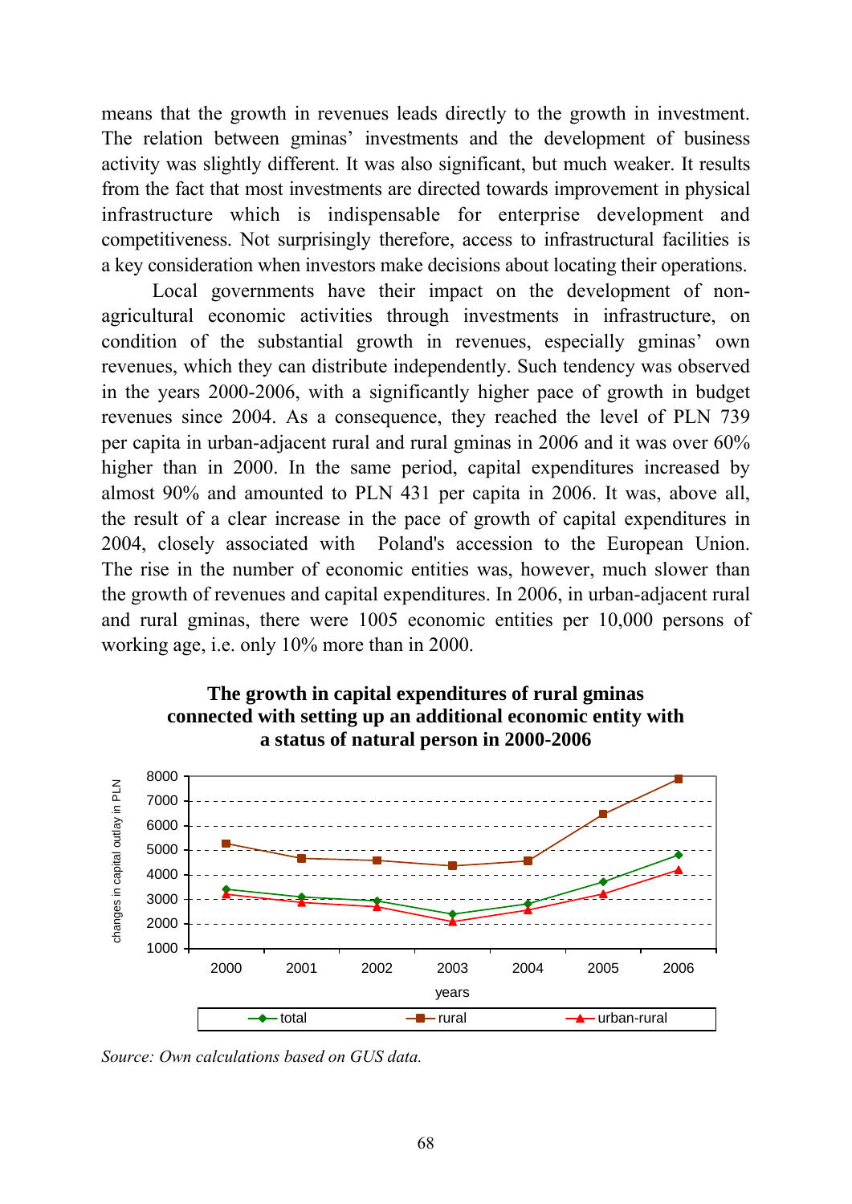means that the growth in revenues leads directly to the growth in investment. The relation between gminas' investments and the development of business activity was slightly different. It was also significant, but much weaker. It results from the fact that most investments are directed towards improvement in physical infrastructure which is indispensable for enterprise development and competitiveness. Not surprisingly therefore, access to infrastructural facilities is a key consideration when investors make decisions about locating their operations.

Local governments have their impact on the development of non-agricultural economic activities through investments in infrastructure, on condition of the substantial growth in revenues, especially gminas' own revenues, which they can distribute independently. Such tendency was observed in the years 2000-2006, with a significantly higher pace of growth in budget revenues since 2004. As a consequence, they reached the level of PLN 739 per capita in urban-adjacent rural and rural gminas in 2006 and it was over 60% higher than in 2000. In the same period, capital expenditures increased by almost 90% and amounted to PLN 431 per capita in 2006. It was, above all, the result of a clear increase in the pace of growth of capital expenditures in 2004, closely associated with Poland's accession to the European Union. The rise in the number of economic entities was, however, much slower than the growth of revenues and capital expenditures. In 2006, in urban-adjacent rural and rural gminas, there were 1005 economic entities per 10,000 persons of working age, i.e. only 10% more than in 2000.

**The growth in capital expenditures of rural gminas connected with setting up an additional economic entity with a status of natural person in 2000-2006**

*Source: Own calculations based on GUS data.*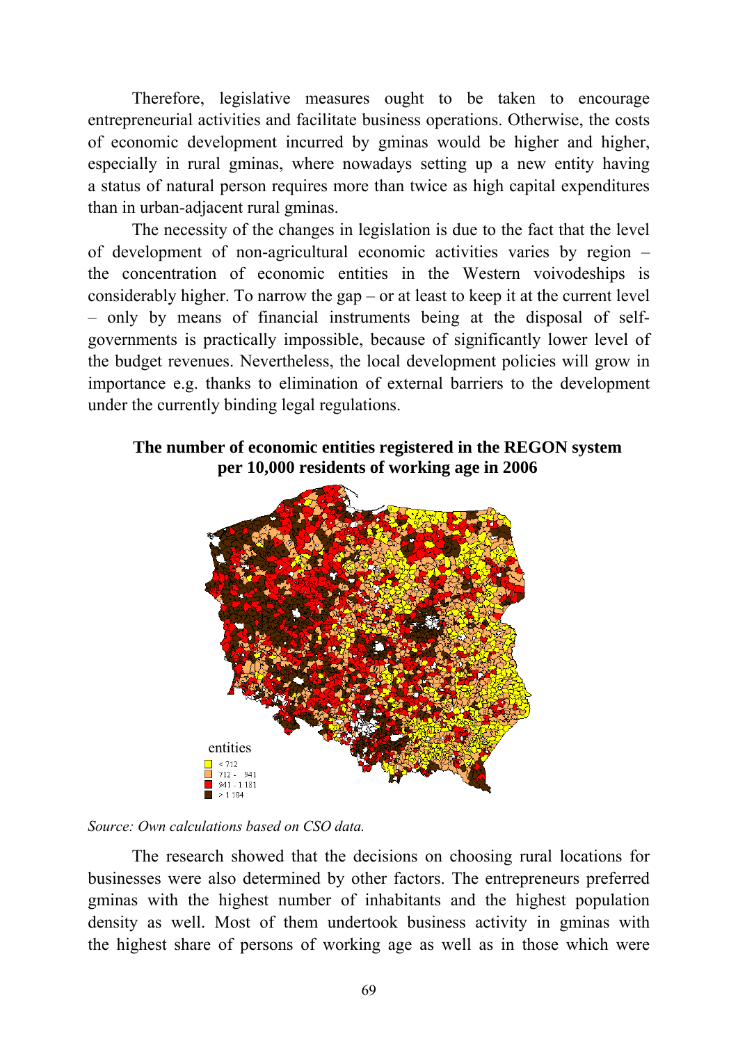Therefore, legislative measures ought to be taken to encourage entrepreneurial activities and facilitate business operations. Otherwise, the costs of economic development incurred by gminas would be higher and higher, especially in rural gminas, where nowadays setting up a new entity having a status of natural person requires more than twice as high capital expenditures than in urban-adjacent rural gminas.

The necessity of the changes in legislation is due to the fact that the level of development of non-agricultural economic activities varies by region – the concentration of economic entities in the Western voivodeships is considerably higher. To narrow the gap – or at least to keep it at the current level – only by means of financial instruments being at the disposal of self-governments is practically impossible, because of significantly lower level of the budget revenues. Nevertheless, the local development policies will grow in importance e.g. thanks to elimination of external barriers to the development under the currently binding legal regulations.

**The number of economic entities registered in the REGON system per 10,000 residents of working age in 2006**

entities
- < 712
- 712 - 941
- 941 - 1 181
- > 1 184

*Source: Own calculations based on CSO data.*

The research showed that the decisions on choosing rural locations for businesses were also determined by other factors. The entrepreneurs preferred gminas with the highest number of inhabitants and the highest population density as well. Most of them undertook business activity in gminas with the highest share of persons of working age as well as in those which were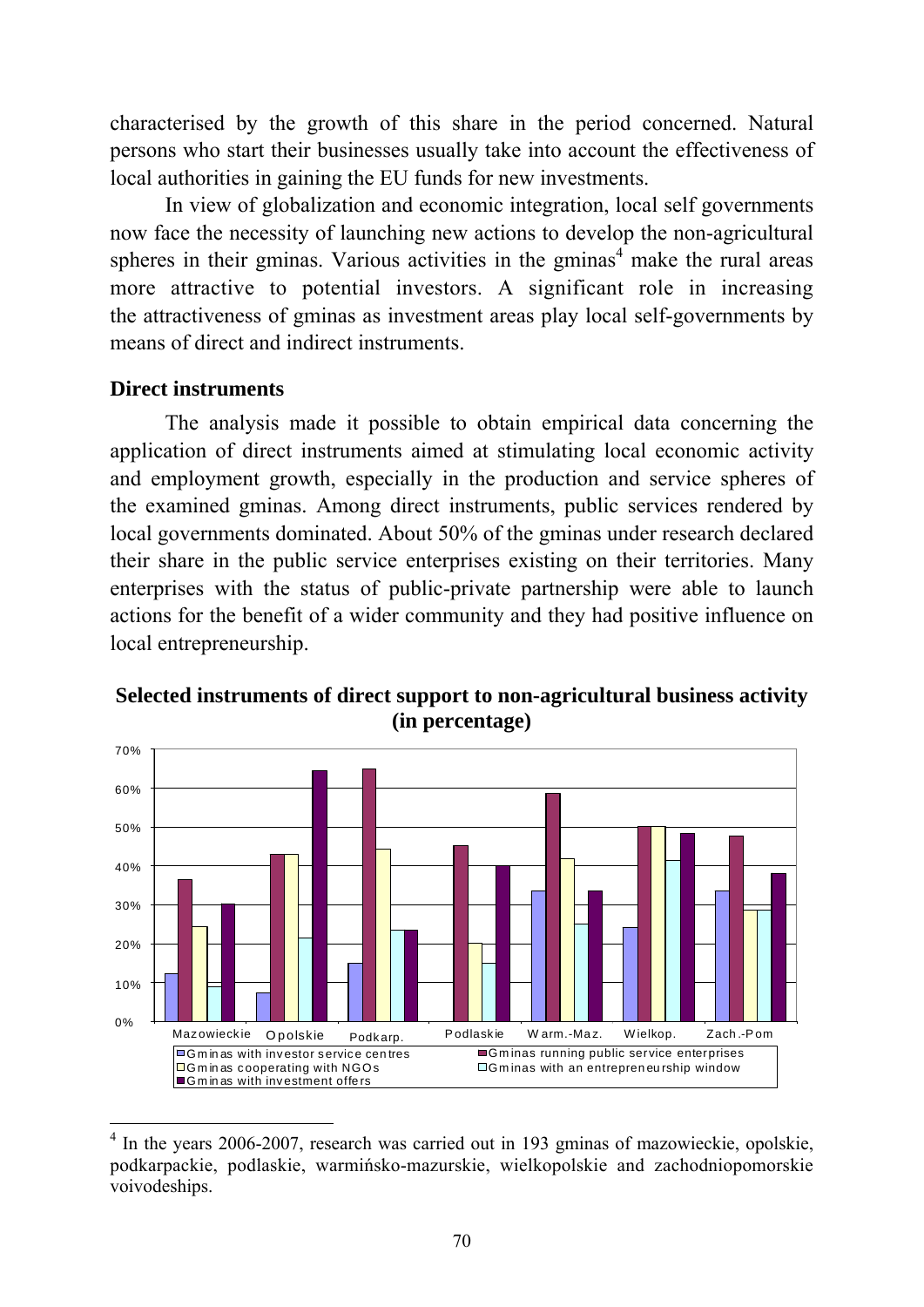characterised by the growth of this share in the period concerned. Natural persons who start their businesses usually take into account the effectiveness of local authorities in gaining the EU funds for new investments.

In view of globalization and economic integration, local self governments now face the necessity of launching new actions to develop the non-agricultural spheres in their gminas. Various activities in the gminas[4] make the rural areas more attractive to potential investors. A significant role in increasing the attractiveness of gminas as investment areas play local self-governments by means of direct and indirect instruments.

### Direct instruments

The analysis made it possible to obtain empirical data concerning the application of direct instruments aimed at stimulating local economic activity and employment growth, especially in the production and service spheres of the examined gminas. Among direct instruments, public services rendered by local governments dominated. About 50% of the gminas under research declared their share in the public service enterprises existing on their territories. Many enterprises with the status of public-private partnership were able to launch actions for the benefit of a wider community and they had positive influence on local entrepreneurship.

**Selected instruments of direct support to non-agricultural business activity (in percentage)**

| | Mazowieckie | Opolskie | Podkarp. | Podlaskie | Warm.-Maz. | Wielkop. | Zach.-Pom |
|---|---|---|---|---|---|---|---|
| Gminas with investor service centres | 12% | 7% | 15% | 0% | 33% | 24% | 33% |
| Gminas running public service enterprises | 36% | 43% | 65% | 45% | 58% | 50% | 47% |
| Gminas cooperating with NGOs | 24% | 43% | 44% | 20% | 42% | 50% | 28% |
| Gminas with an entrepreneurship window | 9% | 21% | 23% | 15% | 25% | 41% | 28% |
| Gminas with investment offers | 30% | 64% | 23% | 40% | 33% | 48% | 38% |

[4] In the years 2006-2007, research was carried out in 193 gminas of mazowieckie, opolskie, podkarpackie, podlaskie, warmińsko-mazurskie, wielkopolskie and zachodniopomorskie voivodeships.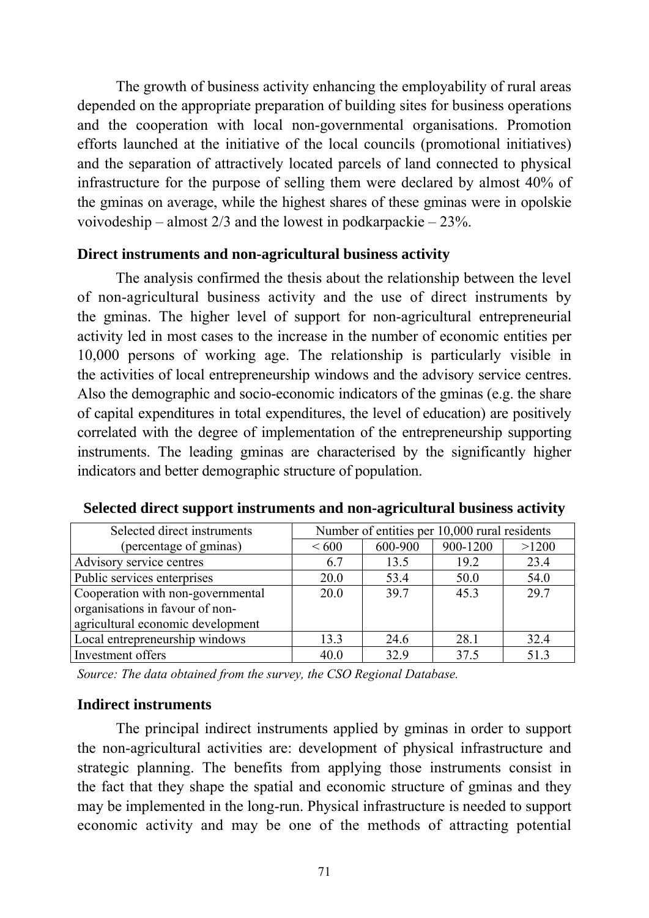The growth of business activity enhancing the employability of rural areas depended on the appropriate preparation of building sites for business operations and the cooperation with local non-governmental organisations. Promotion efforts launched at the initiative of the local councils (promotional initiatives) and the separation of attractively located parcels of land connected to physical infrastructure for the purpose of selling them were declared by almost 40% of the gminas on average, while the highest shares of these gminas were in opolskie voivodeship – almost 2/3 and the lowest in podkarpackie – 23%.

### Direct instruments and non-agricultural business activity

The analysis confirmed the thesis about the relationship between the level of non-agricultural business activity and the use of direct instruments by the gminas. The higher level of support for non-agricultural entrepreneurial activity led in most cases to the increase in the number of economic entities per 10,000 persons of working age. The relationship is particularly visible in the activities of local entrepreneurship windows and the advisory service centres. Also the demographic and socio-economic indicators of the gminas (e.g. the share of capital expenditures in total expenditures, the level of education) are positively correlated with the degree of implementation of the entrepreneurship supporting instruments. The leading gminas are characterised by the significantly higher indicators and better demographic structure of population.

**Selected direct support instruments and non-agricultural business activity**

| Selected direct instruments (percentage of gminas) | Number of entities per 10,000 rural residents | | | |
|---|---|---|---|---|
| | < 600 | 600-900 | 900-1200 | >1200 |
| Advisory service centres | 6.7 | 13.5 | 19.2 | 23.4 |
| Public services enterprises | 20.0 | 53.4 | 50.0 | 54.0 |
| Cooperation with non-governmental organisations in favour of non-agricultural economic development | 20.0 | 39.7 | 45.3 | 29.7 |
| Local entrepreneurship windows | 13.3 | 24.6 | 28.1 | 32.4 |
| Investment offers | 40.0 | 32.9 | 37.5 | 51.3 |

*Source: The data obtained from the survey, the CSO Regional Database.*

### Indirect instruments

The principal indirect instruments applied by gminas in order to support the non-agricultural activities are: development of physical infrastructure and strategic planning. The benefits from applying those instruments consist in the fact that they shape the spatial and economic structure of gminas and they may be implemented in the long-run. Physical infrastructure is needed to support economic activity and may be one of the methods of attracting potential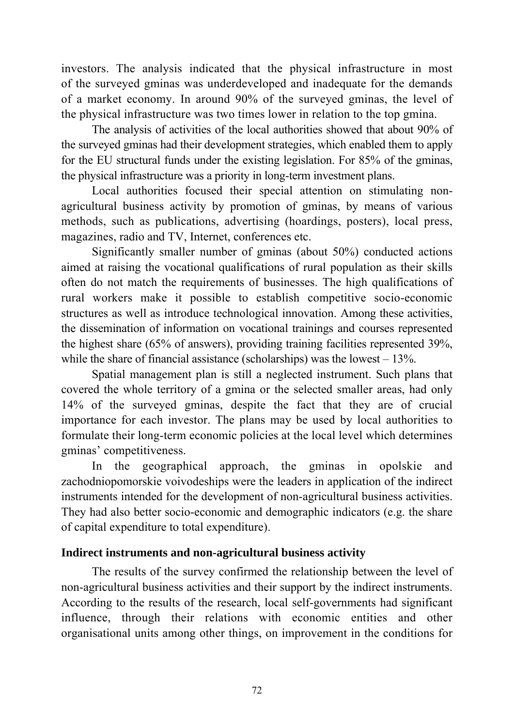investors. The analysis indicated that the physical infrastructure in most of the surveyed gminas was underdeveloped and inadequate for the demands of a market economy. In around 90% of the surveyed gminas, the level of the physical infrastructure was two times lower in relation to the top gmina.

The analysis of activities of the local authorities showed that about 90% of the surveyed gminas had their development strategies, which enabled them to apply for the EU structural funds under the existing legislation. For 85% of the gminas, the physical infrastructure was a priority in long-term investment plans.

Local authorities focused their special attention on stimulating non-agricultural business activity by promotion of gminas, by means of various methods, such as publications, advertising (hoardings, posters), local press, magazines, radio and TV, Internet, conferences etc.

Significantly smaller number of gminas (about 50%) conducted actions aimed at raising the vocational qualifications of rural population as their skills often do not match the requirements of businesses. The high qualifications of rural workers make it possible to establish competitive socio-economic structures as well as introduce technological innovation. Among these activities, the dissemination of information on vocational trainings and courses represented the highest share (65% of answers), providing training facilities represented 39%, while the share of financial assistance (scholarships) was the lowest – 13%.

Spatial management plan is still a neglected instrument. Such plans that covered the whole territory of a gmina or the selected smaller areas, had only 14% of the surveyed gminas, despite the fact that they are of crucial importance for each investor. The plans may be used by local authorities to formulate their long-term economic policies at the local level which determines gminas' competitiveness.

In the geographical approach, the gminas in opolskie and zachodniopomorskie voivodeships were the leaders in application of the indirect instruments intended for the development of non-agricultural business activities. They had also better socio-economic and demographic indicators (e.g. the share of capital expenditure to total expenditure).

## Indirect instruments and non-agricultural business activity

The results of the survey confirmed the relationship between the level of non-agricultural business activities and their support by the indirect instruments. According to the results of the research, local self-governments had significant influence, through their relations with economic entities and other organisational units among other things, on improvement in the conditions for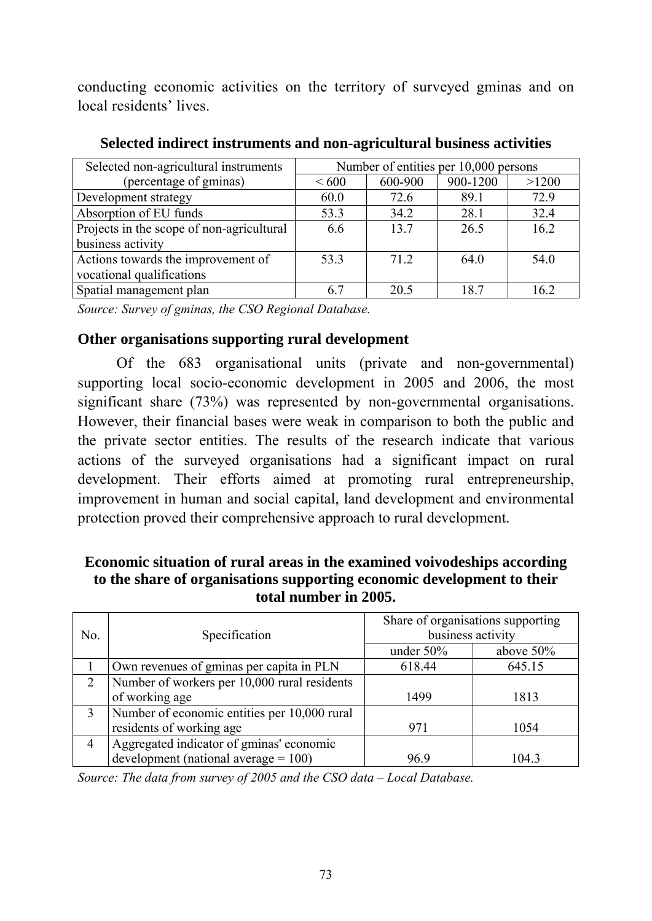conducting economic activities on the territory of surveyed gminas and on local residents' lives.

**Selected indirect instruments and non-agricultural business activities**

| Selected non-agricultural instruments (percentage of gminas) | Number of entities per 10,000 persons | | | |
|---|---|---|---|---|
| | < 600 | 600-900 | 900-1200 | >1200 |
| Development strategy | 60.0 | 72.6 | 89.1 | 72.9 |
| Absorption of EU funds | 53.3 | 34.2 | 28.1 | 32.4 |
| Projects in the scope of non-agricultural business activity | 6.6 | 13.7 | 26.5 | 16.2 |
| Actions towards the improvement of vocational qualifications | 53.3 | 71.2 | 64.0 | 54.0 |
| Spatial management plan | 6.7 | 20.5 | 18.7 | 16.2 |

*Source: Survey of gminas, the CSO Regional Database.*

### Other organisations supporting rural development

Of the 683 organisational units (private and non-governmental) supporting local socio-economic development in 2005 and 2006, the most significant share (73%) was represented by non-governmental organisations. However, their financial bases were weak in comparison to both the public and the private sector entities. The results of the research indicate that various actions of the surveyed organisations had a significant impact on rural development. Their efforts aimed at promoting rural entrepreneurship, improvement in human and social capital, land development and environmental protection proved their comprehensive approach to rural development.

**Economic situation of rural areas in the examined voivodeships according to the share of organisations supporting economic development to their total number in 2005.**

| No. | Specification | Share of organisations supporting business activity | |
|---|---|---|---|
| | | under 50% | above 50% |
| 1 | Own revenues of gminas per capita in PLN | 618.44 | 645.15 |
| 2 | Number of workers per 10,000 rural residents of working age | 1499 | 1813 |
| 3 | Number of economic entities per 10,000 rural residents of working age | 971 | 1054 |
| 4 | Aggregated indicator of gminas' economic development (national average = 100) | 96.9 | 104.3 |

*Source: The data from survey of 2005 and the CSO data – Local Database.*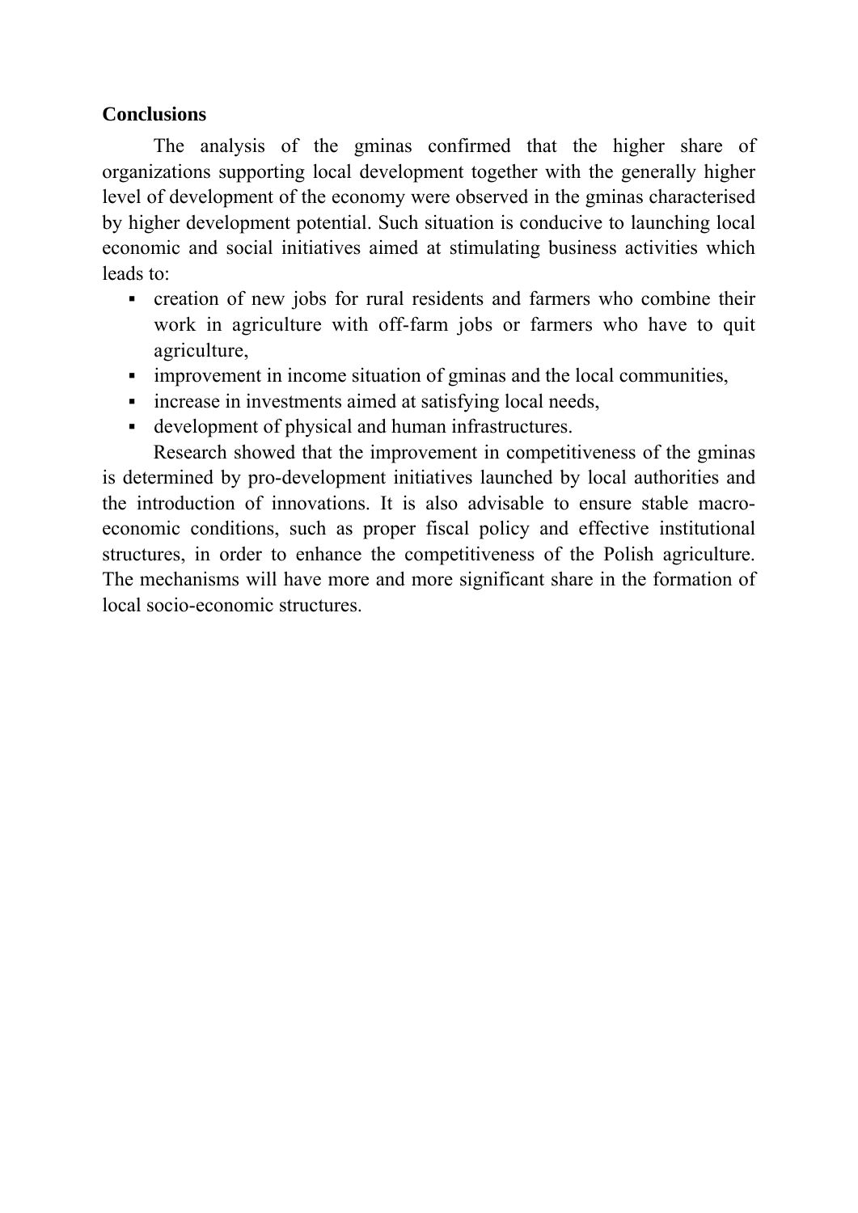**Conclusions**

The analysis of the gminas confirmed that the higher share of organizations supporting local development together with the generally higher level of development of the economy were observed in the gminas characterised by higher development potential. Such situation is conducive to launching local economic and social initiatives aimed at stimulating business activities which leads to:

- creation of new jobs for rural residents and farmers who combine their work in agriculture with off-farm jobs or farmers who have to quit agriculture,
- improvement in income situation of gminas and the local communities,
- increase in investments aimed at satisfying local needs,
- development of physical and human infrastructures.

Research showed that the improvement in competitiveness of the gminas is determined by pro-development initiatives launched by local authorities and the introduction of innovations. It is also advisable to ensure stable macro-economic conditions, such as proper fiscal policy and effective institutional structures, in order to enhance the competitiveness of the Polish agriculture. The mechanisms will have more and more significant share in the formation of local socio-economic structures.